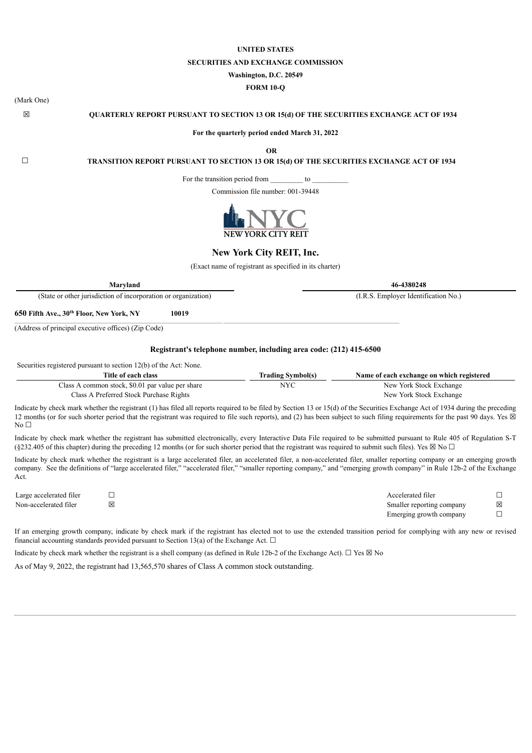**UNITED STATES**

**SECURITIES AND EXCHANGE COMMISSION**

**Washington, D.C. 20549**

**FORM 10-Q**

(Mark One)

☒ **QUARTERLY REPORT PURSUANT TO SECTION 13 OR 15(d) OF THE SECURITIES EXCHANGE ACT OF 1934**

**For the quarterly period ended March 31, 2022**

**OR**

☐ **TRANSITION REPORT PURSUANT TO SECTION 13 OR 15(d) OF THE SECURITIES EXCHANGE ACT OF 1934**

For the transition period from _________ to __________

Commission file number: 001-39448

# New York City REIT, Inc.

(Exact name of registrant as specified in its charter)

| **Maryland** | **46-4380248** |
|---|---|
| (State or other jurisdiction of incorporation or organization) | (I.R.S. Employer Identification No.) |

**650 Fifth Ave., 30th Floor, New York, NY** **10019**

(Address of principal executive offices) (Zip Code)

**Registrant's telephone number, including area code: (212) 415-6500**

Securities registered pursuant to section 12(b) of the Act: None.

| Title of each class | Trading Symbol(s) | Name of each exchange on which registered |
|---|---|---|
| Class A common stock, $0.01 par value per share | NYC | New York Stock Exchange |
| Class A Preferred Stock Purchase Rights | | New York Stock Exchange |

Indicate by check mark whether the registrant (1) has filed all reports required to be filed by Section 13 or 15(d) of the Securities Exchange Act of 1934 during the preceding 12 months (or for such shorter period that the registrant was required to file such reports), and (2) has been subject to such filing requirements for the past 90 days. Yes ☒ No ☐

Indicate by check mark whether the registrant has submitted electronically, every Interactive Data File required to be submitted pursuant to Rule 405 of Regulation S-T (§232.405 of this chapter) during the preceding 12 months (or for such shorter period that the registrant was required to submit such files). Yes ☒ No ☐

Indicate by check mark whether the registrant is a large accelerated filer, an accelerated filer, a non-accelerated filer, smaller reporting company or an emerging growth company. See the definitions of "large accelerated filer," "accelerated filer," "smaller reporting company," and "emerging growth company" in Rule 12b-2 of the Exchange Act.

| | | | |
|---|---|---|---|
| Large accelerated filer | ☐ | Accelerated filer | ☐ |
| Non-accelerated filer | ☒ | Smaller reporting company | ☒ |
| | | Emerging growth company | ☐ |

If an emerging growth company, indicate by check mark if the registrant has elected not to use the extended transition period for complying with any new or revised financial accounting standards provided pursuant to Section 13(a) of the Exchange Act. ☐

Indicate by check mark whether the registrant is a shell company (as defined in Rule 12b-2 of the Exchange Act). ☐ Yes ☒ No

As of May 9, 2022, the registrant had 13,565,570 shares of Class A common stock outstanding.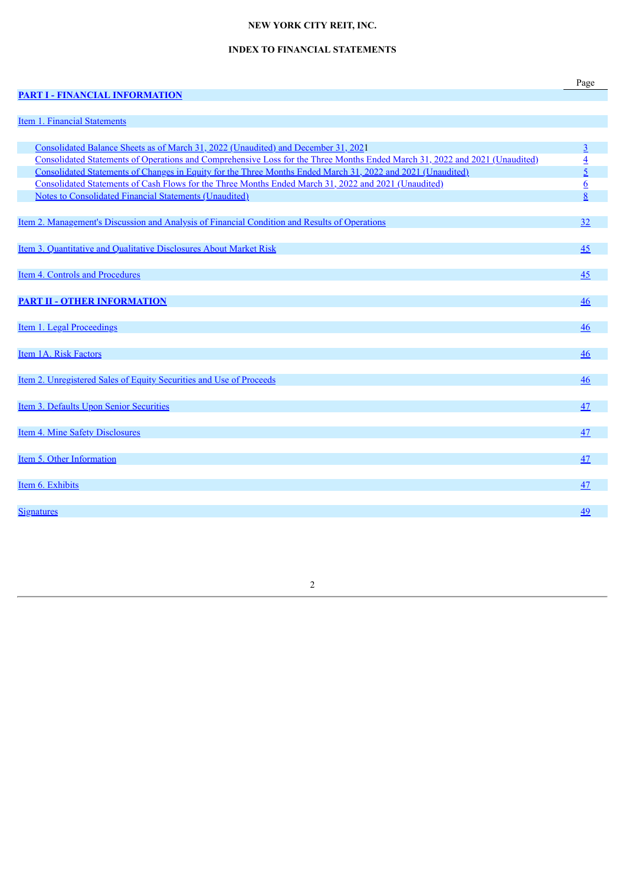**NEW YORK CITY REIT, INC.**

**INDEX TO FINANCIAL STATEMENTS**

| | Page |
|---|---|
| **PART I - FINANCIAL INFORMATION** | |
| Item 1. Financial Statements | |
| Consolidated Balance Sheets as of March 31, 2022 (Unaudited) and December 31, 2021 | 3 |
| Consolidated Statements of Operations and Comprehensive Loss for the Three Months Ended March 31, 2022 and 2021 (Unaudited) | 4 |
| Consolidated Statements of Changes in Equity for the Three Months Ended March 31, 2022 and 2021 (Unaudited) | 5 |
| Consolidated Statements of Cash Flows for the Three Months Ended March 31, 2022 and 2021 (Unaudited) | 6 |
| Notes to Consolidated Financial Statements (Unaudited) | 8 |
| Item 2. Management's Discussion and Analysis of Financial Condition and Results of Operations | 32 |
| Item 3. Quantitative and Qualitative Disclosures About Market Risk | 45 |
| Item 4. Controls and Procedures | 45 |
| **PART II - OTHER INFORMATION** | 46 |
| Item 1. Legal Proceedings | 46 |
| Item 1A. Risk Factors | 46 |
| Item 2. Unregistered Sales of Equity Securities and Use of Proceeds | 46 |
| Item 3. Defaults Upon Senior Securities | 47 |
| Item 4. Mine Safety Disclosures | 47 |
| Item 5. Other Information | 47 |
| Item 6. Exhibits | 47 |
| Signatures | 49 |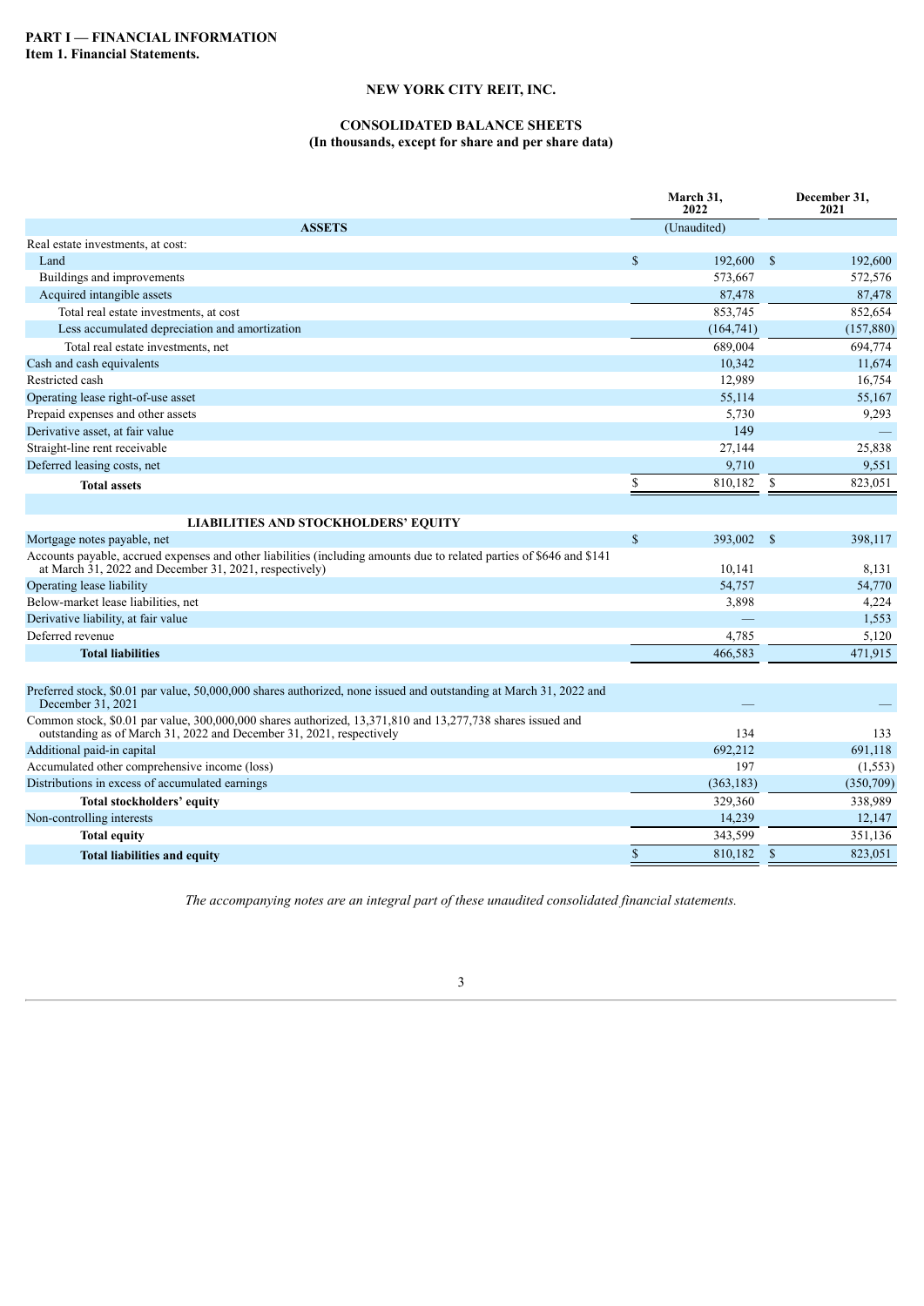**PART I — FINANCIAL INFORMATION**
**Item 1. Financial Statements.**

# NEW YORK CITY REIT, INC.

## CONSOLIDATED BALANCE SHEETS
### (In thousands, except for share and per share data)

| | March 31, 2022 | December 31, 2021 |
|---|---|---|
| **ASSETS** | (Unaudited) | |
| Real estate investments, at cost: | | |
| Land | $ 192,600 | $ 192,600 |
| Buildings and improvements | 573,667 | 572,576 |
| Acquired intangible assets | 87,478 | 87,478 |
| Total real estate investments, at cost | 853,745 | 852,654 |
| Less accumulated depreciation and amortization | (164,741) | (157,880) |
| Total real estate investments, net | 689,004 | 694,774 |
| Cash and cash equivalents | 10,342 | 11,674 |
| Restricted cash | 12,989 | 16,754 |
| Operating lease right-of-use asset | 55,114 | 55,167 |
| Prepaid expenses and other assets | 5,730 | 9,293 |
| Derivative asset, at fair value | 149 | — |
| Straight-line rent receivable | 27,144 | 25,838 |
| Deferred leasing costs, net | 9,710 | 9,551 |
| **Total assets** | $ 810,182 | $ 823,051 |
| | | |
| **LIABILITIES AND STOCKHOLDERS' EQUITY** | | |
| Mortgage notes payable, net | $ 393,002 | $ 398,117 |
| Accounts payable, accrued expenses and other liabilities (including amounts due to related parties of $646 and $141 at March 31, 2022 and December 31, 2021, respectively) | 10,141 | 8,131 |
| Operating lease liability | 54,757 | 54,770 |
| Below-market lease liabilities, net | 3,898 | 4,224 |
| Derivative liability, at fair value | — | 1,553 |
| Deferred revenue | 4,785 | 5,120 |
| **Total liabilities** | 466,583 | 471,915 |
| | | |
| Preferred stock, $0.01 par value, 50,000,000 shares authorized, none issued and outstanding at March 31, 2022 and December 31, 2021 | — | — |
| Common stock, $0.01 par value, 300,000,000 shares authorized, 13,371,810 and 13,277,738 shares issued and outstanding as of March 31, 2022 and December 31, 2021, respectively | 134 | 133 |
| Additional paid-in capital | 692,212 | 691,118 |
| Accumulated other comprehensive income (loss) | 197 | (1,553) |
| Distributions in excess of accumulated earnings | (363,183) | (350,709) |
| **Total stockholders' equity** | 329,360 | 338,989 |
| Non-controlling interests | 14,239 | 12,147 |
| **Total equity** | 343,599 | 351,136 |
| **Total liabilities and equity** | $ 810,182 | $ 823,051 |

*The accompanying notes are an integral part of these unaudited consolidated financial statements.*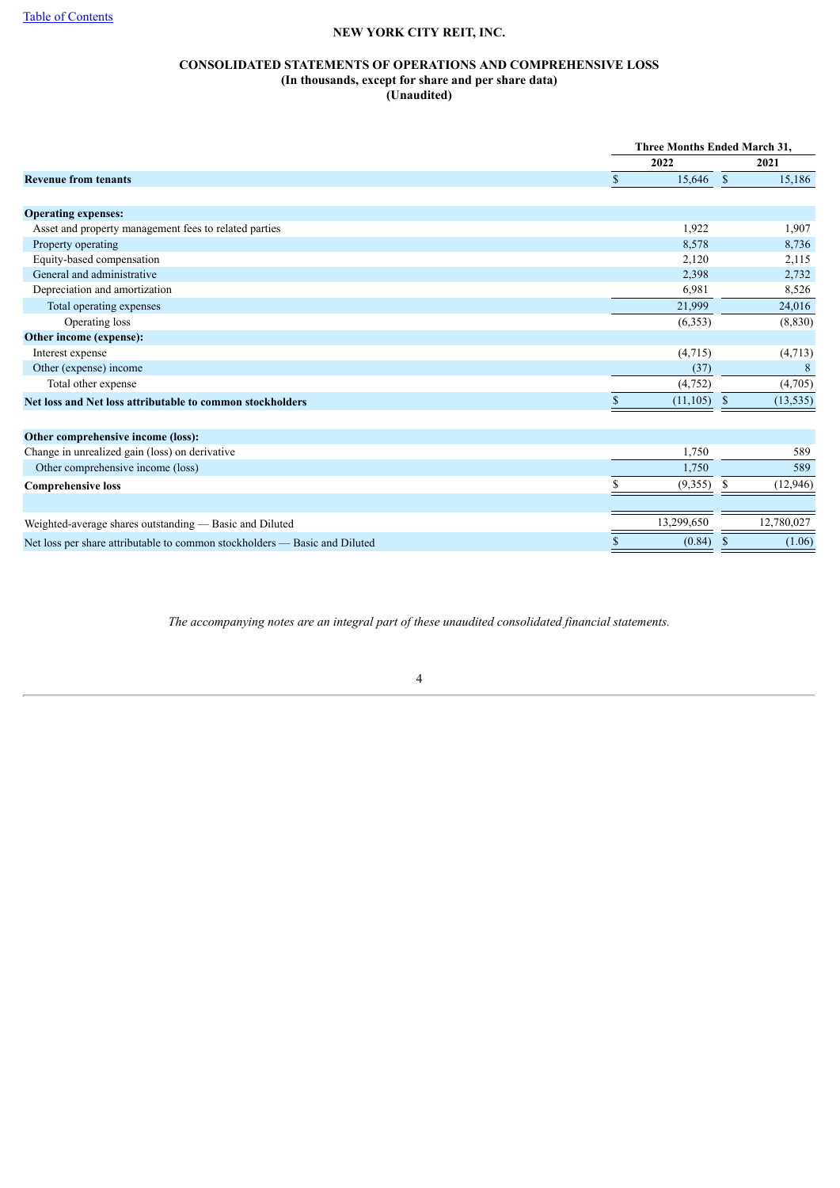[Table of Contents](#)

# NEW YORK CITY REIT, INC.

## CONSOLIDATED STATEMENTS OF OPERATIONS AND COMPREHENSIVE LOSS
### (In thousands, except for share and per share data)
### (Unaudited)

| | Three Months Ended March 31, | |
|---|---|---|
| | 2022 | 2021 |
| **Revenue from tenants** | $ 15,646 | $ 15,186 |
| | | |
| **Operating expenses:** | | |
| Asset and property management fees to related parties | 1,922 | 1,907 |
| Property operating | 8,578 | 8,736 |
| Equity-based compensation | 2,120 | 2,115 |
| General and administrative | 2,398 | 2,732 |
| Depreciation and amortization | 6,981 | 8,526 |
| Total operating expenses | 21,999 | 24,016 |
| Operating loss | (6,353) | (8,830) |
| **Other income (expense):** | | |
| Interest expense | (4,715) | (4,713) |
| Other (expense) income | (37) | 8 |
| Total other expense | (4,752) | (4,705) |
| **Net loss and Net loss attributable to common stockholders** | $ (11,105) | $ (13,535) |
| | | |
| **Other comprehensive income (loss):** | | |
| Change in unrealized gain (loss) on derivative | 1,750 | 589 |
| Other comprehensive income (loss) | 1,750 | 589 |
| **Comprehensive loss** | $ (9,355) | $ (12,946) |
| | | |
| Weighted-average shares outstanding — Basic and Diluted | 13,299,650 | 12,780,027 |
| Net loss per share attributable to common stockholders — Basic and Diluted | $ (0.84) | $ (1.06) |

*The accompanying notes are an integral part of these unaudited consolidated financial statements.*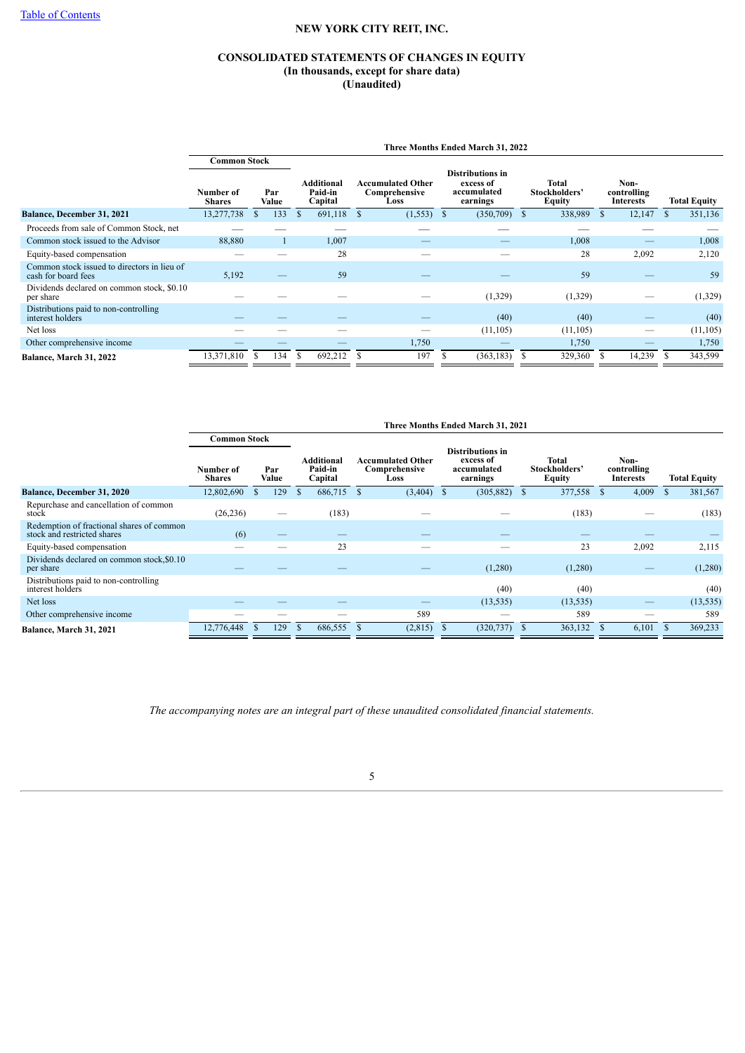[Table of Contents](#)

# NEW YORK CITY REIT, INC.

## CONSOLIDATED STATEMENTS OF CHANGES IN EQUITY
### (In thousands, except for share data)
### (Unaudited)

| | Three Months Ended March 31, 2022 | | | | | | | |
|---|---|---|---|---|---|---|---|---|
| | Common Stock | | | | | | | |
| | Number of Shares | Par Value | Additional Paid-in Capital | Accumulated Other Comprehensive Loss | Distributions in excess of accumulated earnings | Total Stockholders' Equity | Non-controlling Interests | Total Equity |
| **Balance, December 31, 2021** | 13,277,738 | $ 133 | $ 691,118 | $ (1,553) | $ (350,709) | $ 338,989 | $ 12,147 | $ 351,136 |
| Proceeds from sale of Common Stock, net | — | — | — | — | — | — | — | — |
| Common stock issued to the Advisor | 88,880 | 1 | 1,007 | — | — | 1,008 | — | 1,008 |
| Equity-based compensation | — | — | 28 | — | — | 28 | 2,092 | 2,120 |
| Common stock issued to directors in lieu of cash for board fees | 5,192 | — | 59 | — | — | 59 | — | 59 |
| Dividends declared on common stock, $0.10 per share | — | — | — | — | (1,329) | (1,329) | — | (1,329) |
| Distributions paid to non-controlling interest holders | — | — | — | — | (40) | (40) | — | (40) |
| Net loss | — | — | — | — | (11,105) | (11,105) | — | (11,105) |
| Other comprehensive income | — | — | — | 1,750 | — | 1,750 | — | 1,750 |
| **Balance, March 31, 2022** | 13,371,810 | $ 134 | $ 692,212 | $ 197 | $ (363,183) | $ 329,360 | $ 14,239 | $ 343,599 |

| | Three Months Ended March 31, 2021 | | | | | | | |
|---|---|---|---|---|---|---|---|---|
| | Common Stock | | | | | | | |
| | Number of Shares | Par Value | Additional Paid-in Capital | Accumulated Other Comprehensive Loss | Distributions in excess of accumulated earnings | Total Stockholders' Equity | Non-controlling Interests | Total Equity |
| **Balance, December 31, 2020** | 12,802,690 | $ 129 | $ 686,715 | $ (3,404) | $ (305,882) | $ 377,558 | $ 4,009 | $ 381,567 |
| Repurchase and cancellation of common stock | (26,236) | — | (183) | — | — | (183) | — | (183) |
| Redemption of fractional shares of common stock and restricted shares | (6) | — | — | — | — | — | — | — |
| Equity-based compensation | — | — | 23 | — | — | 23 | 2,092 | 2,115 |
| Dividends declared on common stock,$0.10 per share | — | — | — | — | (1,280) | (1,280) | — | (1,280) |
| Distributions paid to non-controlling interest holders | | | | | (40) | (40) | | (40) |
| Net loss | — | — | — | — | (13,535) | (13,535) | — | (13,535) |
| Other comprehensive income | — | — | — | 589 | — | 589 | — | 589 |
| **Balance, March 31, 2021** | 12,776,448 | $ 129 | $ 686,555 | $ (2,815) | $ (320,737) | $ 363,132 | $ 6,101 | $ 369,233 |

*The accompanying notes are an integral part of these unaudited consolidated financial statements.*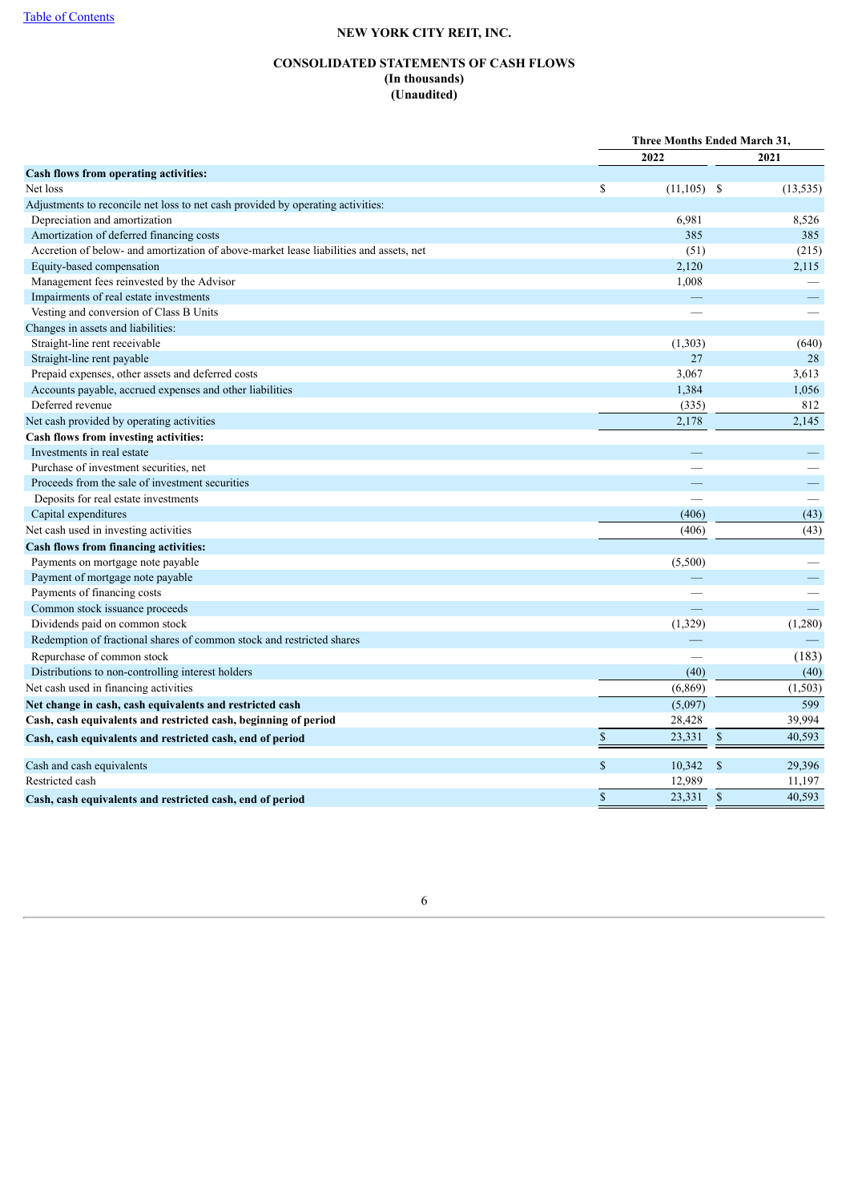Table of Contents

**NEW YORK CITY REIT, INC.**

**CONSOLIDATED STATEMENTS OF CASH FLOWS**
**(In thousands)**
**(Unaudited)**

| | Three Months Ended March 31, | |
|---|---|---|
| | 2022 | 2021 |
| **Cash flows from operating activities:** | | |
| Net loss | $ (11,105) | $ (13,535) |
| Adjustments to reconcile net loss to net cash provided by operating activities: | | |
| Depreciation and amortization | 6,981 | 8,526 |
| Amortization of deferred financing costs | 385 | 385 |
| Accretion of below- and amortization of above-market lease liabilities and assets, net | (51) | (215) |
| Equity-based compensation | 2,120 | 2,115 |
| Management fees reinvested by the Advisor | 1,008 | — |
| Impairments of real estate investments | — | — |
| Vesting and conversion of Class B Units | — | — |
| Changes in assets and liabilities: | | |
| Straight-line rent receivable | (1,303) | (640) |
| Straight-line rent payable | 27 | 28 |
| Prepaid expenses, other assets and deferred costs | 3,067 | 3,613 |
| Accounts payable, accrued expenses and other liabilities | 1,384 | 1,056 |
| Deferred revenue | (335) | 812 |
| Net cash provided by operating activities | 2,178 | 2,145 |
| **Cash flows from investing activities:** | | |
| Investments in real estate | — | — |
| Purchase of investment securities, net | — | — |
| Proceeds from the sale of investment securities | — | — |
| Deposits for real estate investments | — | — |
| Capital expenditures | (406) | (43) |
| Net cash used in investing activities | (406) | (43) |
| **Cash flows from financing activities:** | | |
| Payments on mortgage note payable | (5,500) | — |
| Payment of mortgage note payable | — | — |
| Payments of financing costs | — | — |
| Common stock issuance proceeds | — | — |
| Dividends paid on common stock | (1,329) | (1,280) |
| Redemption of fractional shares of common stock and restricted shares | — | — |
| Repurchase of common stock | — | (183) |
| Distributions to non-controlling interest holders | (40) | (40) |
| Net cash used in financing activities | (6,869) | (1,503) |
| **Net change in cash, cash equivalents and restricted cash** | (5,097) | 599 |
| **Cash, cash equivalents and restricted cash, beginning of period** | 28,428 | 39,994 |
| **Cash, cash equivalents and restricted cash, end of period** | $ 23,331 | $ 40,593 |
| | | |
| Cash and cash equivalents | $ 10,342 | $ 29,396 |
| Restricted cash | 12,989 | 11,197 |
| **Cash, cash equivalents and restricted cash, end of period** | $ 23,331 | $ 40,593 |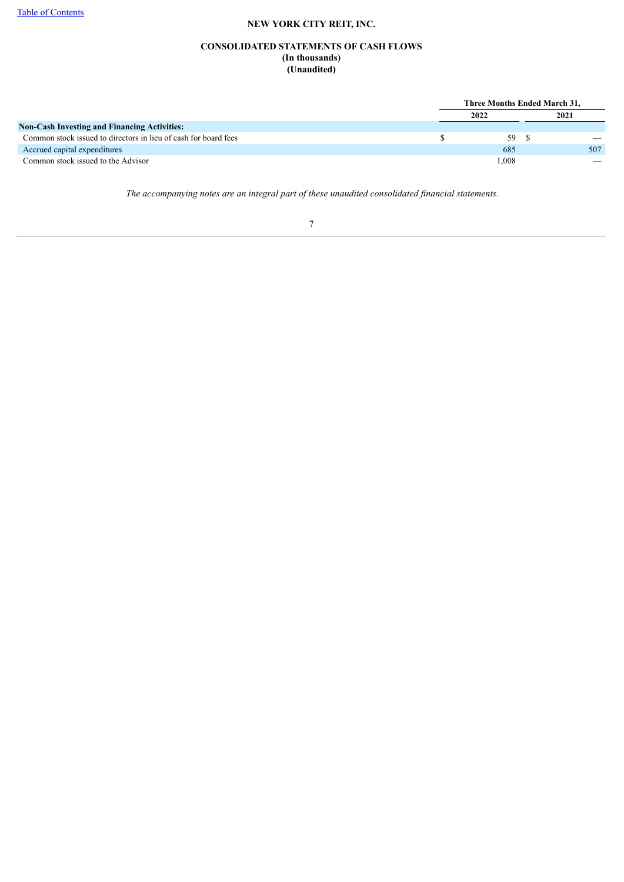**NEW YORK CITY REIT, INC.**

**CONSOLIDATED STATEMENTS OF CASH FLOWS**
**(In thousands)**
**(Unaudited)**

| | Three Months Ended March 31, | |
|---|---|---|
| | 2022 | 2021 |
| **Non-Cash Investing and Financing Activities:** | | |
| Common stock issued to directors in lieu of cash for board fees | $ 59 | $ — |
| Accrued capital expenditures | 685 | 507 |
| Common stock issued to the Advisor | 1,008 | — |

*The accompanying notes are an integral part of these unaudited consolidated financial statements.*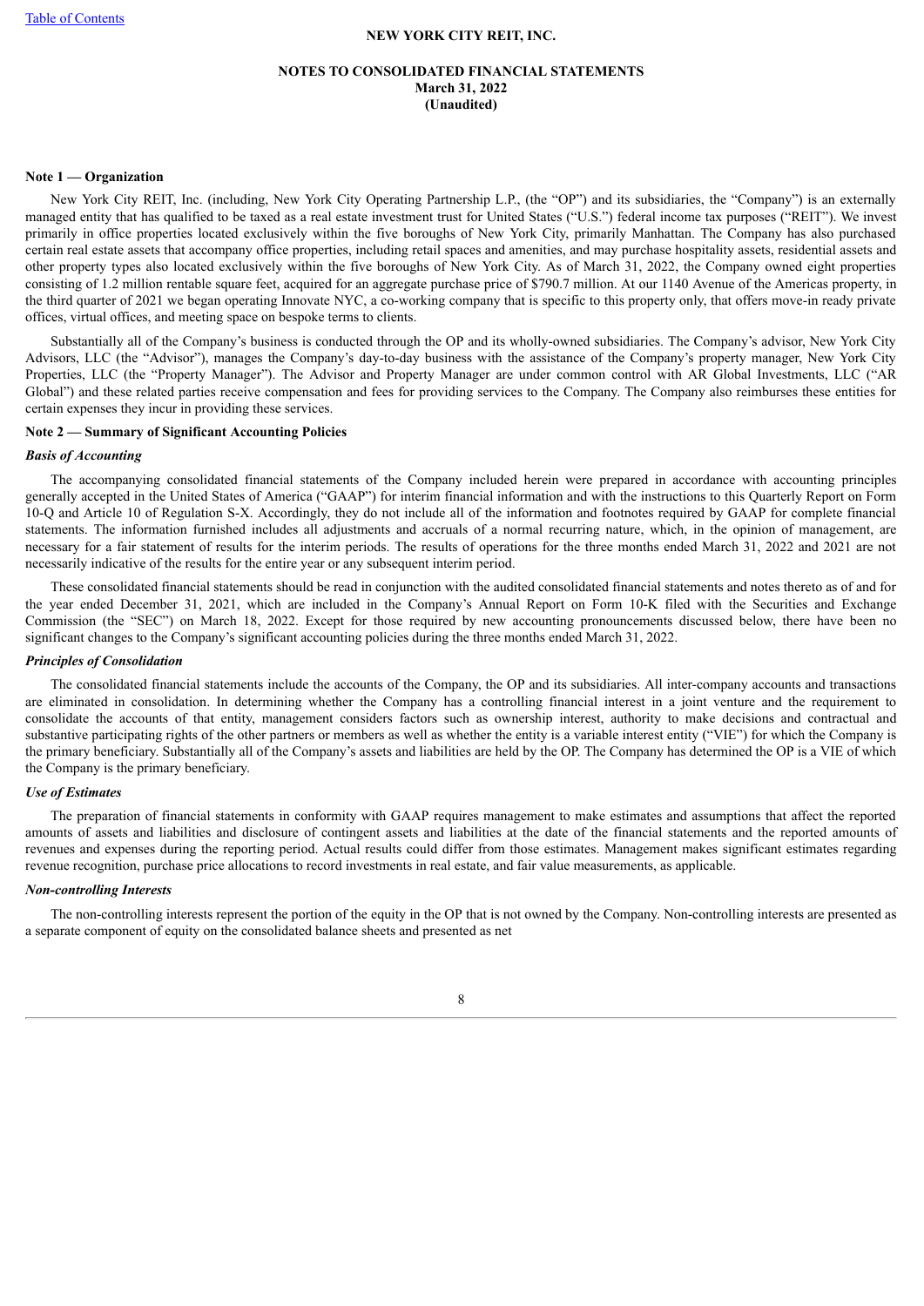# NEW YORK CITY REIT, INC.

## NOTES TO CONSOLIDATED FINANCIAL STATEMENTS
**March 31, 2022**
**(Unaudited)**

### Note 1 — Organization

New York City REIT, Inc. (including, New York City Operating Partnership L.P., (the "OP") and its subsidiaries, the "Company") is an externally managed entity that has qualified to be taxed as a real estate investment trust for United States ("U.S.") federal income tax purposes ("REIT"). We invest primarily in office properties located exclusively within the five boroughs of New York City, primarily Manhattan. The Company has also purchased certain real estate assets that accompany office properties, including retail spaces and amenities, and may purchase hospitality assets, residential assets and other property types also located exclusively within the five boroughs of New York City. As of March 31, 2022, the Company owned eight properties consisting of 1.2 million rentable square feet, acquired for an aggregate purchase price of $790.7 million. At our 1140 Avenue of the Americas property, in the third quarter of 2021 we began operating Innovate NYC, a co-working company that is specific to this property only, that offers move-in ready private offices, virtual offices, and meeting space on bespoke terms to clients.

Substantially all of the Company's business is conducted through the OP and its wholly-owned subsidiaries. The Company's advisor, New York City Advisors, LLC (the "Advisor"), manages the Company's day-to-day business with the assistance of the Company's property manager, New York City Properties, LLC (the "Property Manager"). The Advisor and Property Manager are under common control with AR Global Investments, LLC ("AR Global") and these related parties receive compensation and fees for providing services to the Company. The Company also reimburses these entities for certain expenses they incur in providing these services.

### Note 2 — Summary of Significant Accounting Policies

#### *Basis of Accounting*

The accompanying consolidated financial statements of the Company included herein were prepared in accordance with accounting principles generally accepted in the United States of America ("GAAP") for interim financial information and with the instructions to this Quarterly Report on Form 10-Q and Article 10 of Regulation S-X. Accordingly, they do not include all of the information and footnotes required by GAAP for complete financial statements. The information furnished includes all adjustments and accruals of a normal recurring nature, which, in the opinion of management, are necessary for a fair statement of results for the interim periods. The results of operations for the three months ended March 31, 2022 and 2021 are not necessarily indicative of the results for the entire year or any subsequent interim period.

These consolidated financial statements should be read in conjunction with the audited consolidated financial statements and notes thereto as of and for the year ended December 31, 2021, which are included in the Company's Annual Report on Form 10-K filed with the Securities and Exchange Commission (the "SEC") on March 18, 2022. Except for those required by new accounting pronouncements discussed below, there have been no significant changes to the Company's significant accounting policies during the three months ended March 31, 2022.

#### *Principles of Consolidation*

The consolidated financial statements include the accounts of the Company, the OP and its subsidiaries. All inter-company accounts and transactions are eliminated in consolidation. In determining whether the Company has a controlling financial interest in a joint venture and the requirement to consolidate the accounts of that entity, management considers factors such as ownership interest, authority to make decisions and contractual and substantive participating rights of the other partners or members as well as whether the entity is a variable interest entity ("VIE") for which the Company is the primary beneficiary. Substantially all of the Company's assets and liabilities are held by the OP. The Company has determined the OP is a VIE of which the Company is the primary beneficiary.

#### *Use of Estimates*

The preparation of financial statements in conformity with GAAP requires management to make estimates and assumptions that affect the reported amounts of assets and liabilities and disclosure of contingent assets and liabilities at the date of the financial statements and the reported amounts of revenues and expenses during the reporting period. Actual results could differ from those estimates. Management makes significant estimates regarding revenue recognition, purchase price allocations to record investments in real estate, and fair value measurements, as applicable.

#### *Non-controlling Interests*

The non-controlling interests represent the portion of the equity in the OP that is not owned by the Company. Non-controlling interests are presented as a separate component of equity on the consolidated balance sheets and presented as net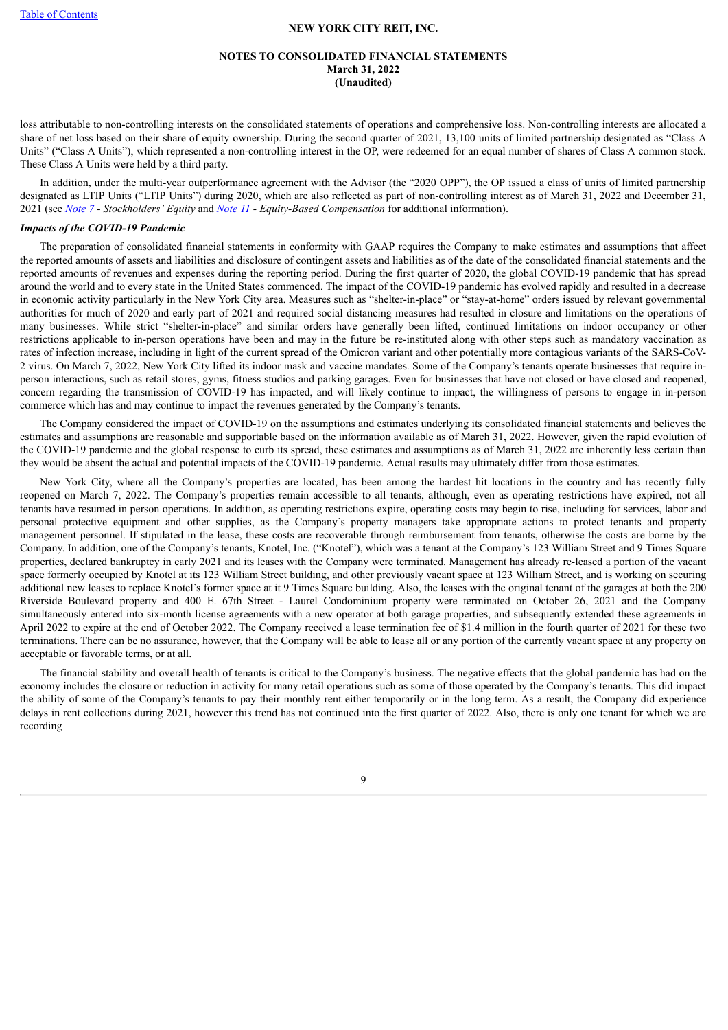loss attributable to non-controlling interests on the consolidated statements of operations and comprehensive loss. Non-controlling interests are allocated a share of net loss based on their share of equity ownership. During the second quarter of 2021, 13,100 units of limited partnership designated as "Class A Units" ("Class A Units"), which represented a non-controlling interest in the OP, were redeemed for an equal number of shares of Class A common stock. These Class A Units were held by a third party.

In addition, under the multi-year outperformance agreement with the Advisor (the "2020 OPP"), the OP issued a class of units of limited partnership designated as LTIP Units ("LTIP Units") during 2020, which are also reflected as part of non-controlling interest as of March 31, 2022 and December 31, 2021 (see *Note 7* - *Stockholders' Equity* and *Note 11* - *Equity-Based Compensation* for additional information).

***Impacts of the COVID-19 Pandemic***

The preparation of consolidated financial statements in conformity with GAAP requires the Company to make estimates and assumptions that affect the reported amounts of assets and liabilities and disclosure of contingent assets and liabilities as of the date of the consolidated financial statements and the reported amounts of revenues and expenses during the reporting period. During the first quarter of 2020, the global COVID-19 pandemic that has spread around the world and to every state in the United States commenced. The impact of the COVID-19 pandemic has evolved rapidly and resulted in a decrease in economic activity particularly in the New York City area. Measures such as "shelter-in-place" or "stay-at-home" orders issued by relevant governmental authorities for much of 2020 and early part of 2021 and required social distancing measures had resulted in closure and limitations on the operations of many businesses. While strict "shelter-in-place" and similar orders have generally been lifted, continued limitations on indoor occupancy or other restrictions applicable to in-person operations have been and may in the future be re-instituted along with other steps such as mandatory vaccination as rates of infection increase, including in light of the current spread of the Omicron variant and other potentially more contagious variants of the SARS-CoV-2 virus. On March 7, 2022, New York City lifted its indoor mask and vaccine mandates. Some of the Company's tenants operate businesses that require in-person interactions, such as retail stores, gyms, fitness studios and parking garages. Even for businesses that have not closed or have closed and reopened, concern regarding the transmission of COVID-19 has impacted, and will likely continue to impact, the willingness of persons to engage in in-person commerce which has and may continue to impact the revenues generated by the Company's tenants.

The Company considered the impact of COVID-19 on the assumptions and estimates underlying its consolidated financial statements and believes the estimates and assumptions are reasonable and supportable based on the information available as of March 31, 2022. However, given the rapid evolution of the COVID-19 pandemic and the global response to curb its spread, these estimates and assumptions as of March 31, 2022 are inherently less certain than they would be absent the actual and potential impacts of the COVID-19 pandemic. Actual results may ultimately differ from those estimates.

New York City, where all the Company's properties are located, has been among the hardest hit locations in the country and has recently fully reopened on March 7, 2022. The Company's properties remain accessible to all tenants, although, even as operating restrictions have expired, not all tenants have resumed in person operations. In addition, as operating restrictions expire, operating costs may begin to rise, including for services, labor and personal protective equipment and other supplies, as the Company's property managers take appropriate actions to protect tenants and property management personnel. If stipulated in the lease, these costs are recoverable through reimbursement from tenants, otherwise the costs are borne by the Company. In addition, one of the Company's tenants, Knotel, Inc. ("Knotel"), which was a tenant at the Company's 123 William Street and 9 Times Square properties, declared bankruptcy in early 2021 and its leases with the Company were terminated. Management has already re-leased a portion of the vacant space formerly occupied by Knotel at its 123 William Street building, and other previously vacant space at 123 William Street, and is working on securing additional new leases to replace Knotel's former space at it 9 Times Square building. Also, the leases with the original tenant of the garages at both the 200 Riverside Boulevard property and 400 E. 67th Street - Laurel Condominium property were terminated on October 26, 2021 and the Company simultaneously entered into six-month license agreements with a new operator at both garage properties, and subsequently extended these agreements in April 2022 to expire at the end of October 2022. The Company received a lease termination fee of $1.4 million in the fourth quarter of 2021 for these two terminations. There can be no assurance, however, that the Company will be able to lease all or any portion of the currently vacant space at any property on acceptable or favorable terms, or at all.

The financial stability and overall health of tenants is critical to the Company's business. The negative effects that the global pandemic has had on the economy includes the closure or reduction in activity for many retail operations such as some of those operated by the Company's tenants. This did impact the ability of some of the Company's tenants to pay their monthly rent either temporarily or in the long term. As a result, the Company did experience delays in rent collections during 2021, however this trend has not continued into the first quarter of 2022. Also, there is only one tenant for which we are recording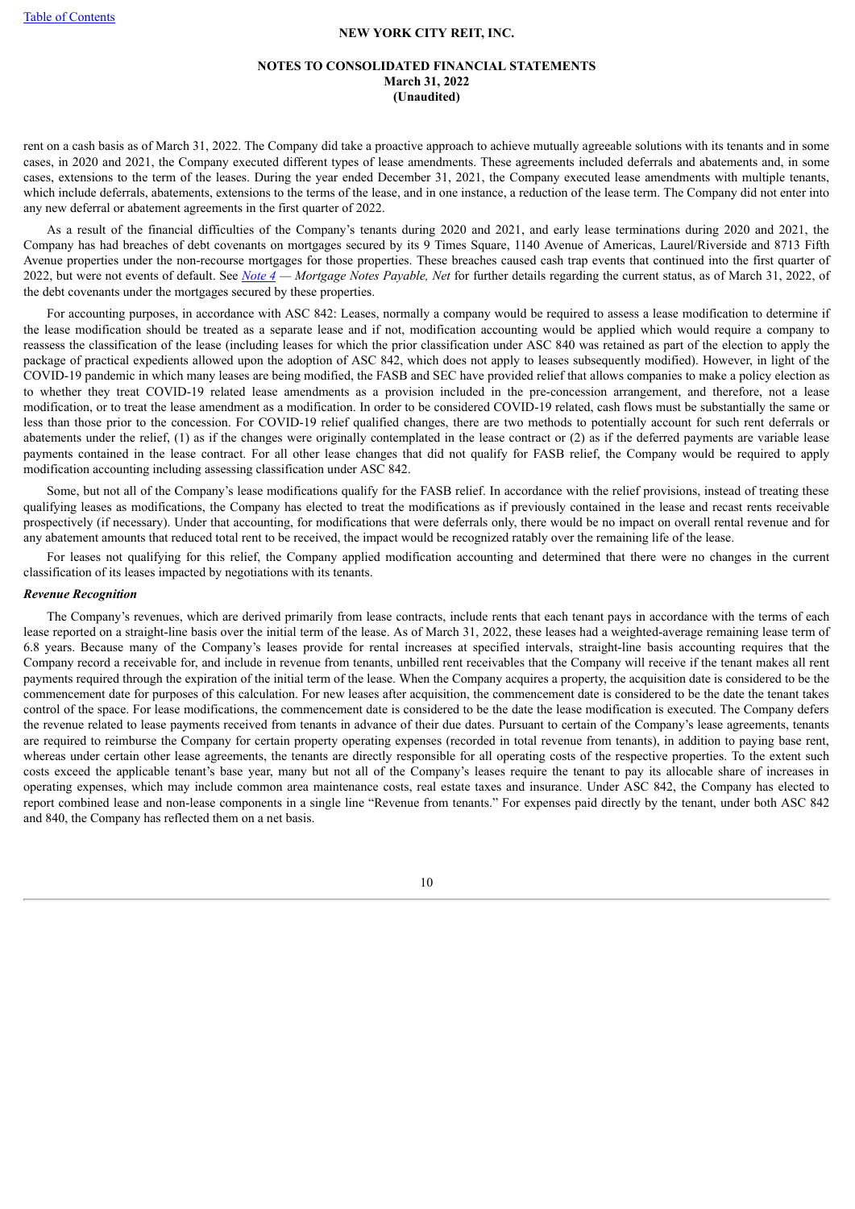rent on a cash basis as of March 31, 2022. The Company did take a proactive approach to achieve mutually agreeable solutions with its tenants and in some cases, in 2020 and 2021, the Company executed different types of lease amendments. These agreements included deferrals and abatements and, in some cases, extensions to the term of the leases. During the year ended December 31, 2021, the Company executed lease amendments with multiple tenants, which include deferrals, abatements, extensions to the terms of the lease, and in one instance, a reduction of the lease term. The Company did not enter into any new deferral or abatement agreements in the first quarter of 2022.

As a result of the financial difficulties of the Company's tenants during 2020 and 2021, and early lease terminations during 2020 and 2021, the Company has had breaches of debt covenants on mortgages secured by its 9 Times Square, 1140 Avenue of Americas, Laurel/Riverside and 8713 Fifth Avenue properties under the non-recourse mortgages for those properties. These breaches caused cash trap events that continued into the first quarter of 2022, but were not events of default. See *Note 4 — Mortgage Notes Payable, Net* for further details regarding the current status, as of March 31, 2022, of the debt covenants under the mortgages secured by these properties.

For accounting purposes, in accordance with ASC 842: Leases, normally a company would be required to assess a lease modification to determine if the lease modification should be treated as a separate lease and if not, modification accounting would be applied which would require a company to reassess the classification of the lease (including leases for which the prior classification under ASC 840 was retained as part of the election to apply the package of practical expedients allowed upon the adoption of ASC 842, which does not apply to leases subsequently modified). However, in light of the COVID-19 pandemic in which many leases are being modified, the FASB and SEC have provided relief that allows companies to make a policy election as to whether they treat COVID-19 related lease amendments as a provision included in the pre-concession arrangement, and therefore, not a lease modification, or to treat the lease amendment as a modification. In order to be considered COVID-19 related, cash flows must be substantially the same or less than those prior to the concession. For COVID-19 relief qualified changes, there are two methods to potentially account for such rent deferrals or abatements under the relief, (1) as if the changes were originally contemplated in the lease contract or (2) as if the deferred payments are variable lease payments contained in the lease contract. For all other lease changes that did not qualify for FASB relief, the Company would be required to apply modification accounting including assessing classification under ASC 842.

Some, but not all of the Company's lease modifications qualify for the FASB relief. In accordance with the relief provisions, instead of treating these qualifying leases as modifications, the Company has elected to treat the modifications as if previously contained in the lease and recast rents receivable prospectively (if necessary). Under that accounting, for modifications that were deferrals only, there would be no impact on overall rental revenue and for any abatement amounts that reduced total rent to be received, the impact would be recognized ratably over the remaining life of the lease.

For leases not qualifying for this relief, the Company applied modification accounting and determined that there were no changes in the current classification of its leases impacted by negotiations with its tenants.

***Revenue Recognition***

The Company's revenues, which are derived primarily from lease contracts, include rents that each tenant pays in accordance with the terms of each lease reported on a straight-line basis over the initial term of the lease. As of March 31, 2022, these leases had a weighted-average remaining lease term of 6.8 years. Because many of the Company's leases provide for rental increases at specified intervals, straight-line basis accounting requires that the Company record a receivable for, and include in revenue from tenants, unbilled rent receivables that the Company will receive if the tenant makes all rent payments required through the expiration of the initial term of the lease. When the Company acquires a property, the acquisition date is considered to be the commencement date for purposes of this calculation. For new leases after acquisition, the commencement date is considered to be the date the tenant takes control of the space. For lease modifications, the commencement date is considered to be the date the lease modification is executed. The Company defers the revenue related to lease payments received from tenants in advance of their due dates. Pursuant to certain of the Company's lease agreements, tenants are required to reimburse the Company for certain property operating expenses (recorded in total revenue from tenants), in addition to paying base rent, whereas under certain other lease agreements, the tenants are directly responsible for all operating costs of the respective properties. To the extent such costs exceed the applicable tenant's base year, many but not all of the Company's leases require the tenant to pay its allocable share of increases in operating expenses, which may include common area maintenance costs, real estate taxes and insurance. Under ASC 842, the Company has elected to report combined lease and non-lease components in a single line "Revenue from tenants." For expenses paid directly by the tenant, under both ASC 842 and 840, the Company has reflected them on a net basis.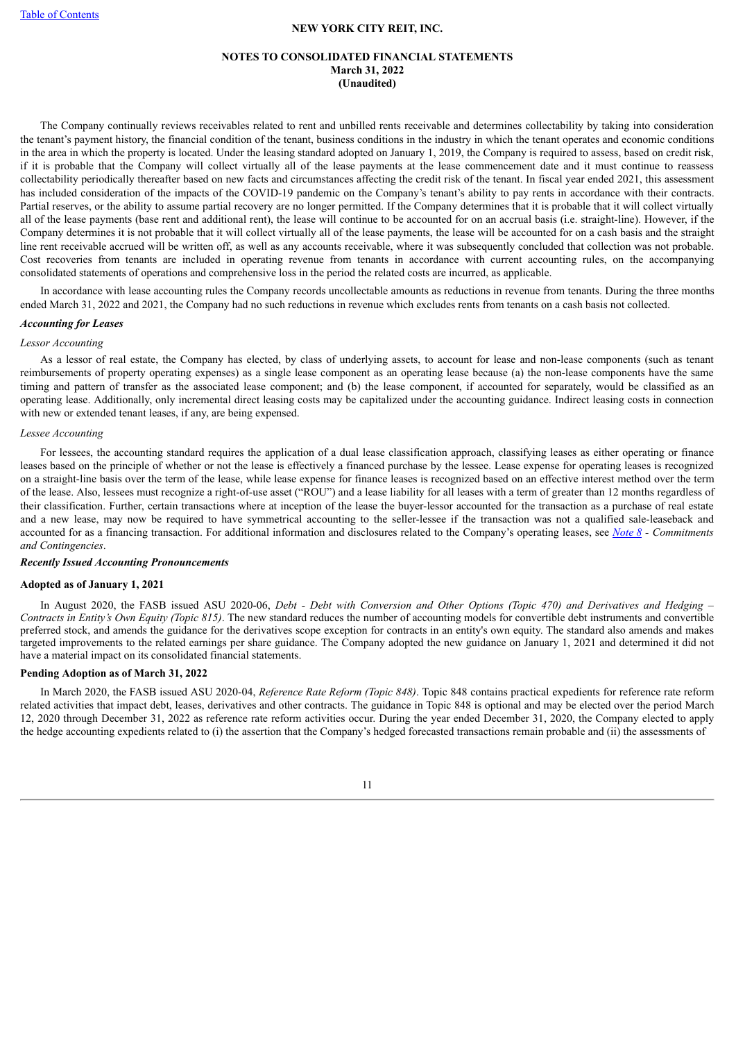The Company continually reviews receivables related to rent and unbilled rents receivable and determines collectability by taking into consideration the tenant's payment history, the financial condition of the tenant, business conditions in the industry in which the tenant operates and economic conditions in the area in which the property is located. Under the leasing standard adopted on January 1, 2019, the Company is required to assess, based on credit risk, if it is probable that the Company will collect virtually all of the lease payments at the lease commencement date and it must continue to reassess collectability periodically thereafter based on new facts and circumstances affecting the credit risk of the tenant. In fiscal year ended 2021, this assessment has included consideration of the impacts of the COVID-19 pandemic on the Company's tenant's ability to pay rents in accordance with their contracts. Partial reserves, or the ability to assume partial recovery are no longer permitted. If the Company determines that it is probable that it will collect virtually all of the lease payments (base rent and additional rent), the lease will continue to be accounted for on an accrual basis (i.e. straight-line). However, if the Company determines it is not probable that it will collect virtually all of the lease payments, the lease will be accounted for on a cash basis and the straight line rent receivable accrued will be written off, as well as any accounts receivable, where it was subsequently concluded that collection was not probable. Cost recoveries from tenants are included in operating revenue from tenants in accordance with current accounting rules, on the accompanying consolidated statements of operations and comprehensive loss in the period the related costs are incurred, as applicable.

In accordance with lease accounting rules the Company records uncollectable amounts as reductions in revenue from tenants. During the three months ended March 31, 2022 and 2021, the Company had no such reductions in revenue which excludes rents from tenants on a cash basis not collected.

***Accounting for Leases***

*Lessor Accounting*

As a lessor of real estate, the Company has elected, by class of underlying assets, to account for lease and non-lease components (such as tenant reimbursements of property operating expenses) as a single lease component as an operating lease because (a) the non-lease components have the same timing and pattern of transfer as the associated lease component; and (b) the lease component, if accounted for separately, would be classified as an operating lease. Additionally, only incremental direct leasing costs may be capitalized under the accounting guidance. Indirect leasing costs in connection with new or extended tenant leases, if any, are being expensed.

*Lessee Accounting*

For lessees, the accounting standard requires the application of a dual lease classification approach, classifying leases as either operating or finance leases based on the principle of whether or not the lease is effectively a financed purchase by the lessee. Lease expense for operating leases is recognized on a straight-line basis over the term of the lease, while lease expense for finance leases is recognized based on an effective interest method over the term of the lease. Also, lessees must recognize a right-of-use asset ("ROU") and a lease liability for all leases with a term of greater than 12 months regardless of their classification. Further, certain transactions where at inception of the lease the buyer-lessor accounted for the transaction as a purchase of real estate and a new lease, may now be required to have symmetrical accounting to the seller-lessee if the transaction was not a qualified sale-leaseback and accounted for as a financing transaction. For additional information and disclosures related to the Company's operating leases, see Note 8 - *Commitments and Contingencies*.

***Recently Issued Accounting Pronouncements***

**Adopted as of January 1, 2021**

In August 2020, the FASB issued ASU 2020-06, *Debt - Debt with Conversion and Other Options (Topic 470) and Derivatives and Hedging – Contracts in Entity's Own Equity (Topic 815)*. The new standard reduces the number of accounting models for convertible debt instruments and convertible preferred stock, and amends the guidance for the derivatives scope exception for contracts in an entity's own equity. The standard also amends and makes targeted improvements to the related earnings per share guidance. The Company adopted the new guidance on January 1, 2021 and determined it did not have a material impact on its consolidated financial statements.

**Pending Adoption as of March 31, 2022**

In March 2020, the FASB issued ASU 2020-04, *Reference Rate Reform (Topic 848)*. Topic 848 contains practical expedients for reference rate reform related activities that impact debt, leases, derivatives and other contracts. The guidance in Topic 848 is optional and may be elected over the period March 12, 2020 through December 31, 2022 as reference rate reform activities occur. During the year ended December 31, 2020, the Company elected to apply the hedge accounting expedients related to (i) the assertion that the Company's hedged forecasted transactions remain probable and (ii) the assessments of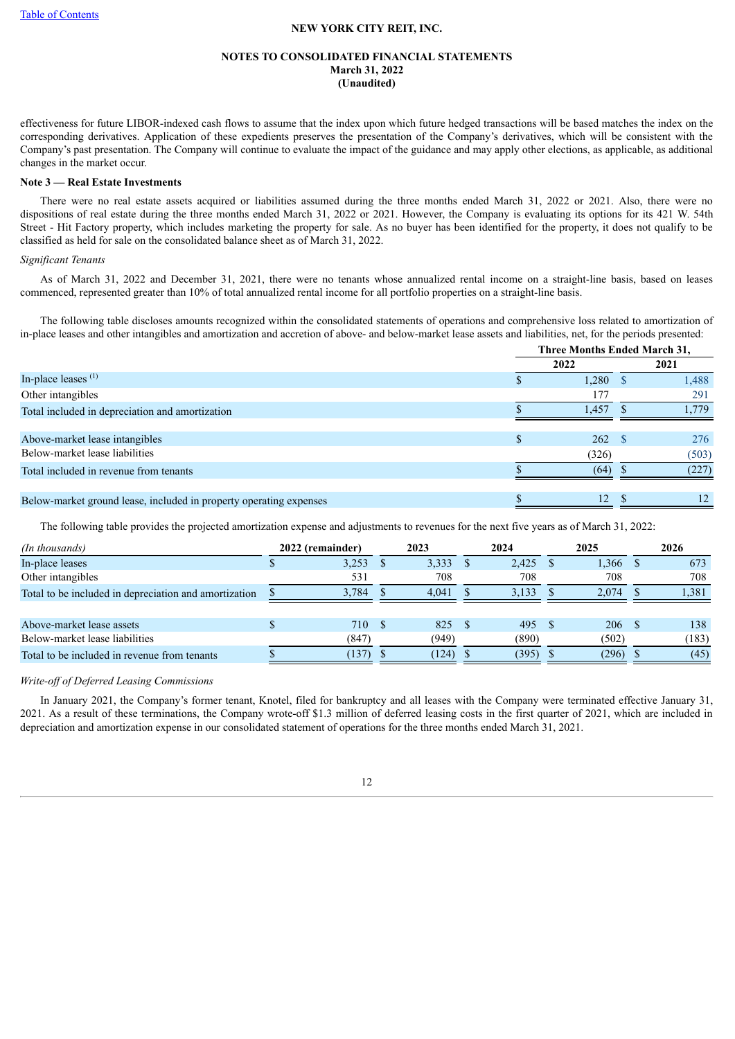effectiveness for future LIBOR-indexed cash flows to assume that the index upon which future hedged transactions will be based matches the index on the corresponding derivatives. Application of these expedients preserves the presentation of the Company's derivatives, which will be consistent with the Company's past presentation. The Company will continue to evaluate the impact of the guidance and may apply other elections, as applicable, as additional changes in the market occur.

**Note 3 — Real Estate Investments**

There were no real estate assets acquired or liabilities assumed during the three months ended March 31, 2022 or 2021. Also, there were no dispositions of real estate during the three months ended March 31, 2022 or 2021. However, the Company is evaluating its options for its 421 W. 54th Street - Hit Factory property, which includes marketing the property for sale. As no buyer has been identified for the property, it does not qualify to be classified as held for sale on the consolidated balance sheet as of March 31, 2022.

*Significant Tenants*

As of March 31, 2022 and December 31, 2021, there were no tenants whose annualized rental income on a straight-line basis, based on leases commenced, represented greater than 10% of total annualized rental income for all portfolio properties on a straight-line basis.

The following table discloses amounts recognized within the consolidated statements of operations and comprehensive loss related to amortization of in-place leases and other intangibles and amortization and accretion of above- and below-market lease assets and liabilities, net, for the periods presented:

| | Three Months Ended March 31, | |
|---|---|---|
| | 2022 | 2021 |
| In-place leases [(1)] | $ 1,280 | $ 1,488 |
| Other intangibles | 177 | 291 |
| Total included in depreciation and amortization | $ 1,457 | $ 1,779 |
| | | |
| Above-market lease intangibles | $ 262 | $ 276 |
| Below-market lease liabilities | (326) | (503) |
| Total included in revenue from tenants | $ (64) | $ (227) |
| | | |
| Below-market ground lease, included in property operating expenses | $ 12 | $ 12 |

The following table provides the projected amortization expense and adjustments to revenues for the next five years as of March 31, 2022:

| *(In thousands)* | 2022 (remainder) | 2023 | 2024 | 2025 | 2026 |
|---|---|---|---|---|---|
| In-place leases | $ 3,253 | $ 3,333 | $ 2,425 | $ 1,366 | $ 673 |
| Other intangibles | 531 | 708 | 708 | 708 | 708 |
| Total to be included in depreciation and amortization | $ 3,784 | $ 4,041 | $ 3,133 | $ 2,074 | $ 1,381 |
| | | | | | |
| Above-market lease assets | $ 710 | $ 825 | $ 495 | $ 206 | $ 138 |
| Below-market lease liabilities | (847) | (949) | (890) | (502) | (183) |
| Total to be included in revenue from tenants | $ (137) | $ (124) | $ (395) | $ (296) | $ (45) |

*Write-off of Deferred Leasing Commissions*

In January 2021, the Company's former tenant, Knotel, filed for bankruptcy and all leases with the Company were terminated effective January 31, 2021. As a result of these terminations, the Company wrote-off $1.3 million of deferred leasing costs in the first quarter of 2021, which are included in depreciation and amortization expense in our consolidated statement of operations for the three months ended March 31, 2021.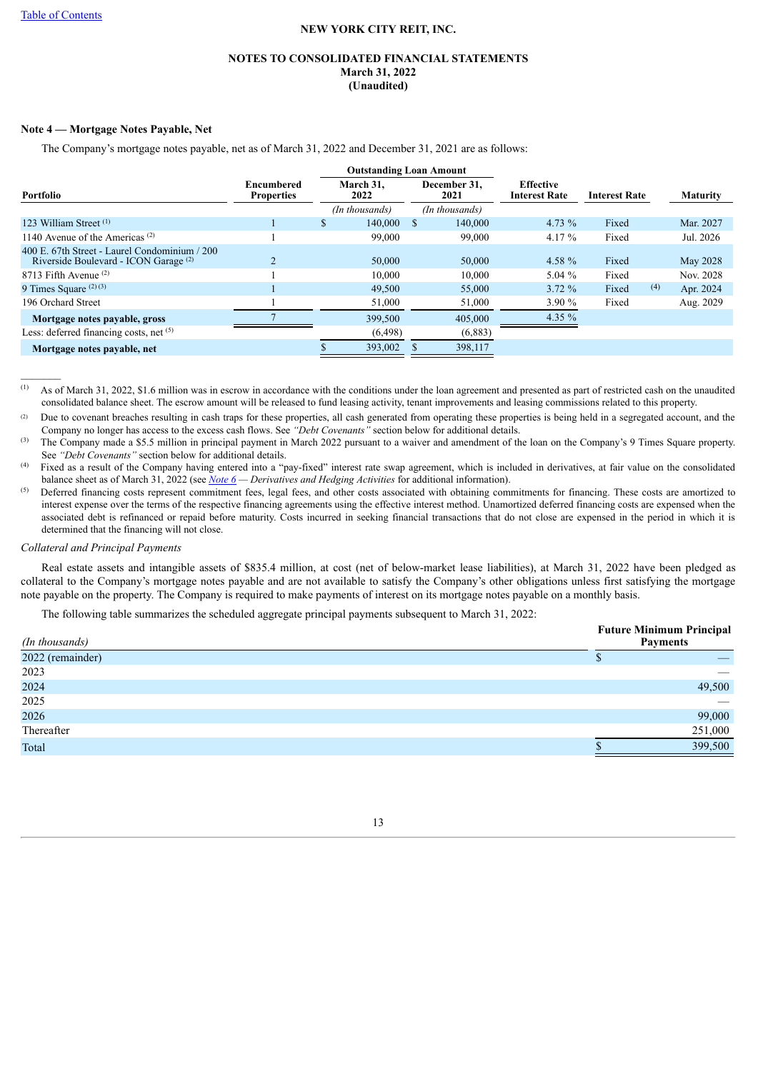NEW YORK CITY REIT, INC.

NOTES TO CONSOLIDATED FINANCIAL STATEMENTS
March 31, 2022
(Unaudited)

**Note 4 — Mortgage Notes Payable, Net**

The Company's mortgage notes payable, net as of March 31, 2022 and December 31, 2021 are as follows:

| Portfolio | Encumbered Properties | Outstanding Loan Amount | | Effective Interest Rate | Interest Rate | | Maturity |
|---|---|---|---|---|---|---|---|
| | | March 31, 2022 | December 31, 2021 | | | | |
| | | *(In thousands)* | *(In thousands)* | | | | |
| 123 William Street [(1)] | 1 | $ 140,000 | $ 140,000 | 4.73 % | Fixed | | Mar. 2027 |
| 1140 Avenue of the Americas [(2)] | 1 | 99,000 | 99,000 | 4.17 % | Fixed | | Jul. 2026 |
| 400 E. 67th Street - Laurel Condominium / 200 Riverside Boulevard - ICON Garage [(2)] | 2 | 50,000 | 50,000 | 4.58 % | Fixed | | May 2028 |
| 8713 Fifth Avenue [(2)] | 1 | 10,000 | 10,000 | 5.04 % | Fixed | | Nov. 2028 |
| 9 Times Square [(2)(3)] | 1 | 49,500 | 55,000 | 3.72 % | Fixed | (4) | Apr. 2024 |
| 196 Orchard Street | 1 | 51,000 | 51,000 | 3.90 % | Fixed | | Aug. 2029 |
| **Mortgage notes payable, gross** | 7 | 399,500 | 405,000 | 4.35 % | | | |
| Less: deferred financing costs, net [(5)] | | (6,498) | (6,883) | | | | |
| **Mortgage notes payable, net** | | $ 393,002 | $ 398,117 | | | | |

———

(1) As of March 31, 2022, $1.6 million was in escrow in accordance with the conditions under the loan agreement and presented as part of restricted cash on the unaudited consolidated balance sheet. The escrow amount will be released to fund leasing activity, tenant improvements and leasing commissions related to this property.

(2) Due to covenant breaches resulting in cash traps for these properties, all cash generated from operating these properties is being held in a segregated account, and the Company no longer has access to the excess cash flows. See *"Debt Covenants"* section below for additional details.

(3) The Company made a $5.5 million in principal payment in March 2022 pursuant to a waiver and amendment of the loan on the Company's 9 Times Square property. See *"Debt Covenants"* section below for additional details.

(4) Fixed as a result of the Company having entered into a "pay-fixed" interest rate swap agreement, which is included in derivatives, at fair value on the consolidated balance sheet as of March 31, 2022 (see *Note 6 — Derivatives and Hedging Activities* for additional information).

(5) Deferred financing costs represent commitment fees, legal fees, and other costs associated with obtaining commitments for financing. These costs are amortized to interest expense over the terms of the respective financing agreements using the effective interest method. Unamortized deferred financing costs are expensed when the associated debt is refinanced or repaid before maturity. Costs incurred in seeking financial transactions that do not close are expensed in the period in which it is determined that the financing will not close.

*Collateral and Principal Payments*

Real estate assets and intangible assets of $835.4 million, at cost (net of below-market lease liabilities), at March 31, 2022 have been pledged as collateral to the Company's mortgage notes payable and are not available to satisfy the Company's other obligations unless first satisfying the mortgage note payable on the property. The Company is required to make payments of interest on its mortgage notes payable on a monthly basis.

The following table summarizes the scheduled aggregate principal payments subsequent to March 31, 2022:

| *(In thousands)* | Future Minimum Principal Payments |
|---|---|
| 2022 (remainder) | $ — |
| 2023 | — |
| 2024 | 49,500 |
| 2025 | — |
| 2026 | 99,000 |
| Thereafter | 251,000 |
| Total | $ 399,500 |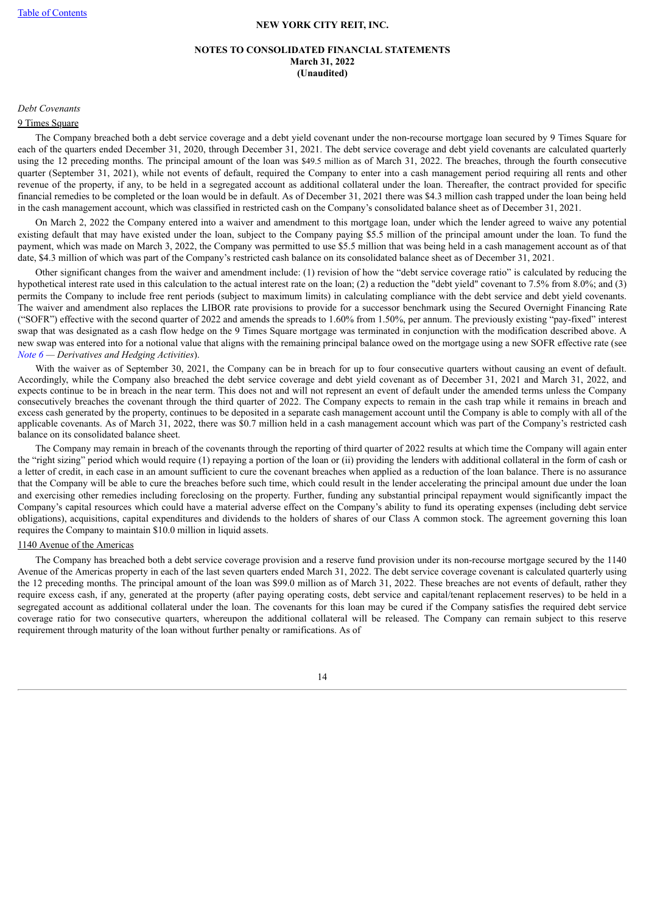*Debt Covenants*

9 Times Square

The Company breached both a debt service coverage and a debt yield covenant under the non-recourse mortgage loan secured by 9 Times Square for each of the quarters ended December 31, 2020, through December 31, 2021. The debt service coverage and debt yield covenants are calculated quarterly using the 12 preceding months. The principal amount of the loan was $49.5 million as of March 31, 2022. The breaches, through the fourth consecutive quarter (September 31, 2021), while not events of default, required the Company to enter into a cash management period requiring all rents and other revenue of the property, if any, to be held in a segregated account as additional collateral under the loan. Thereafter, the contract provided for specific financial remedies to be completed or the loan would be in default. As of December 31, 2021 there was $4.3 million cash trapped under the loan being held in the cash management account, which was classified in restricted cash on the Company's consolidated balance sheet as of December 31, 2021.

On March 2, 2022 the Company entered into a waiver and amendment to this mortgage loan, under which the lender agreed to waive any potential existing default that may have existed under the loan, subject to the Company paying $5.5 million of the principal amount under the loan. To fund the payment, which was made on March 3, 2022, the Company was permitted to use $5.5 million that was being held in a cash management account as of that date, $4.3 million of which was part of the Company's restricted cash balance on its consolidated balance sheet as of December 31, 2021.

Other significant changes from the waiver and amendment include: (1) revision of how the "debt service coverage ratio" is calculated by reducing the hypothetical interest rate used in this calculation to the actual interest rate on the loan; (2) a reduction the "debt yield" covenant to 7.5% from 8.0%; and (3) permits the Company to include free rent periods (subject to maximum limits) in calculating compliance with the debt service and debt yield covenants. The waiver and amendment also replaces the LIBOR rate provisions to provide for a successor benchmark using the Secured Overnight Financing Rate ("SOFR") effective with the second quarter of 2022 and amends the spreads to 1.60% from 1.50%, per annum. The previously existing "pay-fixed" interest swap that was designated as a cash flow hedge on the 9 Times Square mortgage was terminated in conjunction with the modification described above. A new swap was entered into for a notional value that aligns with the remaining principal balance owed on the mortgage using a new SOFR effective rate (see *Note 6 — Derivatives and Hedging Activities*).

With the waiver as of September 30, 2021, the Company can be in breach for up to four consecutive quarters without causing an event of default. Accordingly, while the Company also breached the debt service coverage and debt yield covenant as of December 31, 2021 and March 31, 2022, and expects continue to be in breach in the near term. This does not and will not represent an event of default under the amended terms unless the Company consecutively breaches the covenant through the third quarter of 2022. The Company expects to remain in the cash trap while it remains in breach and excess cash generated by the property, continues to be deposited in a separate cash management account until the Company is able to comply with all of the applicable covenants. As of March 31, 2022, there was $0.7 million held in a cash management account which was part of the Company's restricted cash balance on its consolidated balance sheet.

The Company may remain in breach of the covenants through the reporting of third quarter of 2022 results at which time the Company will again enter the "right sizing" period which would require (1) repaying a portion of the loan or (ii) providing the lenders with additional collateral in the form of cash or a letter of credit, in each case in an amount sufficient to cure the covenant breaches when applied as a reduction of the loan balance. There is no assurance that the Company will be able to cure the breaches before such time, which could result in the lender accelerating the principal amount due under the loan and exercising other remedies including foreclosing on the property. Further, funding any substantial principal repayment would significantly impact the Company's capital resources which could have a material adverse effect on the Company's ability to fund its operating expenses (including debt service obligations), acquisitions, capital expenditures and dividends to the holders of shares of our Class A common stock. The agreement governing this loan requires the Company to maintain $10.0 million in liquid assets.

1140 Avenue of the Americas

The Company has breached both a debt service coverage provision and a reserve fund provision under its non-recourse mortgage secured by the 1140 Avenue of the Americas property in each of the last seven quarters ended March 31, 2022. The debt service coverage covenant is calculated quarterly using the 12 preceding months. The principal amount of the loan was $99.0 million as of March 31, 2022. These breaches are not events of default, rather they require excess cash, if any, generated at the property (after paying operating costs, debt service and capital/tenant replacement reserves) to be held in a segregated account as additional collateral under the loan. The covenants for this loan may be cured if the Company satisfies the required debt service coverage ratio for two consecutive quarters, whereupon the additional collateral will be released. The Company can remain subject to this reserve requirement through maturity of the loan without further penalty or ramifications. As of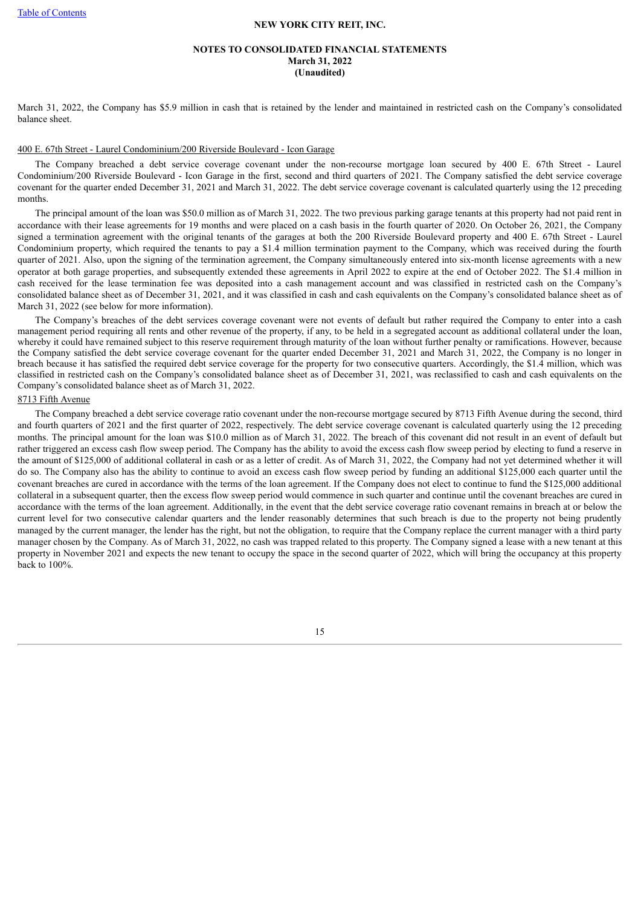March 31, 2022, the Company has $5.9 million in cash that is retained by the lender and maintained in restricted cash on the Company's consolidated balance sheet.

400 E. 67th Street - Laurel Condominium/200 Riverside Boulevard - Icon Garage

The Company breached a debt service coverage covenant under the non-recourse mortgage loan secured by 400 E. 67th Street - Laurel Condominium/200 Riverside Boulevard - Icon Garage in the first, second and third quarters of 2021. The Company satisfied the debt service coverage covenant for the quarter ended December 31, 2021 and March 31, 2022. The debt service coverage covenant is calculated quarterly using the 12 preceding months.

The principal amount of the loan was $50.0 million as of March 31, 2022. The two previous parking garage tenants at this property had not paid rent in accordance with their lease agreements for 19 months and were placed on a cash basis in the fourth quarter of 2020. On October 26, 2021, the Company signed a termination agreement with the original tenants of the garages at both the 200 Riverside Boulevard property and 400 E. 67th Street - Laurel Condominium property, which required the tenants to pay a $1.4 million termination payment to the Company, which was received during the fourth quarter of 2021. Also, upon the signing of the termination agreement, the Company simultaneously entered into six-month license agreements with a new operator at both garage properties, and subsequently extended these agreements in April 2022 to expire at the end of October 2022. The $1.4 million in cash received for the lease termination fee was deposited into a cash management account and was classified in restricted cash on the Company's consolidated balance sheet as of December 31, 2021, and it was classified in cash and cash equivalents on the Company's consolidated balance sheet as of March 31, 2022 (see below for more information).

The Company's breaches of the debt services coverage covenant were not events of default but rather required the Company to enter into a cash management period requiring all rents and other revenue of the property, if any, to be held in a segregated account as additional collateral under the loan, whereby it could have remained subject to this reserve requirement through maturity of the loan without further penalty or ramifications. However, because the Company satisfied the debt service coverage covenant for the quarter ended December 31, 2021 and March 31, 2022, the Company is no longer in breach because it has satisfied the required debt service coverage for the property for two consecutive quarters. Accordingly, the $1.4 million, which was classified in restricted cash on the Company's consolidated balance sheet as of December 31, 2021, was reclassified to cash and cash equivalents on the Company's consolidated balance sheet as of March 31, 2022.

8713 Fifth Avenue

The Company breached a debt service coverage ratio covenant under the non-recourse mortgage secured by 8713 Fifth Avenue during the second, third and fourth quarters of 2021 and the first quarter of 2022, respectively. The debt service coverage covenant is calculated quarterly using the 12 preceding months. The principal amount for the loan was $10.0 million as of March 31, 2022. The breach of this covenant did not result in an event of default but rather triggered an excess cash flow sweep period. The Company has the ability to avoid the excess cash flow sweep period by electing to fund a reserve in the amount of $125,000 of additional collateral in cash or as a letter of credit. As of March 31, 2022, the Company had not yet determined whether it will do so. The Company also has the ability to continue to avoid an excess cash flow sweep period by funding an additional $125,000 each quarter until the covenant breaches are cured in accordance with the terms of the loan agreement. If the Company does not elect to continue to fund the $125,000 additional collateral in a subsequent quarter, then the excess flow sweep period would commence in such quarter and continue until the covenant breaches are cured in accordance with the terms of the loan agreement. Additionally, in the event that the debt service coverage ratio covenant remains in breach at or below the current level for two consecutive calendar quarters and the lender reasonably determines that such breach is due to the property not being prudently managed by the current manager, the lender has the right, but not the obligation, to require that the Company replace the current manager with a third party manager chosen by the Company. As of March 31, 2022, no cash was trapped related to this property. The Company signed a lease with a new tenant at this property in November 2021 and expects the new tenant to occupy the space in the second quarter of 2022, which will bring the occupancy at this property back to 100%.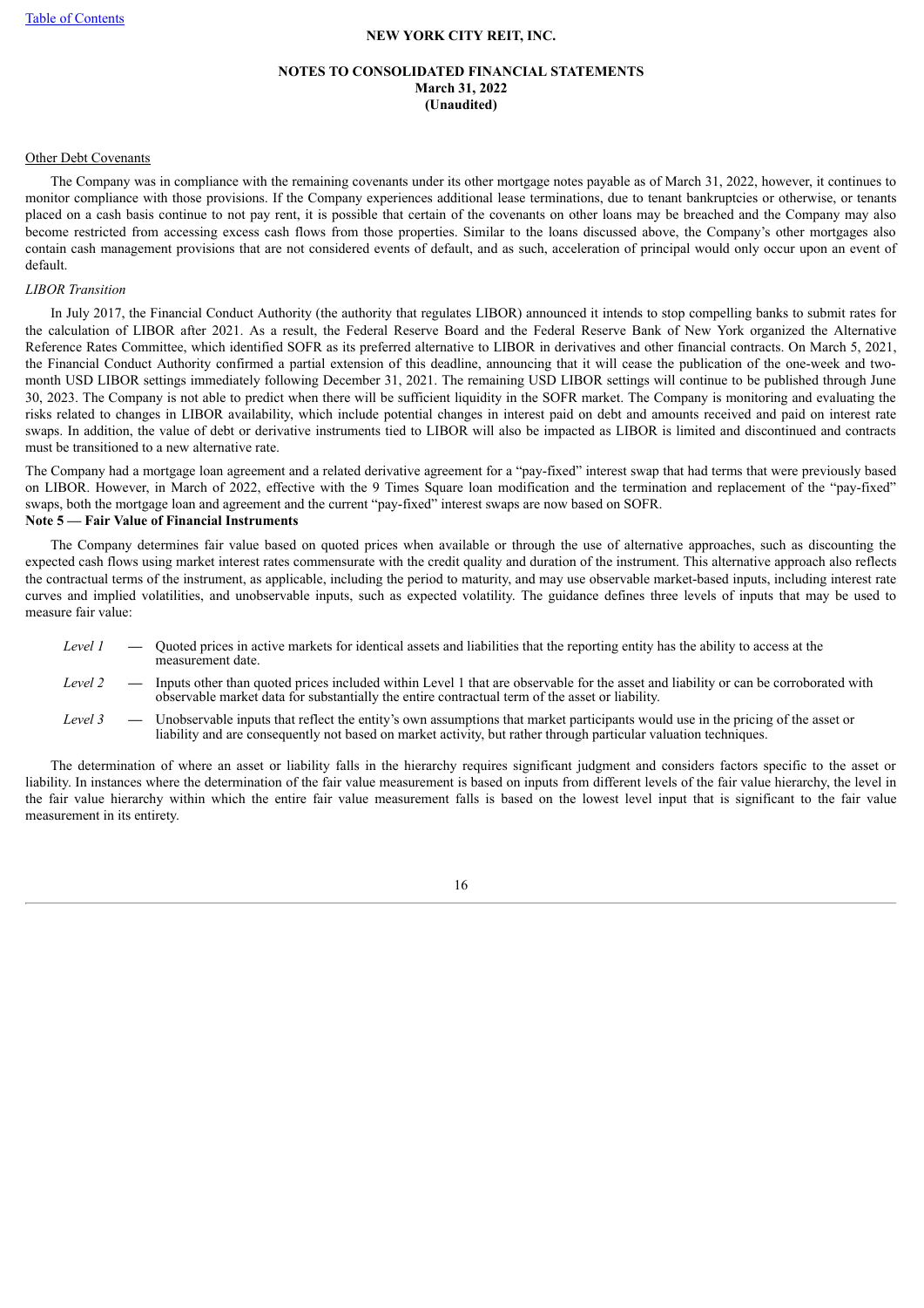Other Debt Covenants

The Company was in compliance with the remaining covenants under its other mortgage notes payable as of March 31, 2022, however, it continues to monitor compliance with those provisions. If the Company experiences additional lease terminations, due to tenant bankruptcies or otherwise, or tenants placed on a cash basis continue to not pay rent, it is possible that certain of the covenants on other loans may be breached and the Company may also become restricted from accessing excess cash flows from those properties. Similar to the loans discussed above, the Company's other mortgages also contain cash management provisions that are not considered events of default, and as such, acceleration of principal would only occur upon an event of default.

*LIBOR Transition*

In July 2017, the Financial Conduct Authority (the authority that regulates LIBOR) announced it intends to stop compelling banks to submit rates for the calculation of LIBOR after 2021. As a result, the Federal Reserve Board and the Federal Reserve Bank of New York organized the Alternative Reference Rates Committee, which identified SOFR as its preferred alternative to LIBOR in derivatives and other financial contracts. On March 5, 2021, the Financial Conduct Authority confirmed a partial extension of this deadline, announcing that it will cease the publication of the one-week and two-month USD LIBOR settings immediately following December 31, 2021. The remaining USD LIBOR settings will continue to be published through June 30, 2023. The Company is not able to predict when there will be sufficient liquidity in the SOFR market. The Company is monitoring and evaluating the risks related to changes in LIBOR availability, which include potential changes in interest paid on debt and amounts received and paid on interest rate swaps. In addition, the value of debt or derivative instruments tied to LIBOR will also be impacted as LIBOR is limited and discontinued and contracts must be transitioned to a new alternative rate.

The Company had a mortgage loan agreement and a related derivative agreement for a "pay-fixed" interest swap that had terms that were previously based on LIBOR. However, in March of 2022, effective with the 9 Times Square loan modification and the termination and replacement of the "pay-fixed" swaps, both the mortgage loan and agreement and the current "pay-fixed" interest swaps are now based on SOFR.

**Note 5 — Fair Value of Financial Instruments**

The Company determines fair value based on quoted prices when available or through the use of alternative approaches, such as discounting the expected cash flows using market interest rates commensurate with the credit quality and duration of the instrument. This alternative approach also reflects the contractual terms of the instrument, as applicable, including the period to maturity, and may use observable market-based inputs, including interest rate curves and implied volatilities, and unobservable inputs, such as expected volatility. The guidance defines three levels of inputs that may be used to measure fair value:

- *Level 1* — Quoted prices in active markets for identical assets and liabilities that the reporting entity has the ability to access at the measurement date.
- *Level 2* — Inputs other than quoted prices included within Level 1 that are observable for the asset and liability or can be corroborated with observable market data for substantially the entire contractual term of the asset or liability.
- *Level 3* — Unobservable inputs that reflect the entity's own assumptions that market participants would use in the pricing of the asset or liability and are consequently not based on market activity, but rather through particular valuation techniques.

The determination of where an asset or liability falls in the hierarchy requires significant judgment and considers factors specific to the asset or liability. In instances where the determination of the fair value measurement is based on inputs from different levels of the fair value hierarchy, the level in the fair value hierarchy within which the entire fair value measurement falls is based on the lowest level input that is significant to the fair value measurement in its entirety.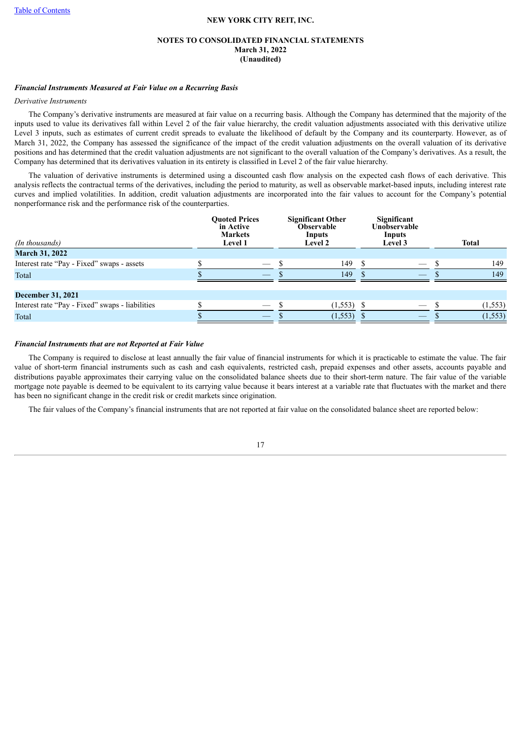### *Financial Instruments Measured at Fair Value on a Recurring Basis*

*Derivative Instruments*

The Company's derivative instruments are measured at fair value on a recurring basis. Although the Company has determined that the majority of the inputs used to value its derivatives fall within Level 2 of the fair value hierarchy, the credit valuation adjustments associated with this derivative utilize Level 3 inputs, such as estimates of current credit spreads to evaluate the likelihood of default by the Company and its counterparty. However, as of March 31, 2022, the Company has assessed the significance of the impact of the credit valuation adjustments on the overall valuation of its derivative positions and has determined that the credit valuation adjustments are not significant to the overall valuation of the Company's derivatives. As a result, the Company has determined that its derivatives valuation in its entirety is classified in Level 2 of the fair value hierarchy.

The valuation of derivative instruments is determined using a discounted cash flow analysis on the expected cash flows of each derivative. This analysis reflects the contractual terms of the derivatives, including the period to maturity, as well as observable market-based inputs, including interest rate curves and implied volatilities. In addition, credit valuation adjustments are incorporated into the fair values to account for the Company's potential nonperformance risk and the performance risk of the counterparties.

| *(In thousands)* | Quoted Prices in Active Markets Level 1 | Significant Other Observable Inputs Level 2 | Significant Unobservable Inputs Level 3 | Total |
|---|---|---|---|---|
| **March 31, 2022** | | | | |
| Interest rate "Pay - Fixed" swaps - assets | $ — | $ 149 | $ — | $ 149 |
| Total | $ — | $ 149 | $ — | $ 149 |
| | | | | |
| **December 31, 2021** | | | | |
| Interest rate "Pay - Fixed" swaps - liabilities | $ — | $ (1,553) | $ — | $ (1,553) |
| Total | $ — | $ (1,553) | $ — | $ (1,553) |

### *Financial Instruments that are not Reported at Fair Value*

The Company is required to disclose at least annually the fair value of financial instruments for which it is practicable to estimate the value. The fair value of short-term financial instruments such as cash and cash equivalents, restricted cash, prepaid expenses and other assets, accounts payable and distributions payable approximates their carrying value on the consolidated balance sheets due to their short-term nature. The fair value of the variable mortgage note payable is deemed to be equivalent to its carrying value because it bears interest at a variable rate that fluctuates with the market and there has been no significant change in the credit risk or credit markets since origination.

The fair values of the Company's financial instruments that are not reported at fair value on the consolidated balance sheet are reported below: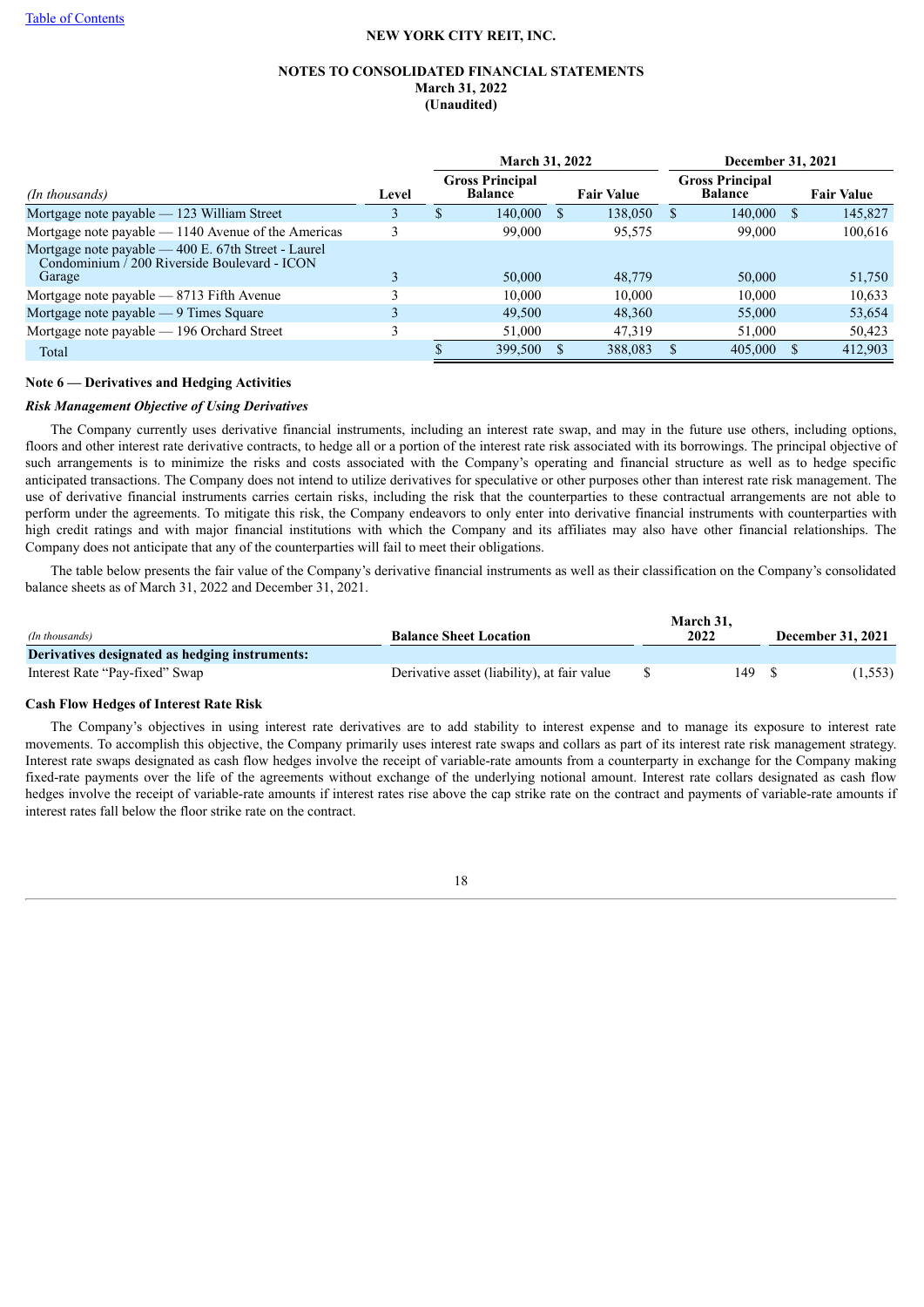| (In thousands) | Level | March 31, 2022 | | December 31, 2021 | |
|---|---|---|---|---|---|
| | | Gross Principal Balance | Fair Value | Gross Principal Balance | Fair Value |
| Mortgage note payable — 123 William Street | 3 | $ 140,000 | $ 138,050 | $ 140,000 | $ 145,827 |
| Mortgage note payable — 1140 Avenue of the Americas | 3 | 99,000 | 95,575 | 99,000 | 100,616 |
| Mortgage note payable — 400 E. 67th Street - Laurel Condominium / 200 Riverside Boulevard - ICON Garage | 3 | 50,000 | 48,779 | 50,000 | 51,750 |
| Mortgage note payable — 8713 Fifth Avenue | 3 | 10,000 | 10,000 | 10,000 | 10,633 |
| Mortgage note payable — 9 Times Square | 3 | 49,500 | 48,360 | 55,000 | 53,654 |
| Mortgage note payable — 196 Orchard Street | 3 | 51,000 | 47,319 | 51,000 | 50,423 |
| Total | | $ 399,500 | $ 388,083 | $ 405,000 | $ 412,903 |

### Note 6 — Derivatives and Hedging Activities

***Risk Management Objective of Using Derivatives***

The Company currently uses derivative financial instruments, including an interest rate swap, and may in the future use others, including options, floors and other interest rate derivative contracts, to hedge all or a portion of the interest rate risk associated with its borrowings. The principal objective of such arrangements is to minimize the risks and costs associated with the Company's operating and financial structure as well as to hedge specific anticipated transactions. The Company does not intend to utilize derivatives for speculative or other purposes other than interest rate risk management. The use of derivative financial instruments carries certain risks, including the risk that the counterparties to these contractual arrangements are not able to perform under the agreements. To mitigate this risk, the Company endeavors to only enter into derivative financial instruments with counterparties with high credit ratings and with major financial institutions with which the Company and its affiliates may also have other financial relationships. The Company does not anticipate that any of the counterparties will fail to meet their obligations.

The table below presents the fair value of the Company's derivative financial instruments as well as their classification on the Company's consolidated balance sheets as of March 31, 2022 and December 31, 2021.

| (In thousands) | Balance Sheet Location | March 31, 2022 | December 31, 2021 |
|---|---|---|---|
| **Derivatives designated as hedging instruments:** | | | |
| Interest Rate "Pay-fixed" Swap | Derivative asset (liability), at fair value | $ 149 | $ (1,553) |

**Cash Flow Hedges of Interest Rate Risk**

The Company's objectives in using interest rate derivatives are to add stability to interest expense and to manage its exposure to interest rate movements. To accomplish this objective, the Company primarily uses interest rate swaps and collars as part of its interest rate risk management strategy. Interest rate swaps designated as cash flow hedges involve the receipt of variable-rate amounts from a counterparty in exchange for the Company making fixed-rate payments over the life of the agreements without exchange of the underlying notional amount. Interest rate collars designated as cash flow hedges involve the receipt of variable-rate amounts if interest rates rise above the cap strike rate on the contract and payments of variable-rate amounts if interest rates fall below the floor strike rate on the contract.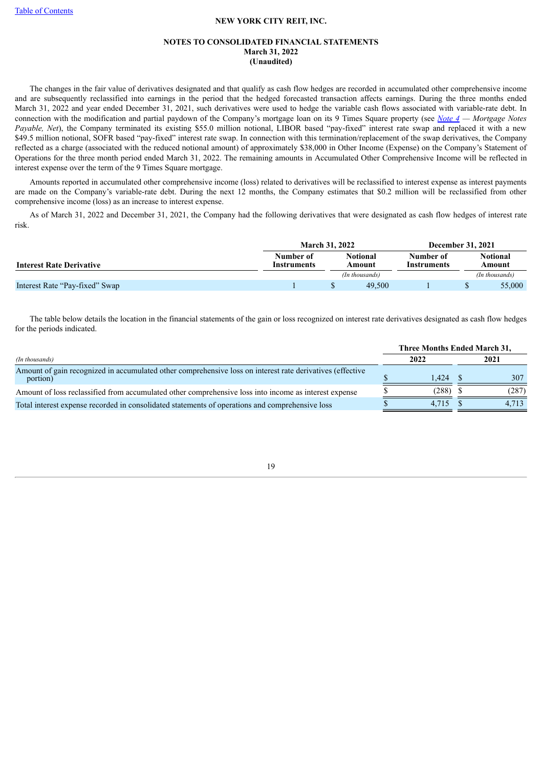[Table of Contents](#)

**NEW YORK CITY REIT, INC.**

**NOTES TO CONSOLIDATED FINANCIAL STATEMENTS**
**March 31, 2022**
**(Unaudited)**

The changes in the fair value of derivatives designated and that qualify as cash flow hedges are recorded in accumulated other comprehensive income and are subsequently reclassified into earnings in the period that the hedged forecasted transaction affects earnings. During the three months ended March 31, 2022 and year ended December 31, 2021, such derivatives were used to hedge the variable cash flows associated with variable-rate debt. In connection with the modification and partial paydown of the Company's mortgage loan on its 9 Times Square property (see *Note 4 — Mortgage Notes Payable, Net*), the Company terminated its existing $55.0 million notional, LIBOR based "pay-fixed" interest rate swap and replaced it with a new $49.5 million notional, SOFR based "pay-fixed" interest rate swap. In connection with this termination/replacement of the swap derivatives, the Company reflected as a charge (associated with the reduced notional amount) of approximately $38,000 in Other Income (Expense) on the Company's Statement of Operations for the three month period ended March 31, 2022. The remaining amounts in Accumulated Other Comprehensive Income will be reflected in interest expense over the term of the 9 Times Square mortgage.

Amounts reported in accumulated other comprehensive income (loss) related to derivatives will be reclassified to interest expense as interest payments are made on the Company's variable-rate debt. During the next 12 months, the Company estimates that $0.2 million will be reclassified from other comprehensive income (loss) as an increase to interest expense.

As of March 31, 2022 and December 31, 2021, the Company had the following derivatives that were designated as cash flow hedges of interest rate risk.

| | March 31, 2022 | | December 31, 2021 | |
|---|---|---|---|---|
| **Interest Rate Derivative** | **Number of Instruments** | **Notional Amount** | **Number of Instruments** | **Notional Amount** |
| | | *(In thousands)* | | *(In thousands)* |
| Interest Rate "Pay-fixed" Swap | 1 | $ 49,500 | 1 | $ 55,000 |

The table below details the location in the financial statements of the gain or loss recognized on interest rate derivatives designated as cash flow hedges for the periods indicated.

| | Three Months Ended March 31, | |
|---|---|---|
| *(In thousands)* | **2022** | **2021** |
| Amount of gain recognized in accumulated other comprehensive loss on interest rate derivatives (effective portion) | $ 1,424 | $ 307 |
| Amount of loss reclassified from accumulated other comprehensive loss into income as interest expense | $ (288) | $ (287) |
| Total interest expense recorded in consolidated statements of operations and comprehensive loss | $ 4,715 | $ 4,713 |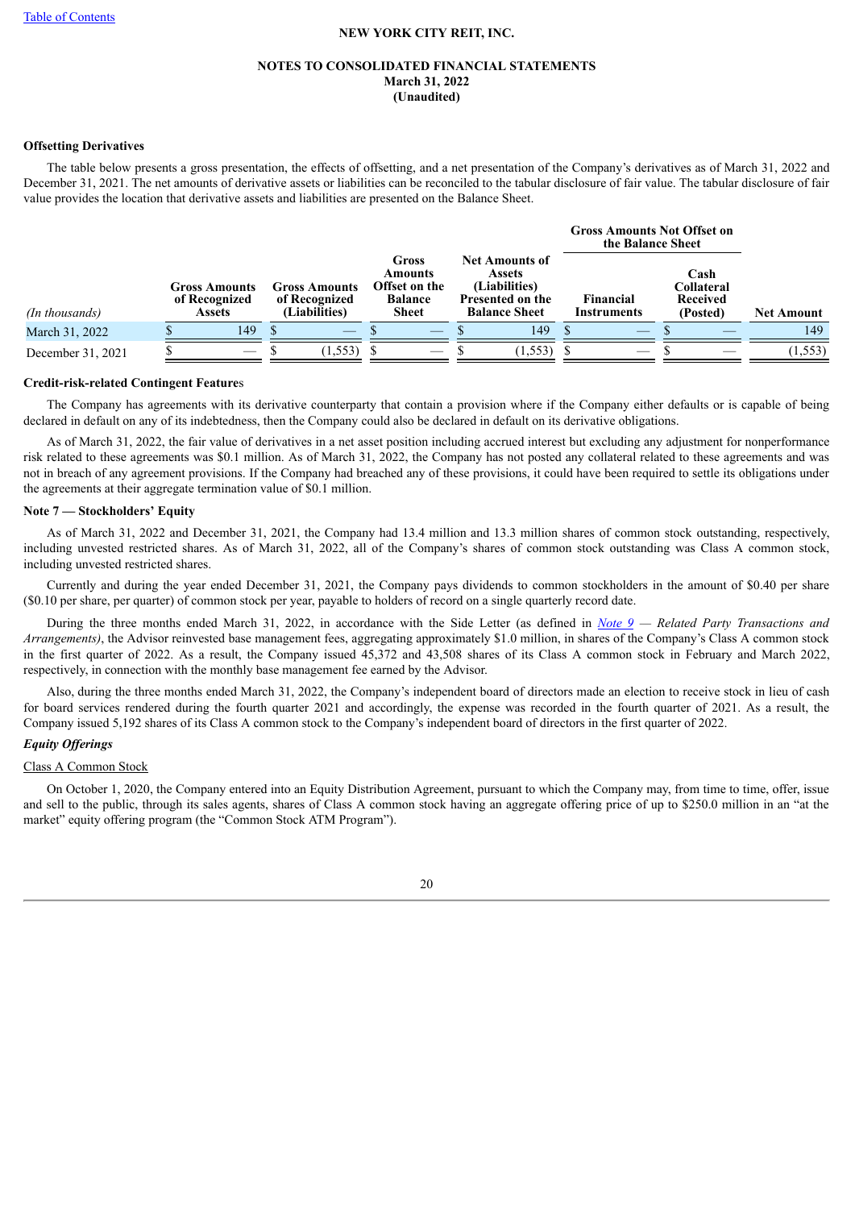### Offsetting Derivatives

The table below presents a gross presentation, the effects of offsetting, and a net presentation of the Company's derivatives as of March 31, 2022 and December 31, 2021. The net amounts of derivative assets or liabilities can be reconciled to the tabular disclosure of fair value. The tabular disclosure of fair value provides the location that derivative assets and liabilities are presented on the Balance Sheet.

| | | | | | Gross Amounts Not Offset on the Balance Sheet | | |
|---|---|---|---|---|---|---|---|
| *(In thousands)* | Gross Amounts of Recognized Assets | Gross Amounts of Recognized (Liabilities) | Gross Amounts Offset on the Balance Sheet | Net Amounts of Assets (Liabilities) Presented on the Balance Sheet | Financial Instruments | Cash Collateral Received (Posted) | Net Amount |
| March 31, 2022 | $ 149 | $ — | $ — | $ 149 | $ — | $ — | 149 |
| December 31, 2021 | $ — | $ (1,553) | $ — | $ (1,553) | $ — | $ — | (1,553) |

### Credit-risk-related Contingent Features

The Company has agreements with its derivative counterparty that contain a provision where if the Company either defaults or is capable of being declared in default on any of its indebtedness, then the Company could also be declared in default on its derivative obligations.

As of March 31, 2022, the fair value of derivatives in a net asset position including accrued interest but excluding any adjustment for nonperformance risk related to these agreements was $0.1 million. As of March 31, 2022, the Company has not posted any collateral related to these agreements and was not in breach of any agreement provisions. If the Company had breached any of these provisions, it could have been required to settle its obligations under the agreements at their aggregate termination value of $0.1 million.

## Note 7 — Stockholders' Equity

As of March 31, 2022 and December 31, 2021, the Company had 13.4 million and 13.3 million shares of common stock outstanding, respectively, including unvested restricted shares. As of March 31, 2022, all of the Company's shares of common stock outstanding was Class A common stock, including unvested restricted shares.

Currently and during the year ended December 31, 2021, the Company pays dividends to common stockholders in the amount of $0.40 per share ($0.10 per share, per quarter) of common stock per year, payable to holders of record on a single quarterly record date.

During the three months ended March 31, 2022, in accordance with the Side Letter (as defined in *Note 9 — Related Party Transactions and Arrangements)*, the Advisor reinvested base management fees, aggregating approximately $1.0 million, in shares of the Company's Class A common stock in the first quarter of 2022. As a result, the Company issued 45,372 and 43,508 shares of its Class A common stock in February and March 2022, respectively, in connection with the monthly base management fee earned by the Advisor.

Also, during the three months ended March 31, 2022, the Company's independent board of directors made an election to receive stock in lieu of cash for board services rendered during the fourth quarter 2021 and accordingly, the expense was recorded in the fourth quarter of 2021. As a result, the Company issued 5,192 shares of its Class A common stock to the Company's independent board of directors in the first quarter of 2022.

### *Equity Offerings*

Class A Common Stock

On October 1, 2020, the Company entered into an Equity Distribution Agreement, pursuant to which the Company may, from time to time, offer, issue and sell to the public, through its sales agents, shares of Class A common stock having an aggregate offering price of up to $250.0 million in an "at the market" equity offering program (the "Common Stock ATM Program").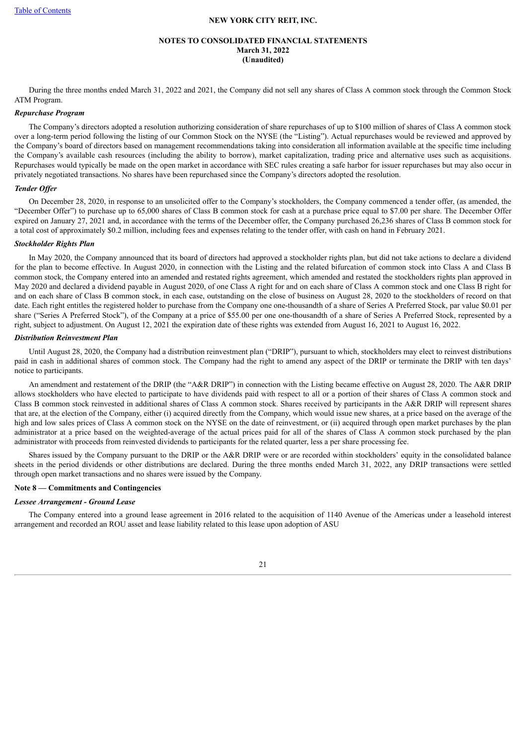During the three months ended March 31, 2022 and 2021, the Company did not sell any shares of Class A common stock through the Common Stock ATM Program.

***Repurchase Program***

The Company's directors adopted a resolution authorizing consideration of share repurchases of up to $100 million of shares of Class A common stock over a long-term period following the listing of our Common Stock on the NYSE (the "Listing"). Actual repurchases would be reviewed and approved by the Company's board of directors based on management recommendations taking into consideration all information available at the specific time including the Company's available cash resources (including the ability to borrow), market capitalization, trading price and alternative uses such as acquisitions. Repurchases would typically be made on the open market in accordance with SEC rules creating a safe harbor for issuer repurchases but may also occur in privately negotiated transactions. No shares have been repurchased since the Company's directors adopted the resolution.

***Tender Offer***

On December 28, 2020, in response to an unsolicited offer to the Company's stockholders, the Company commenced a tender offer, (as amended, the "December Offer") to purchase up to 65,000 shares of Class B common stock for cash at a purchase price equal to $7.00 per share. The December Offer expired on January 27, 2021 and, in accordance with the terms of the December offer, the Company purchased 26,236 shares of Class B common stock for a total cost of approximately $0.2 million, including fees and expenses relating to the tender offer, with cash on hand in February 2021.

***Stockholder Rights Plan***

In May 2020, the Company announced that its board of directors had approved a stockholder rights plan, but did not take actions to declare a dividend for the plan to become effective. In August 2020, in connection with the Listing and the related bifurcation of common stock into Class A and Class B common stock, the Company entered into an amended and restated rights agreement, which amended and restated the stockholders rights plan approved in May 2020 and declared a dividend payable in August 2020, of one Class A right for and on each share of Class A common stock and one Class B right for and on each share of Class B common stock, in each case, outstanding on the close of business on August 28, 2020 to the stockholders of record on that date. Each right entitles the registered holder to purchase from the Company one one-thousandth of a share of Series A Preferred Stock, par value $0.01 per share ("Series A Preferred Stock"), of the Company at a price of $55.00 per one one-thousandth of a share of Series A Preferred Stock, represented by a right, subject to adjustment. On August 12, 2021 the expiration date of these rights was extended from August 16, 2021 to August 16, 2022.

***Distribution Reinvestment Plan***

Until August 28, 2020, the Company had a distribution reinvestment plan ("DRIP"), pursuant to which, stockholders may elect to reinvest distributions paid in cash in additional shares of common stock. The Company had the right to amend any aspect of the DRIP or terminate the DRIP with ten days' notice to participants.

An amendment and restatement of the DRIP (the "A&R DRIP") in connection with the Listing became effective on August 28, 2020. The A&R DRIP allows stockholders who have elected to participate to have dividends paid with respect to all or a portion of their shares of Class A common stock and Class B common stock reinvested in additional shares of Class A common stock. Shares received by participants in the A&R DRIP will represent shares that are, at the election of the Company, either (i) acquired directly from the Company, which would issue new shares, at a price based on the average of the high and low sales prices of Class A common stock on the NYSE on the date of reinvestment, or (ii) acquired through open market purchases by the plan administrator at a price based on the weighted-average of the actual prices paid for all of the shares of Class A common stock purchased by the plan administrator with proceeds from reinvested dividends to participants for the related quarter, less a per share processing fee.

Shares issued by the Company pursuant to the DRIP or the A&R DRIP were or are recorded within stockholders' equity in the consolidated balance sheets in the period dividends or other distributions are declared. During the three months ended March 31, 2022, any DRIP transactions were settled through open market transactions and no shares were issued by the Company.

## Note 8 — Commitments and Contingencies

***Lessee Arrangement - Ground Lease***

The Company entered into a ground lease agreement in 2016 related to the acquisition of 1140 Avenue of the Americas under a leasehold interest arrangement and recorded an ROU asset and lease liability related to this lease upon adoption of ASU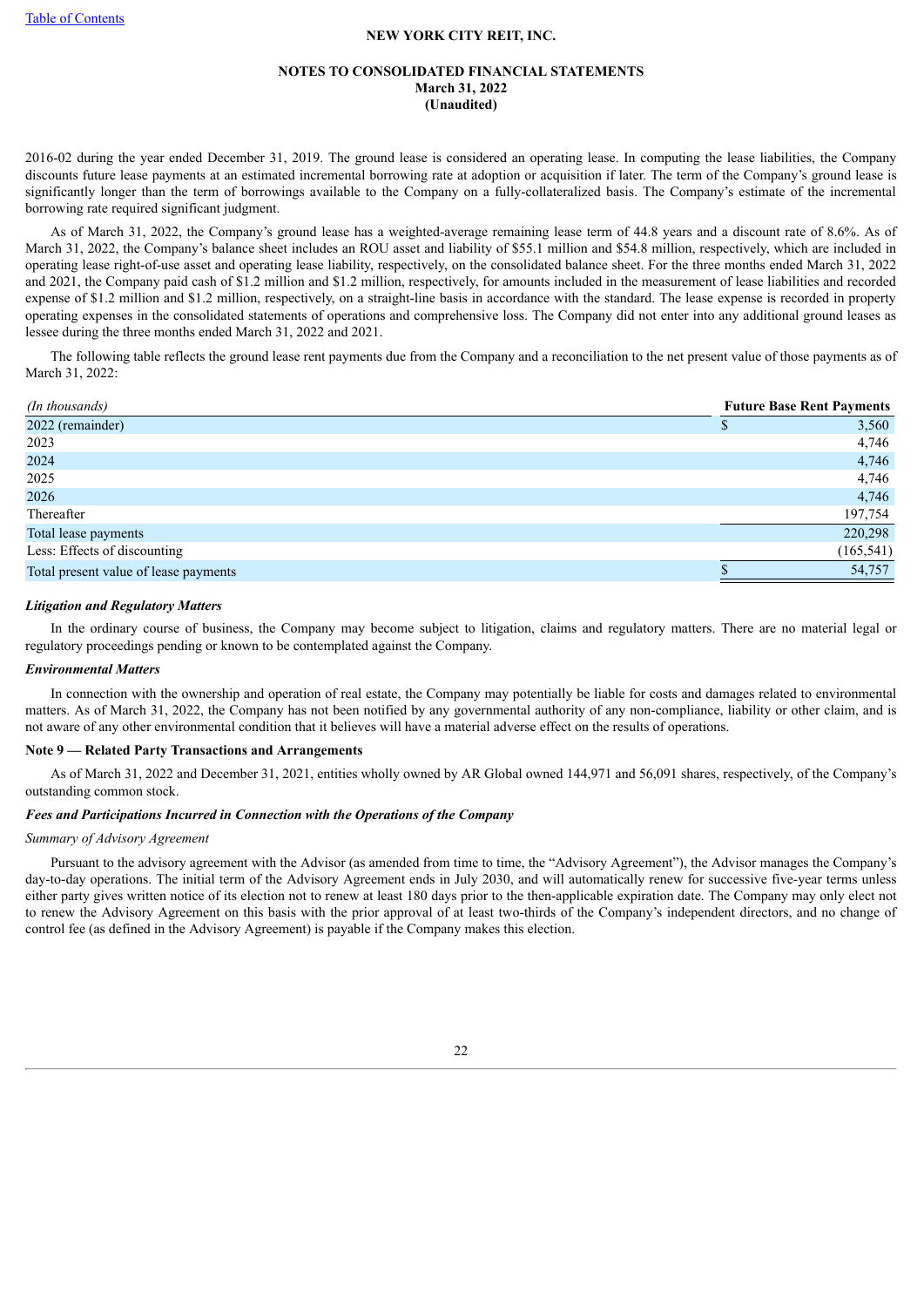2016-02 during the year ended December 31, 2019. The ground lease is considered an operating lease. In computing the lease liabilities, the Company discounts future lease payments at an estimated incremental borrowing rate at adoption or acquisition if later. The term of the Company's ground lease is significantly longer than the term of borrowings available to the Company on a fully-collateralized basis. The Company's estimate of the incremental borrowing rate required significant judgment.

As of March 31, 2022, the Company's ground lease has a weighted-average remaining lease term of 44.8 years and a discount rate of 8.6%. As of March 31, 2022, the Company's balance sheet includes an ROU asset and liability of $55.1 million and $54.8 million, respectively, which are included in operating lease right-of-use asset and operating lease liability, respectively, on the consolidated balance sheet. For the three months ended March 31, 2022 and 2021, the Company paid cash of $1.2 million and $1.2 million, respectively, for amounts included in the measurement of lease liabilities and recorded expense of $1.2 million and $1.2 million, respectively, on a straight-line basis in accordance with the standard. The lease expense is recorded in property operating expenses in the consolidated statements of operations and comprehensive loss. The Company did not enter into any additional ground leases as lessee during the three months ended March 31, 2022 and 2021.

The following table reflects the ground lease rent payments due from the Company and a reconciliation to the net present value of those payments as of March 31, 2022:

| *(In thousands)* | Future Base Rent Payments |
|---|---|
| 2022 (remainder) | $ 3,560 |
| 2023 | 4,746 |
| 2024 | 4,746 |
| 2025 | 4,746 |
| 2026 | 4,746 |
| Thereafter | 197,754 |
| Total lease payments | 220,298 |
| Less: Effects of discounting | (165,541) |
| Total present value of lease payments | $ 54,757 |

***Litigation and Regulatory Matters***

In the ordinary course of business, the Company may become subject to litigation, claims and regulatory matters. There are no material legal or regulatory proceedings pending or known to be contemplated against the Company.

***Environmental Matters***

In connection with the ownership and operation of real estate, the Company may potentially be liable for costs and damages related to environmental matters. As of March 31, 2022, the Company has not been notified by any governmental authority of any non-compliance, liability or other claim, and is not aware of any other environmental condition that it believes will have a material adverse effect on the results of operations.

## Note 9 — Related Party Transactions and Arrangements

As of March 31, 2022 and December 31, 2021, entities wholly owned by AR Global owned 144,971 and 56,091 shares, respectively, of the Company's outstanding common stock.

***Fees and Participations Incurred in Connection with the Operations of the Company***

*Summary of Advisory Agreement*

Pursuant to the advisory agreement with the Advisor (as amended from time to time, the "Advisory Agreement"), the Advisor manages the Company's day-to-day operations. The initial term of the Advisory Agreement ends in July 2030, and will automatically renew for successive five-year terms unless either party gives written notice of its election not to renew at least 180 days prior to the then-applicable expiration date. The Company may only elect not to renew the Advisory Agreement on this basis with the prior approval of at least two-thirds of the Company's independent directors, and no change of control fee (as defined in the Advisory Agreement) is payable if the Company makes this election.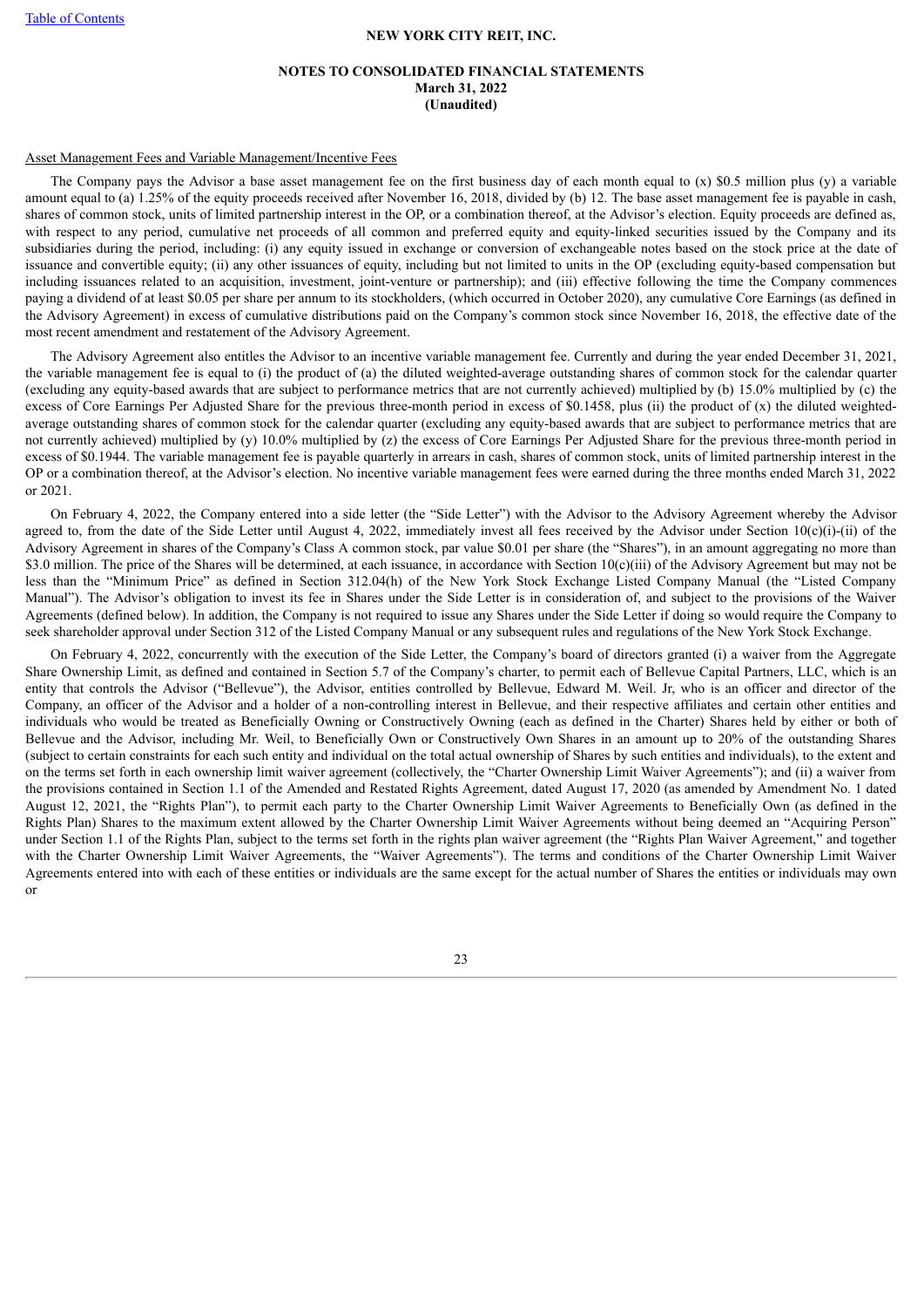Asset Management Fees and Variable Management/Incentive Fees

The Company pays the Advisor a base asset management fee on the first business day of each month equal to (x) $0.5 million plus (y) a variable amount equal to (a) 1.25% of the equity proceeds received after November 16, 2018, divided by (b) 12. The base asset management fee is payable in cash, shares of common stock, units of limited partnership interest in the OP, or a combination thereof, at the Advisor's election. Equity proceeds are defined as, with respect to any period, cumulative net proceeds of all common and preferred equity and equity-linked securities issued by the Company and its subsidiaries during the period, including: (i) any equity issued in exchange or conversion of exchangeable notes based on the stock price at the date of issuance and convertible equity; (ii) any other issuances of equity, including but not limited to units in the OP (excluding equity-based compensation but including issuances related to an acquisition, investment, joint-venture or partnership); and (iii) effective following the time the Company commences paying a dividend of at least $0.05 per share per annum to its stockholders, (which occurred in October 2020), any cumulative Core Earnings (as defined in the Advisory Agreement) in excess of cumulative distributions paid on the Company's common stock since November 16, 2018, the effective date of the most recent amendment and restatement of the Advisory Agreement.

The Advisory Agreement also entitles the Advisor to an incentive variable management fee. Currently and during the year ended December 31, 2021, the variable management fee is equal to (i) the product of (a) the diluted weighted-average outstanding shares of common stock for the calendar quarter (excluding any equity-based awards that are subject to performance metrics that are not currently achieved) multiplied by (b) 15.0% multiplied by (c) the excess of Core Earnings Per Adjusted Share for the previous three-month period in excess of $0.1458, plus (ii) the product of (x) the diluted weighted-average outstanding shares of common stock for the calendar quarter (excluding any equity-based awards that are subject to performance metrics that are not currently achieved) multiplied by (y) 10.0% multiplied by (z) the excess of Core Earnings Per Adjusted Share for the previous three-month period in excess of $0.1944. The variable management fee is payable quarterly in arrears in cash, shares of common stock, units of limited partnership interest in the OP or a combination thereof, at the Advisor's election. No incentive variable management fees were earned during the three months ended March 31, 2022 or 2021.

On February 4, 2022, the Company entered into a side letter (the "Side Letter") with the Advisor to the Advisory Agreement whereby the Advisor agreed to, from the date of the Side Letter until August 4, 2022, immediately invest all fees received by the Advisor under Section 10(c)(i)-(ii) of the Advisory Agreement in shares of the Company's Class A common stock, par value $0.01 per share (the "Shares"), in an amount aggregating no more than $3.0 million. The price of the Shares will be determined, at each issuance, in accordance with Section 10(c)(iii) of the Advisory Agreement but may not be less than the "Minimum Price" as defined in Section 312.04(h) of the New York Stock Exchange Listed Company Manual (the "Listed Company Manual"). The Advisor's obligation to invest its fee in Shares under the Side Letter is in consideration of, and subject to the provisions of the Waiver Agreements (defined below). In addition, the Company is not required to issue any Shares under the Side Letter if doing so would require the Company to seek shareholder approval under Section 312 of the Listed Company Manual or any subsequent rules and regulations of the New York Stock Exchange.

On February 4, 2022, concurrently with the execution of the Side Letter, the Company's board of directors granted (i) a waiver from the Aggregate Share Ownership Limit, as defined and contained in Section 5.7 of the Company's charter, to permit each of Bellevue Capital Partners, LLC, which is an entity that controls the Advisor ("Bellevue"), the Advisor, entities controlled by Bellevue, Edward M. Weil. Jr, who is an officer and director of the Company, an officer of the Advisor and a holder of a non-controlling interest in Bellevue, and their respective affiliates and certain other entities and individuals who would be treated as Beneficially Owning or Constructively Owning (each as defined in the Charter) Shares held by either or both of Bellevue and the Advisor, including Mr. Weil, to Beneficially Own or Constructively Own Shares in an amount up to 20% of the outstanding Shares (subject to certain constraints for each such entity and individual on the total actual ownership of Shares by such entities and individuals), to the extent and on the terms set forth in each ownership limit waiver agreement (collectively, the "Charter Ownership Limit Waiver Agreements"); and (ii) a waiver from the provisions contained in Section 1.1 of the Amended and Restated Rights Agreement, dated August 17, 2020 (as amended by Amendment No. 1 dated August 12, 2021, the "Rights Plan"), to permit each party to the Charter Ownership Limit Waiver Agreements to Beneficially Own (as defined in the Rights Plan) Shares to the maximum extent allowed by the Charter Ownership Limit Waiver Agreements without being deemed an "Acquiring Person" under Section 1.1 of the Rights Plan, subject to the terms set forth in the rights plan waiver agreement (the "Rights Plan Waiver Agreement," and together with the Charter Ownership Limit Waiver Agreements, the "Waiver Agreements"). The terms and conditions of the Charter Ownership Limit Waiver Agreements entered into with each of these entities or individuals are the same except for the actual number of Shares the entities or individuals may own or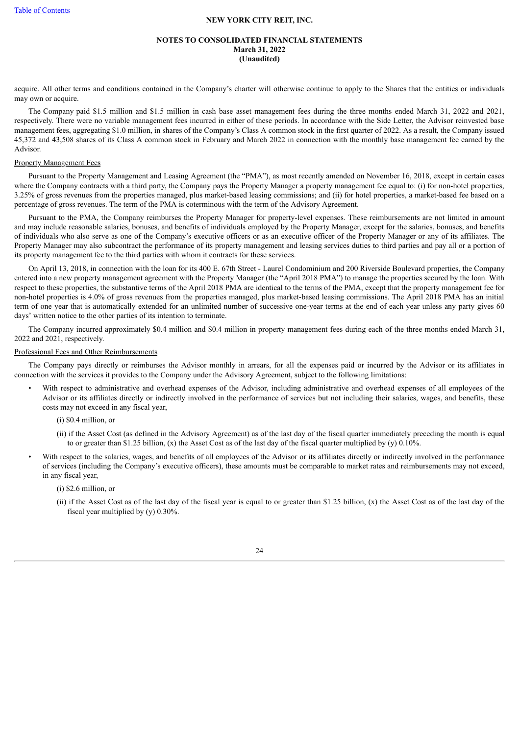acquire. All other terms and conditions contained in the Company's charter will otherwise continue to apply to the Shares that the entities or individuals may own or acquire.

The Company paid $1.5 million and $1.5 million in cash base asset management fees during the three months ended March 31, 2022 and 2021, respectively. There were no variable management fees incurred in either of these periods. In accordance with the Side Letter, the Advisor reinvested base management fees, aggregating $1.0 million, in shares of the Company's Class A common stock in the first quarter of 2022. As a result, the Company issued 45,372 and 43,508 shares of its Class A common stock in February and March 2022 in connection with the monthly base management fee earned by the Advisor.

Property Management Fees

Pursuant to the Property Management and Leasing Agreement (the "PMA"), as most recently amended on November 16, 2018, except in certain cases where the Company contracts with a third party, the Company pays the Property Manager a property management fee equal to: (i) for non-hotel properties, 3.25% of gross revenues from the properties managed, plus market-based leasing commissions; and (ii) for hotel properties, a market-based fee based on a percentage of gross revenues. The term of the PMA is coterminous with the term of the Advisory Agreement.

Pursuant to the PMA, the Company reimburses the Property Manager for property-level expenses. These reimbursements are not limited in amount and may include reasonable salaries, bonuses, and benefits of individuals employed by the Property Manager, except for the salaries, bonuses, and benefits of individuals who also serve as one of the Company's executive officers or as an executive officer of the Property Manager or any of its affiliates. The Property Manager may also subcontract the performance of its property management and leasing services duties to third parties and pay all or a portion of its property management fee to the third parties with whom it contracts for these services.

On April 13, 2018, in connection with the loan for its 400 E. 67th Street - Laurel Condominium and 200 Riverside Boulevard properties, the Company entered into a new property management agreement with the Property Manager (the "April 2018 PMA") to manage the properties secured by the loan. With respect to these properties, the substantive terms of the April 2018 PMA are identical to the terms of the PMA, except that the property management fee for non-hotel properties is 4.0% of gross revenues from the properties managed, plus market-based leasing commissions. The April 2018 PMA has an initial term of one year that is automatically extended for an unlimited number of successive one-year terms at the end of each year unless any party gives 60 days' written notice to the other parties of its intention to terminate.

The Company incurred approximately $0.4 million and $0.4 million in property management fees during each of the three months ended March 31, 2022 and 2021, respectively.

Professional Fees and Other Reimbursements

The Company pays directly or reimburses the Advisor monthly in arrears, for all the expenses paid or incurred by the Advisor or its affiliates in connection with the services it provides to the Company under the Advisory Agreement, subject to the following limitations:

- With respect to administrative and overhead expenses of the Advisor, including administrative and overhead expenses of all employees of the Advisor or its affiliates directly or indirectly involved in the performance of services but not including their salaries, wages, and benefits, these costs may not exceed in any fiscal year,

  (i) $0.4 million, or

  (ii) if the Asset Cost (as defined in the Advisory Agreement) as of the last day of the fiscal quarter immediately preceding the month is equal to or greater than $1.25 billion, (x) the Asset Cost as of the last day of the fiscal quarter multiplied by (y) 0.10%.

- With respect to the salaries, wages, and benefits of all employees of the Advisor or its affiliates directly or indirectly involved in the performance of services (including the Company's executive officers), these amounts must be comparable to market rates and reimbursements may not exceed, in any fiscal year,

  (i) $2.6 million, or

  (ii) if the Asset Cost as of the last day of the fiscal year is equal to or greater than $1.25 billion, (x) the Asset Cost as of the last day of the fiscal year multiplied by (y) 0.30%.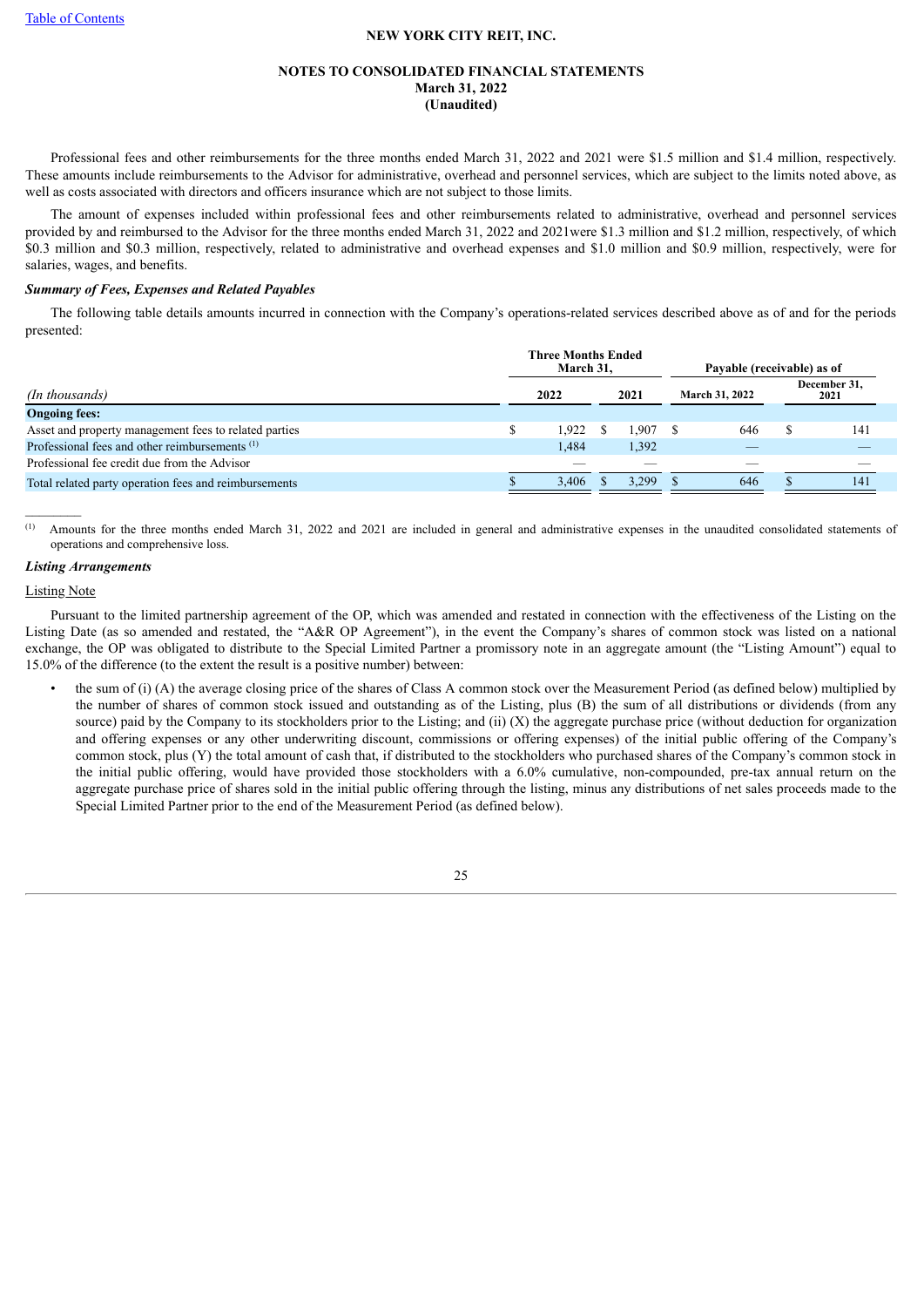Professional fees and other reimbursements for the three months ended March 31, 2022 and 2021 were $1.5 million and $1.4 million, respectively. These amounts include reimbursements to the Advisor for administrative, overhead and personnel services, which are subject to the limits noted above, as well as costs associated with directors and officers insurance which are not subject to those limits.

The amount of expenses included within professional fees and other reimbursements related to administrative, overhead and personnel services provided by and reimbursed to the Advisor for the three months ended March 31, 2022 and 2021were $1.3 million and $1.2 million, respectively, of which $0.3 million and $0.3 million, respectively, related to administrative and overhead expenses and $1.0 million and $0.9 million, respectively, were for salaries, wages, and benefits.

***Summary of Fees, Expenses and Related Payables***

The following table details amounts incurred in connection with the Company's operations-related services described above as of and for the periods presented:

| *(In thousands)* | Three Months Ended March 31, 2022 | Three Months Ended March 31, 2021 | Payable (receivable) as of March 31, 2022 | Payable (receivable) as of December 31, 2021 |
|---|---|---|---|---|
| **Ongoing fees:** | | | | |
| Asset and property management fees to related parties | $ 1,922 | $ 1,907 | $ 646 | $ 141 |
| Professional fees and other reimbursements [1] | 1,484 | 1,392 | — | — |
| Professional fee credit due from the Advisor | — | — | — | — |
| Total related party operation fees and reimbursements | $ 3,406 | $ 3,299 | $ 646 | $ 141 |

[1] Amounts for the three months ended March 31, 2022 and 2021 are included in general and administrative expenses in the unaudited consolidated statements of operations and comprehensive loss.

***Listing Arrangements***

Listing Note

Pursuant to the limited partnership agreement of the OP, which was amended and restated in connection with the effectiveness of the Listing on the Listing Date (as so amended and restated, the "A&R OP Agreement"), in the event the Company's shares of common stock was listed on a national exchange, the OP was obligated to distribute to the Special Limited Partner a promissory note in an aggregate amount (the "Listing Amount") equal to 15.0% of the difference (to the extent the result is a positive number) between:

- the sum of (i) (A) the average closing price of the shares of Class A common stock over the Measurement Period (as defined below) multiplied by the number of shares of common stock issued and outstanding as of the Listing, plus (B) the sum of all distributions or dividends (from any source) paid by the Company to its stockholders prior to the Listing; and (ii) (X) the aggregate purchase price (without deduction for organization and offering expenses or any other underwriting discount, commissions or offering expenses) of the initial public offering of the Company's common stock, plus (Y) the total amount of cash that, if distributed to the stockholders who purchased shares of the Company's common stock in the initial public offering, would have provided those stockholders with a 6.0% cumulative, non-compounded, pre-tax annual return on the aggregate purchase price of shares sold in the initial public offering through the listing, minus any distributions of net sales proceeds made to the Special Limited Partner prior to the end of the Measurement Period (as defined below).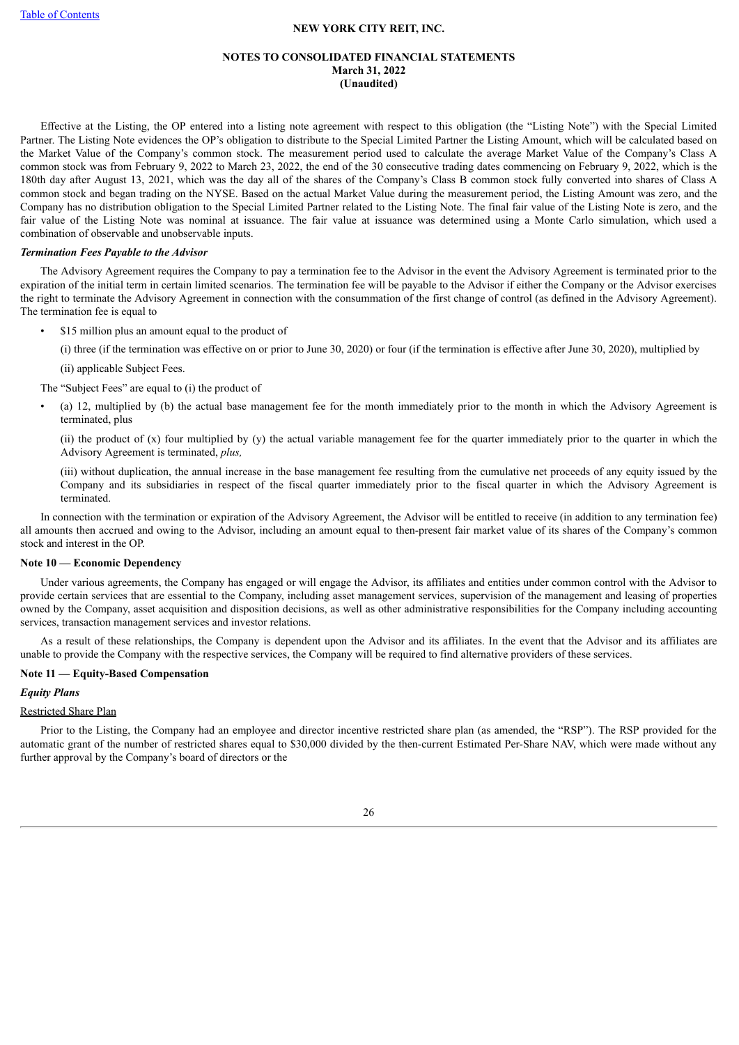Effective at the Listing, the OP entered into a listing note agreement with respect to this obligation (the "Listing Note") with the Special Limited Partner. The Listing Note evidences the OP's obligation to distribute to the Special Limited Partner the Listing Amount, which will be calculated based on the Market Value of the Company's common stock. The measurement period used to calculate the average Market Value of the Company's Class A common stock was from February 9, 2022 to March 23, 2022, the end of the 30 consecutive trading dates commencing on February 9, 2022, which is the 180th day after August 13, 2021, which was the day all of the shares of the Company's Class B common stock fully converted into shares of Class A common stock and began trading on the NYSE. Based on the actual Market Value during the measurement period, the Listing Amount was zero, and the Company has no distribution obligation to the Special Limited Partner related to the Listing Note. The final fair value of the Listing Note is zero, and the fair value of the Listing Note was nominal at issuance. The fair value at issuance was determined using a Monte Carlo simulation, which used a combination of observable and unobservable inputs.

***Termination Fees Payable to the Advisor***

The Advisory Agreement requires the Company to pay a termination fee to the Advisor in the event the Advisory Agreement is terminated prior to the expiration of the initial term in certain limited scenarios. The termination fee will be payable to the Advisor if either the Company or the Advisor exercises the right to terminate the Advisory Agreement in connection with the consummation of the first change of control (as defined in the Advisory Agreement). The termination fee is equal to

- $15 million plus an amount equal to the product of

  (i) three (if the termination was effective on or prior to June 30, 2020) or four (if the termination is effective after June 30, 2020), multiplied by

  (ii) applicable Subject Fees.

The "Subject Fees" are equal to (i) the product of

- (a) 12, multiplied by (b) the actual base management fee for the month immediately prior to the month in which the Advisory Agreement is terminated, plus

  (ii) the product of (x) four multiplied by (y) the actual variable management fee for the quarter immediately prior to the quarter in which the Advisory Agreement is terminated, *plus,*

  (iii) without duplication, the annual increase in the base management fee resulting from the cumulative net proceeds of any equity issued by the Company and its subsidiaries in respect of the fiscal quarter immediately prior to the fiscal quarter in which the Advisory Agreement is terminated.

In connection with the termination or expiration of the Advisory Agreement, the Advisor will be entitled to receive (in addition to any termination fee) all amounts then accrued and owing to the Advisor, including an amount equal to then-present fair market value of its shares of the Company's common stock and interest in the OP.

**Note 10 — Economic Dependency**

Under various agreements, the Company has engaged or will engage the Advisor, its affiliates and entities under common control with the Advisor to provide certain services that are essential to the Company, including asset management services, supervision of the management and leasing of properties owned by the Company, asset acquisition and disposition decisions, as well as other administrative responsibilities for the Company including accounting services, transaction management services and investor relations.

As a result of these relationships, the Company is dependent upon the Advisor and its affiliates. In the event that the Advisor and its affiliates are unable to provide the Company with the respective services, the Company will be required to find alternative providers of these services.

**Note 11 — Equity-Based Compensation**

***Equity Plans***

Restricted Share Plan

Prior to the Listing, the Company had an employee and director incentive restricted share plan (as amended, the "RSP"). The RSP provided for the automatic grant of the number of restricted shares equal to $30,000 divided by the then-current Estimated Per-Share NAV, which were made without any further approval by the Company's board of directors or the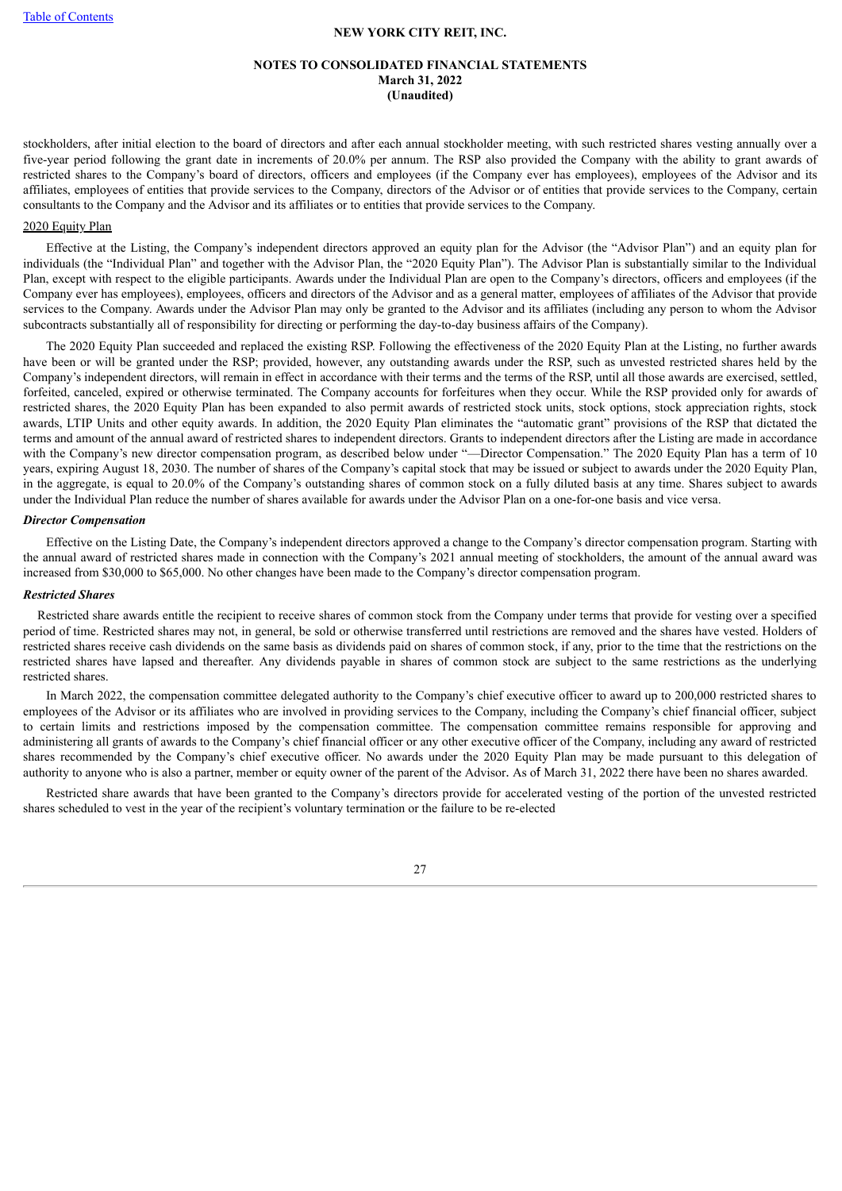stockholders, after initial election to the board of directors and after each annual stockholder meeting, with such restricted shares vesting annually over a five-year period following the grant date in increments of 20.0% per annum. The RSP also provided the Company with the ability to grant awards of restricted shares to the Company's board of directors, officers and employees (if the Company ever has employees), employees of the Advisor and its affiliates, employees of entities that provide services to the Company, directors of the Advisor or of entities that provide services to the Company, certain consultants to the Company and the Advisor and its affiliates or to entities that provide services to the Company.

2020 Equity Plan

Effective at the Listing, the Company's independent directors approved an equity plan for the Advisor (the "Advisor Plan") and an equity plan for individuals (the "Individual Plan" and together with the Advisor Plan, the "2020 Equity Plan"). The Advisor Plan is substantially similar to the Individual Plan, except with respect to the eligible participants. Awards under the Individual Plan are open to the Company's directors, officers and employees (if the Company ever has employees), employees, officers and directors of the Advisor and as a general matter, employees of affiliates of the Advisor that provide services to the Company. Awards under the Advisor Plan may only be granted to the Advisor and its affiliates (including any person to whom the Advisor subcontracts substantially all of responsibility for directing or performing the day-to-day business affairs of the Company).

The 2020 Equity Plan succeeded and replaced the existing RSP. Following the effectiveness of the 2020 Equity Plan at the Listing, no further awards have been or will be granted under the RSP; provided, however, any outstanding awards under the RSP, such as unvested restricted shares held by the Company's independent directors, will remain in effect in accordance with their terms and the terms of the RSP, until all those awards are exercised, settled, forfeited, canceled, expired or otherwise terminated. The Company accounts for forfeitures when they occur. While the RSP provided only for awards of restricted shares, the 2020 Equity Plan has been expanded to also permit awards of restricted stock units, stock options, stock appreciation rights, stock awards, LTIP Units and other equity awards. In addition, the 2020 Equity Plan eliminates the "automatic grant" provisions of the RSP that dictated the terms and amount of the annual award of restricted shares to independent directors. Grants to independent directors after the Listing are made in accordance with the Company's new director compensation program, as described below under "—Director Compensation." The 2020 Equity Plan has a term of 10 years, expiring August 18, 2030. The number of shares of the Company's capital stock that may be issued or subject to awards under the 2020 Equity Plan, in the aggregate, is equal to 20.0% of the Company's outstanding shares of common stock on a fully diluted basis at any time. Shares subject to awards under the Individual Plan reduce the number of shares available for awards under the Advisor Plan on a one-for-one basis and vice versa.

***Director Compensation***

Effective on the Listing Date, the Company's independent directors approved a change to the Company's director compensation program. Starting with the annual award of restricted shares made in connection with the Company's 2021 annual meeting of stockholders, the amount of the annual award was increased from $30,000 to $65,000. No other changes have been made to the Company's director compensation program.

***Restricted Shares***

Restricted share awards entitle the recipient to receive shares of common stock from the Company under terms that provide for vesting over a specified period of time. Restricted shares may not, in general, be sold or otherwise transferred until restrictions are removed and the shares have vested. Holders of restricted shares receive cash dividends on the same basis as dividends paid on shares of common stock, if any, prior to the time that the restrictions on the restricted shares have lapsed and thereafter. Any dividends payable in shares of common stock are subject to the same restrictions as the underlying restricted shares.

In March 2022, the compensation committee delegated authority to the Company's chief executive officer to award up to 200,000 restricted shares to employees of the Advisor or its affiliates who are involved in providing services to the Company, including the Company's chief financial officer, subject to certain limits and restrictions imposed by the compensation committee. The compensation committee remains responsible for approving and administering all grants of awards to the Company's chief financial officer or any other executive officer of the Company, including any award of restricted shares recommended by the Company's chief executive officer. No awards under the 2020 Equity Plan may be made pursuant to this delegation of authority to anyone who is also a partner, member or equity owner of the parent of the Advisor. As of March 31, 2022 there have been no shares awarded.

Restricted share awards that have been granted to the Company's directors provide for accelerated vesting of the portion of the unvested restricted shares scheduled to vest in the year of the recipient's voluntary termination or the failure to be re-elected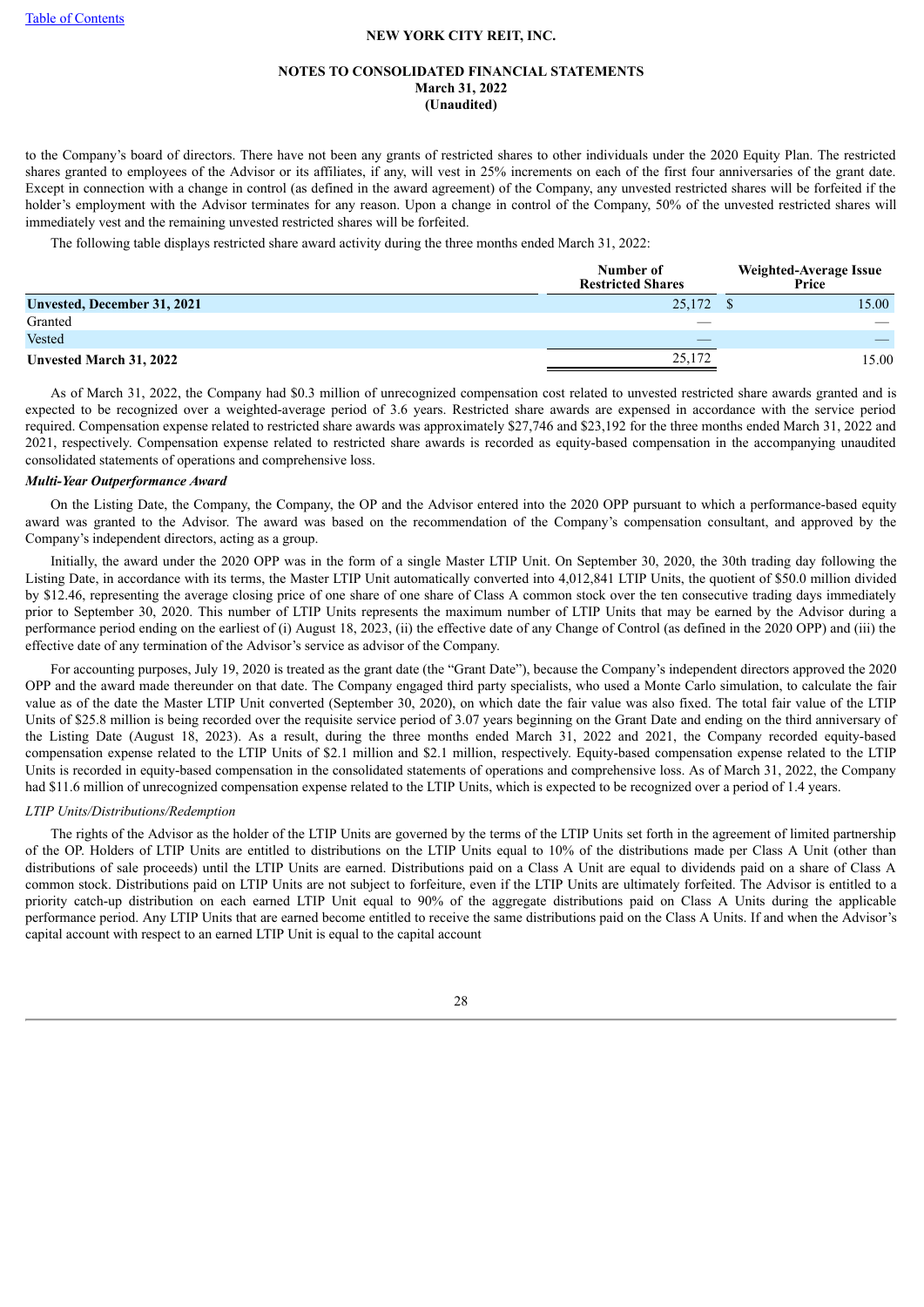to the Company's board of directors. There have not been any grants of restricted shares to other individuals under the 2020 Equity Plan. The restricted shares granted to employees of the Advisor or its affiliates, if any, will vest in 25% increments on each of the first four anniversaries of the grant date. Except in connection with a change in control (as defined in the award agreement) of the Company, any unvested restricted shares will be forfeited if the holder's employment with the Advisor terminates for any reason. Upon a change in control of the Company, 50% of the unvested restricted shares will immediately vest and the remaining unvested restricted shares will be forfeited.

The following table displays restricted share award activity during the three months ended March 31, 2022:

| | Number of Restricted Shares | Weighted-Average Issue Price |
|---|---|---|
| **Unvested, December 31, 2021** | 25,172 | $ 15.00 |
| Granted | — | — |
| Vested | — | — |
| **Unvested March 31, 2022** | 25,172 | 15.00 |

As of March 31, 2022, the Company had $0.3 million of unrecognized compensation cost related to unvested restricted share awards granted and is expected to be recognized over a weighted-average period of 3.6 years. Restricted share awards are expensed in accordance with the service period required. Compensation expense related to restricted share awards was approximately $27,746 and $23,192 for the three months ended March 31, 2022 and 2021, respectively. Compensation expense related to restricted share awards is recorded as equity-based compensation in the accompanying unaudited consolidated statements of operations and comprehensive loss.

***Multi-Year Outperformance Award***

On the Listing Date, the Company, the Company, the OP and the Advisor entered into the 2020 OPP pursuant to which a performance-based equity award was granted to the Advisor. The award was based on the recommendation of the Company's compensation consultant, and approved by the Company's independent directors, acting as a group.

Initially, the award under the 2020 OPP was in the form of a single Master LTIP Unit. On September 30, 2020, the 30th trading day following the Listing Date, in accordance with its terms, the Master LTIP Unit automatically converted into 4,012,841 LTIP Units, the quotient of $50.0 million divided by $12.46, representing the average closing price of one share of one share of Class A common stock over the ten consecutive trading days immediately prior to September 30, 2020. This number of LTIP Units represents the maximum number of LTIP Units that may be earned by the Advisor during a performance period ending on the earliest of (i) August 18, 2023, (ii) the effective date of any Change of Control (as defined in the 2020 OPP) and (iii) the effective date of any termination of the Advisor's service as advisor of the Company.

For accounting purposes, July 19, 2020 is treated as the grant date (the "Grant Date"), because the Company's independent directors approved the 2020 OPP and the award made thereunder on that date. The Company engaged third party specialists, who used a Monte Carlo simulation, to calculate the fair value as of the date the Master LTIP Unit converted (September 30, 2020), on which date the fair value was also fixed. The total fair value of the LTIP Units of $25.8 million is being recorded over the requisite service period of 3.07 years beginning on the Grant Date and ending on the third anniversary of the Listing Date (August 18, 2023). As a result, during the three months ended March 31, 2022 and 2021, the Company recorded equity-based compensation expense related to the LTIP Units of $2.1 million and $2.1 million, respectively. Equity-based compensation expense related to the LTIP Units is recorded in equity-based compensation in the consolidated statements of operations and comprehensive loss. As of March 31, 2022, the Company had $11.6 million of unrecognized compensation expense related to the LTIP Units, which is expected to be recognized over a period of 1.4 years.

*LTIP Units/Distributions/Redemption*

The rights of the Advisor as the holder of the LTIP Units are governed by the terms of the LTIP Units set forth in the agreement of limited partnership of the OP. Holders of LTIP Units are entitled to distributions on the LTIP Units equal to 10% of the distributions made per Class A Unit (other than distributions of sale proceeds) until the LTIP Units are earned. Distributions paid on a Class A Unit are equal to dividends paid on a share of Class A common stock. Distributions paid on LTIP Units are not subject to forfeiture, even if the LTIP Units are ultimately forfeited. The Advisor is entitled to a priority catch-up distribution on each earned LTIP Unit equal to 90% of the aggregate distributions paid on Class A Units during the applicable performance period. Any LTIP Units that are earned become entitled to receive the same distributions paid on the Class A Units. If and when the Advisor's capital account with respect to an earned LTIP Unit is equal to the capital account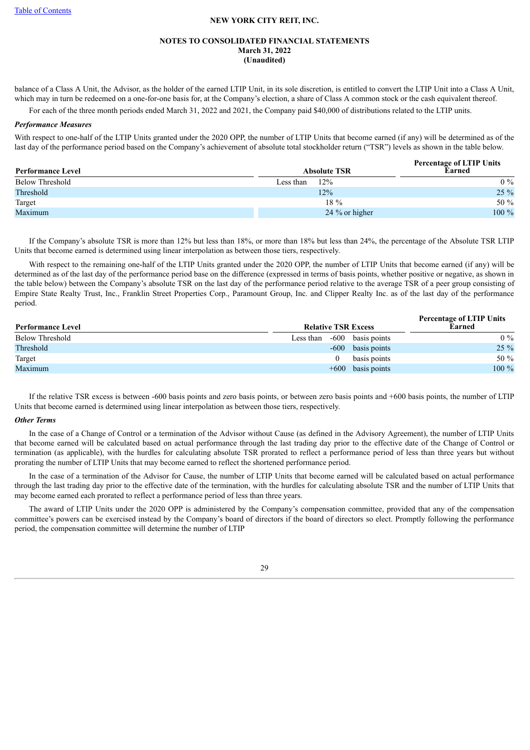balance of a Class A Unit, the Advisor, as the holder of the earned LTIP Unit, in its sole discretion, is entitled to convert the LTIP Unit into a Class A Unit, which may in turn be redeemed on a one-for-one basis for, at the Company's election, a share of Class A common stock or the cash equivalent thereof.

For each of the three month periods ended March 31, 2022 and 2021, the Company paid $40,000 of distributions related to the LTIP units.

***Performance Measures***

With respect to one-half of the LTIP Units granted under the 2020 OPP, the number of LTIP Units that become earned (if any) will be determined as of the last day of the performance period based on the Company's achievement of absolute total stockholder return ("TSR") levels as shown in the table below.

| Performance Level | Absolute TSR | Percentage of LTIP Units Earned |
|---|---|---|
| Below Threshold | Less than 12% | 0 % |
| Threshold | 12% | 25 % |
| Target | 18 % | 50 % |
| Maximum | 24 % or higher | 100 % |

If the Company's absolute TSR is more than 12% but less than 18%, or more than 18% but less than 24%, the percentage of the Absolute TSR LTIP Units that become earned is determined using linear interpolation as between those tiers, respectively.

With respect to the remaining one-half of the LTIP Units granted under the 2020 OPP, the number of LTIP Units that become earned (if any) will be determined as of the last day of the performance period base on the difference (expressed in terms of basis points, whether positive or negative, as shown in the table below) between the Company's absolute TSR on the last day of the performance period relative to the average TSR of a peer group consisting of Empire State Realty Trust, Inc., Franklin Street Properties Corp., Paramount Group, Inc. and Clipper Realty Inc. as of the last day of the performance period.

| Performance Level | Relative TSR Excess | Percentage of LTIP Units Earned |
|---|---|---|
| Below Threshold | Less than -600 basis points | 0 % |
| Threshold | -600 basis points | 25 % |
| Target | 0 basis points | 50 % |
| Maximum | +600 basis points | 100 % |

If the relative TSR excess is between -600 basis points and zero basis points, or between zero basis points and +600 basis points, the number of LTIP Units that become earned is determined using linear interpolation as between those tiers, respectively.

***Other Terms***

In the case of a Change of Control or a termination of the Advisor without Cause (as defined in the Advisory Agreement), the number of LTIP Units that become earned will be calculated based on actual performance through the last trading day prior to the effective date of the Change of Control or termination (as applicable), with the hurdles for calculating absolute TSR prorated to reflect a performance period of less than three years but without prorating the number of LTIP Units that may become earned to reflect the shortened performance period.

In the case of a termination of the Advisor for Cause, the number of LTIP Units that become earned will be calculated based on actual performance through the last trading day prior to the effective date of the termination, with the hurdles for calculating absolute TSR and the number of LTIP Units that may become earned each prorated to reflect a performance period of less than three years.

The award of LTIP Units under the 2020 OPP is administered by the Company's compensation committee, provided that any of the compensation committee's powers can be exercised instead by the Company's board of directors if the board of directors so elect. Promptly following the performance period, the compensation committee will determine the number of LTIP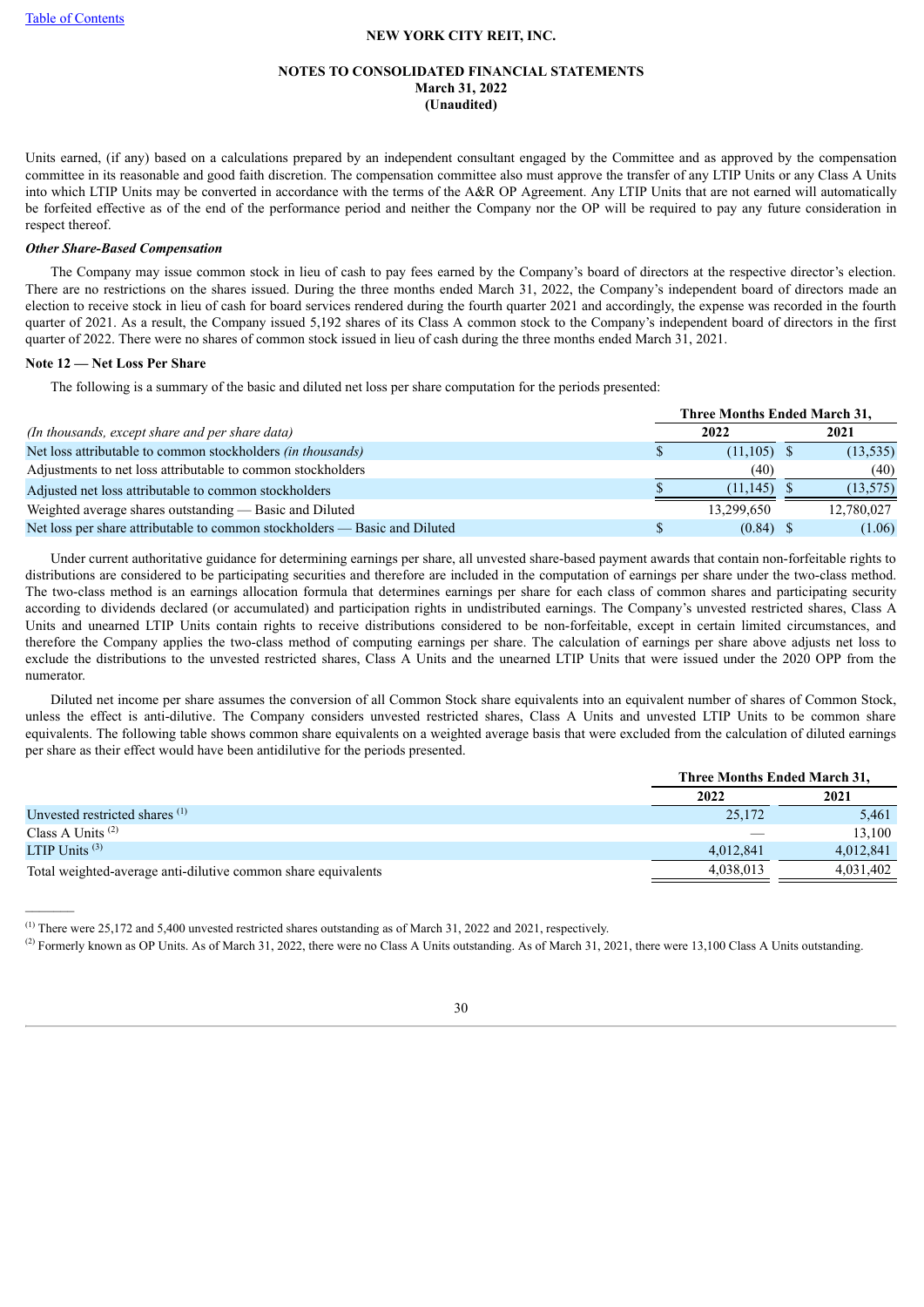Units earned, (if any) based on a calculations prepared by an independent consultant engaged by the Committee and as approved by the compensation committee in its reasonable and good faith discretion. The compensation committee also must approve the transfer of any LTIP Units or any Class A Units into which LTIP Units may be converted in accordance with the terms of the A&R OP Agreement. Any LTIP Units that are not earned will automatically be forfeited effective as of the end of the performance period and neither the Company nor the OP will be required to pay any future consideration in respect thereof.

***Other Share-Based Compensation***

The Company may issue common stock in lieu of cash to pay fees earned by the Company's board of directors at the respective director's election. There are no restrictions on the shares issued. During the three months ended March 31, 2022, the Company's independent board of directors made an election to receive stock in lieu of cash for board services rendered during the fourth quarter 2021 and accordingly, the expense was recorded in the fourth quarter of 2021. As a result, the Company issued 5,192 shares of its Class A common stock to the Company's independent board of directors in the first quarter of 2022. There were no shares of common stock issued in lieu of cash during the three months ended March 31, 2021.

**Note 12 — Net Loss Per Share**

The following is a summary of the basic and diluted net loss per share computation for the periods presented:

| *(In thousands, except share and per share data)* | Three Months Ended March 31, 2022 | Three Months Ended March 31, 2021 |
|---|---|---|
| Net loss attributable to common stockholders *(in thousands)* | $ (11,105) | $ (13,535) |
| Adjustments to net loss attributable to common stockholders | (40) | (40) |
| Adjusted net loss attributable to common stockholders | $ (11,145) | $ (13,575) |
| Weighted average shares outstanding — Basic and Diluted | 13,299,650 | 12,780,027 |
| Net loss per share attributable to common stockholders — Basic and Diluted | $ (0.84) | $ (1.06) |

Under current authoritative guidance for determining earnings per share, all unvested share-based payment awards that contain non-forfeitable rights to distributions are considered to be participating securities and therefore are included in the computation of earnings per share under the two-class method. The two-class method is an earnings allocation formula that determines earnings per share for each class of common shares and participating security according to dividends declared (or accumulated) and participation rights in undistributed earnings. The Company's unvested restricted shares, Class A Units and unearned LTIP Units contain rights to receive distributions considered to be non-forfeitable, except in certain limited circumstances, and therefore the Company applies the two-class method of computing earnings per share. The calculation of earnings per share above adjusts net loss to exclude the distributions to the unvested restricted shares, Class A Units and the unearned LTIP Units that were issued under the 2020 OPP from the numerator.

Diluted net income per share assumes the conversion of all Common Stock share equivalents into an equivalent number of shares of Common Stock, unless the effect is anti-dilutive. The Company considers unvested restricted shares, Class A Units and unvested LTIP Units to be common share equivalents. The following table shows common share equivalents on a weighted average basis that were excluded from the calculation of diluted earnings per share as their effect would have been antidilutive for the periods presented.

| | Three Months Ended March 31, 2022 | Three Months Ended March 31, 2021 |
|---|---|---|
| Unvested restricted shares [1] | 25,172 | 5,461 |
| Class A Units [2] | — | 13,100 |
| LTIP Units [3] | 4,012,841 | 4,012,841 |
| Total weighted-average anti-dilutive common share equivalents | 4,038,013 | 4,031,402 |

---

[1] There were 25,172 and 5,400 unvested restricted shares outstanding as of March 31, 2022 and 2021, respectively.

[2] Formerly known as OP Units. As of March 31, 2022, there were no Class A Units outstanding. As of March 31, 2021, there were 13,100 Class A Units outstanding.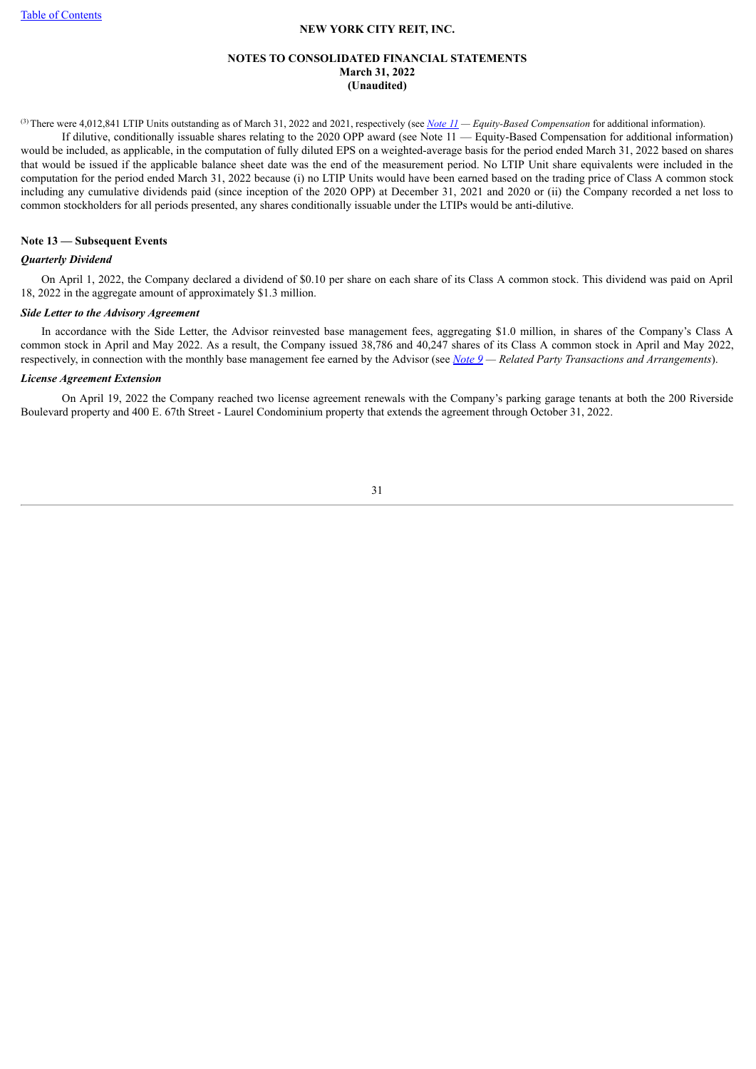[3] There were 4,012,841 LTIP Units outstanding as of March 31, 2022 and 2021, respectively (see *Note 11 — Equity-Based Compensation* for additional information).

If dilutive, conditionally issuable shares relating to the 2020 OPP award (see Note 11 — Equity-Based Compensation for additional information) would be included, as applicable, in the computation of fully diluted EPS on a weighted-average basis for the period ended March 31, 2022 based on shares that would be issued if the applicable balance sheet date was the end of the measurement period. No LTIP Unit share equivalents were included in the computation for the period ended March 31, 2022 because (i) no LTIP Units would have been earned based on the trading price of Class A common stock including any cumulative dividends paid (since inception of the 2020 OPP) at December 31, 2021 and 2020 or (ii) the Company recorded a net loss to common stockholders for all periods presented, any shares conditionally issuable under the LTIPs would be anti-dilutive.

## Note 13 — Subsequent Events

### *Quarterly Dividend*

On April 1, 2022, the Company declared a dividend of $0.10 per share on each share of its Class A common stock. This dividend was paid on April 18, 2022 in the aggregate amount of approximately $1.3 million.

### *Side Letter to the Advisory Agreement*

In accordance with the Side Letter, the Advisor reinvested base management fees, aggregating $1.0 million, in shares of the Company's Class A common stock in April and May 2022. As a result, the Company issued 38,786 and 40,247 shares of its Class A common stock in April and May 2022, respectively, in connection with the monthly base management fee earned by the Advisor (see *Note 9 — Related Party Transactions and Arrangements*).

### *License Agreement Extension*

On April 19, 2022 the Company reached two license agreement renewals with the Company's parking garage tenants at both the 200 Riverside Boulevard property and 400 E. 67th Street - Laurel Condominium property that extends the agreement through October 31, 2022.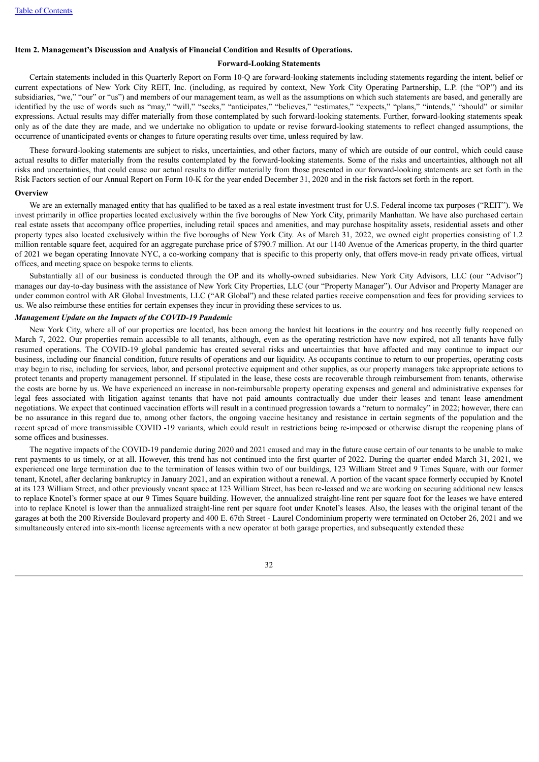## Item 2. Management's Discussion and Analysis of Financial Condition and Results of Operations.

### Forward-Looking Statements

Certain statements included in this Quarterly Report on Form 10-Q are forward-looking statements including statements regarding the intent, belief or current expectations of New York City REIT, Inc. (including, as required by context, New York City Operating Partnership, L.P. (the "OP") and its subsidiaries, "we," "our" or "us") and members of our management team, as well as the assumptions on which such statements are based, and generally are identified by the use of words such as "may," "will," "seeks," "anticipates," "believes," "estimates," "expects," "plans," "intends," "should" or similar expressions. Actual results may differ materially from those contemplated by such forward-looking statements. Further, forward-looking statements speak only as of the date they are made, and we undertake no obligation to update or revise forward-looking statements to reflect changed assumptions, the occurrence of unanticipated events or changes to future operating results over time, unless required by law.

These forward-looking statements are subject to risks, uncertainties, and other factors, many of which are outside of our control, which could cause actual results to differ materially from the results contemplated by the forward-looking statements. Some of the risks and uncertainties, although not all risks and uncertainties, that could cause our actual results to differ materially from those presented in our forward-looking statements are set forth in the Risk Factors section of our Annual Report on Form 10-K for the year ended December 31, 2020 and in the risk factors set forth in the report.

### Overview

We are an externally managed entity that has qualified to be taxed as a real estate investment trust for U.S. Federal income tax purposes ("REIT"). We invest primarily in office properties located exclusively within the five boroughs of New York City, primarily Manhattan. We have also purchased certain real estate assets that accompany office properties, including retail spaces and amenities, and may purchase hospitality assets, residential assets and other property types also located exclusively within the five boroughs of New York City. As of March 31, 2022, we owned eight properties consisting of 1.2 million rentable square feet, acquired for an aggregate purchase price of $790.7 million. At our 1140 Avenue of the Americas property, in the third quarter of 2021 we began operating Innovate NYC, a co-working company that is specific to this property only, that offers move-in ready private offices, virtual offices, and meeting space on bespoke terms to clients.

Substantially all of our business is conducted through the OP and its wholly-owned subsidiaries. New York City Advisors, LLC (our "Advisor") manages our day-to-day business with the assistance of New York City Properties, LLC (our "Property Manager"). Our Advisor and Property Manager are under common control with AR Global Investments, LLC ("AR Global") and these related parties receive compensation and fees for providing services to us. We also reimburse these entities for certain expenses they incur in providing these services to us.

*Management Update on the Impacts of the COVID-19 Pandemic*

New York City, where all of our properties are located, has been among the hardest hit locations in the country and has recently fully reopened on March 7, 2022. Our properties remain accessible to all tenants, although, even as the operating restriction have now expired, not all tenants have fully resumed operations. The COVID-19 global pandemic has created several risks and uncertainties that have affected and may continue to impact our business, including our financial condition, future results of operations and our liquidity. As occupants continue to return to our properties, operating costs may begin to rise, including for services, labor, and personal protective equipment and other supplies, as our property managers take appropriate actions to protect tenants and property management personnel. If stipulated in the lease, these costs are recoverable through reimbursement from tenants, otherwise the costs are borne by us. We have experienced an increase in non-reimbursable property operating expenses and general and administrative expenses for legal fees associated with litigation against tenants that have not paid amounts contractually due under their leases and tenant lease amendment negotiations. We expect that continued vaccination efforts will result in a continued progression towards a "return to normalcy" in 2022; however, there can be no assurance in this regard due to, among other factors, the ongoing vaccine hesitancy and resistance in certain segments of the population and the recent spread of more transmissible COVID -19 variants, which could result in restrictions being re-imposed or otherwise disrupt the reopening plans of some offices and businesses.

The negative impacts of the COVID-19 pandemic during 2020 and 2021 caused and may in the future cause certain of our tenants to be unable to make rent payments to us timely, or at all. However, this trend has not continued into the first quarter of 2022. During the quarter ended March 31, 2021, we experienced one large termination due to the termination of leases within two of our buildings, 123 William Street and 9 Times Square, with our former tenant, Knotel, after declaring bankruptcy in January 2021, and an expiration without a renewal. A portion of the vacant space formerly occupied by Knotel at its 123 William Street, and other previously vacant space at 123 William Street, has been re-leased and we are working on securing additional new leases to replace Knotel's former space at our 9 Times Square building. However, the annualized straight-line rent per square foot for the leases we have entered into to replace Knotel is lower than the annualized straight-line rent per square foot under Knotel's leases. Also, the leases with the original tenant of the garages at both the 200 Riverside Boulevard property and 400 E. 67th Street - Laurel Condominium property were terminated on October 26, 2021 and we simultaneously entered into six-month license agreements with a new operator at both garage properties, and subsequently extended these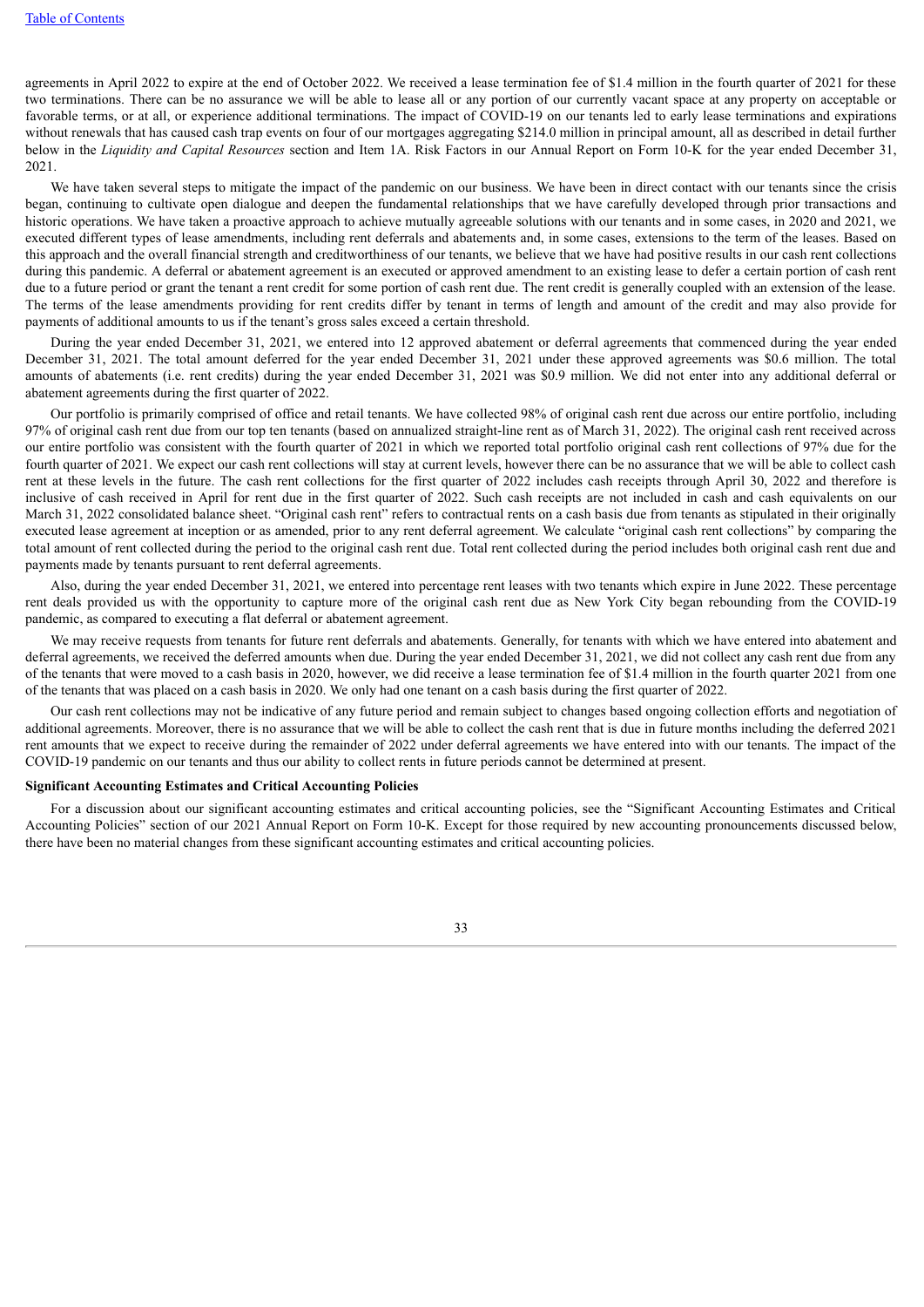agreements in April 2022 to expire at the end of October 2022. We received a lease termination fee of $1.4 million in the fourth quarter of 2021 for these two terminations. There can be no assurance we will be able to lease all or any portion of our currently vacant space at any property on acceptable or favorable terms, or at all, or experience additional terminations. The impact of COVID-19 on our tenants led to early lease terminations and expirations without renewals that has caused cash trap events on four of our mortgages aggregating $214.0 million in principal amount, all as described in detail further below in the *Liquidity and Capital Resources* section and Item 1A. Risk Factors in our Annual Report on Form 10-K for the year ended December 31, 2021.

We have taken several steps to mitigate the impact of the pandemic on our business. We have been in direct contact with our tenants since the crisis began, continuing to cultivate open dialogue and deepen the fundamental relationships that we have carefully developed through prior transactions and historic operations. We have taken a proactive approach to achieve mutually agreeable solutions with our tenants and in some cases, in 2020 and 2021, we executed different types of lease amendments, including rent deferrals and abatements and, in some cases, extensions to the term of the leases. Based on this approach and the overall financial strength and creditworthiness of our tenants, we believe that we have had positive results in our cash rent collections during this pandemic. A deferral or abatement agreement is an executed or approved amendment to an existing lease to defer a certain portion of cash rent due to a future period or grant the tenant a rent credit for some portion of cash rent due. The rent credit is generally coupled with an extension of the lease. The terms of the lease amendments providing for rent credits differ by tenant in terms of length and amount of the credit and may also provide for payments of additional amounts to us if the tenant's gross sales exceed a certain threshold.

During the year ended December 31, 2021, we entered into 12 approved abatement or deferral agreements that commenced during the year ended December 31, 2021. The total amount deferred for the year ended December 31, 2021 under these approved agreements was $0.6 million. The total amounts of abatements (i.e. rent credits) during the year ended December 31, 2021 was $0.9 million. We did not enter into any additional deferral or abatement agreements during the first quarter of 2022.

Our portfolio is primarily comprised of office and retail tenants. We have collected 98% of original cash rent due across our entire portfolio, including 97% of original cash rent due from our top ten tenants (based on annualized straight-line rent as of March 31, 2022). The original cash rent received across our entire portfolio was consistent with the fourth quarter of 2021 in which we reported total portfolio original cash rent collections of 97% due for the fourth quarter of 2021. We expect our cash rent collections will stay at current levels, however there can be no assurance that we will be able to collect cash rent at these levels in the future. The cash rent collections for the first quarter of 2022 includes cash receipts through April 30, 2022 and therefore is inclusive of cash received in April for rent due in the first quarter of 2022. Such cash receipts are not included in cash and cash equivalents on our March 31, 2022 consolidated balance sheet. "Original cash rent" refers to contractual rents on a cash basis due from tenants as stipulated in their originally executed lease agreement at inception or as amended, prior to any rent deferral agreement. We calculate "original cash rent collections" by comparing the total amount of rent collected during the period to the original cash rent due. Total rent collected during the period includes both original cash rent due and payments made by tenants pursuant to rent deferral agreements.

Also, during the year ended December 31, 2021, we entered into percentage rent leases with two tenants which expire in June 2022. These percentage rent deals provided us with the opportunity to capture more of the original cash rent due as New York City began rebounding from the COVID-19 pandemic, as compared to executing a flat deferral or abatement agreement.

We may receive requests from tenants for future rent deferrals and abatements. Generally, for tenants with which we have entered into abatement and deferral agreements, we received the deferred amounts when due. During the year ended December 31, 2021, we did not collect any cash rent due from any of the tenants that were moved to a cash basis in 2020, however, we did receive a lease termination fee of $1.4 million in the fourth quarter 2021 from one of the tenants that was placed on a cash basis in 2020. We only had one tenant on a cash basis during the first quarter of 2022.

Our cash rent collections may not be indicative of any future period and remain subject to changes based ongoing collection efforts and negotiation of additional agreements. Moreover, there is no assurance that we will be able to collect the cash rent that is due in future months including the deferred 2021 rent amounts that we expect to receive during the remainder of 2022 under deferral agreements we have entered into with our tenants. The impact of the COVID-19 pandemic on our tenants and thus our ability to collect rents in future periods cannot be determined at present.

**Significant Accounting Estimates and Critical Accounting Policies**

For a discussion about our significant accounting estimates and critical accounting policies, see the "Significant Accounting Estimates and Critical Accounting Policies" section of our 2021 Annual Report on Form 10-K. Except for those required by new accounting pronouncements discussed below, there have been no material changes from these significant accounting estimates and critical accounting policies.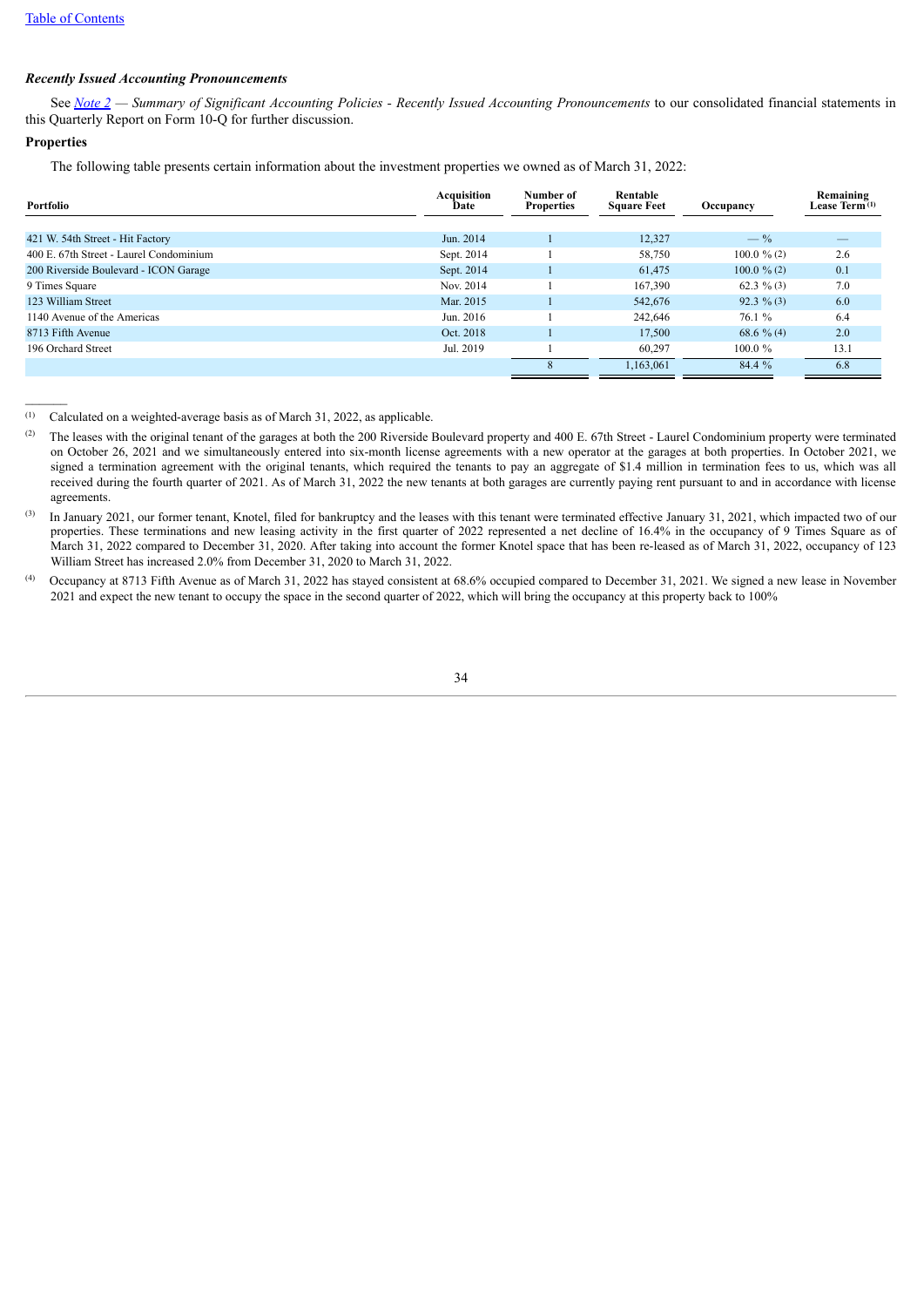[Table of Contents](#)

### *Recently Issued Accounting Pronouncements*

See *[Note 2](#) — Summary of Significant Accounting Policies - Recently Issued Accounting Pronouncements* to our consolidated financial statements in this Quarterly Report on Form 10-Q for further discussion.

### Properties

The following table presents certain information about the investment properties we owned as of March 31, 2022:

| Portfolio | Acquisition Date | Number of Properties | Rentable Square Feet | Occupancy | Remaining Lease Term [(1)] |
|---|---|---|---|---|---|
| 421 W. 54th Street - Hit Factory | Jun. 2014 | 1 | 12,327 | — % | — |
| 400 E. 67th Street - Laurel Condominium | Sept. 2014 | 1 | 58,750 | 100.0 % (2) | 2.6 |
| 200 Riverside Boulevard - ICON Garage | Sept. 2014 | 1 | 61,475 | 100.0 % (2) | 0.1 |
| 9 Times Square | Nov. 2014 | 1 | 167,390 | 62.3 % (3) | 7.0 |
| 123 William Street | Mar. 2015 | 1 | 542,676 | 92.3 % (3) | 6.0 |
| 1140 Avenue of the Americas | Jun. 2016 | 1 | 242,646 | 76.1 % | 6.4 |
| 8713 Fifth Avenue | Oct. 2018 | 1 | 17,500 | 68.6 % (4) | 2.0 |
| 196 Orchard Street | Jul. 2019 | 1 | 60,297 | 100.0 % | 13.1 |
| | | 8 | 1,163,061 | 84.4 % | 6.8 |

______

(1) Calculated on a weighted-average basis as of March 31, 2022, as applicable.

(2) The leases with the original tenant of the garages at both the 200 Riverside Boulevard property and 400 E. 67th Street - Laurel Condominium property were terminated on October 26, 2021 and we simultaneously entered into six-month license agreements with a new operator at the garages at both properties. In October 2021, we signed a termination agreement with the original tenants, which required the tenants to pay an aggregate of $1.4 million in termination fees to us, which was all received during the fourth quarter of 2021. As of March 31, 2022 the new tenants at both garages are currently paying rent pursuant to and in accordance with license agreements.

(3) In January 2021, our former tenant, Knotel, filed for bankruptcy and the leases with this tenant were terminated effective January 31, 2021, which impacted two of our properties. These terminations and new leasing activity in the first quarter of 2022 represented a net decline of 16.4% in the occupancy of 9 Times Square as of March 31, 2022 compared to December 31, 2020. After taking into account the former Knotel space that has been re-leased as of March 31, 2022, occupancy of 123 William Street has increased 2.0% from December 31, 2020 to March 31, 2022.

(4) Occupancy at 8713 Fifth Avenue as of March 31, 2022 has stayed consistent at 68.6% occupied compared to December 31, 2021. We signed a new lease in November 2021 and expect the new tenant to occupy the space in the second quarter of 2022, which will bring the occupancy at this property back to 100%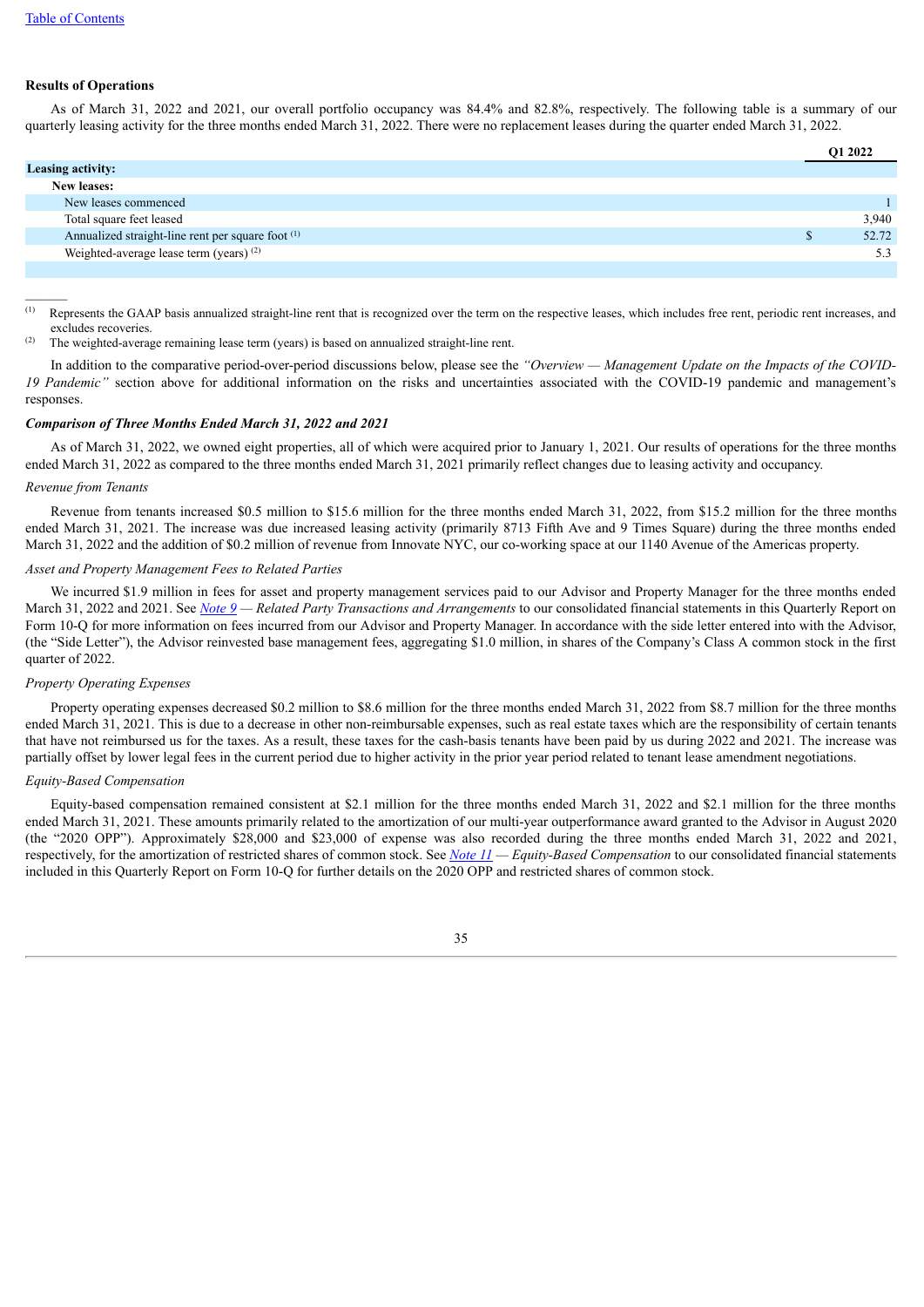[Table of Contents](#)

**Results of Operations**

As of March 31, 2022 and 2021, our overall portfolio occupancy was 84.4% and 82.8%, respectively. The following table is a summary of our quarterly leasing activity for the three months ended March 31, 2022. There were no replacement leases during the quarter ended March 31, 2022.

| | Q1 2022 |
|---|---|
| **Leasing activity:** | |
| **New leases:** | |
| New leases commenced | 1 |
| Total square feet leased | 3,940 |
| Annualized straight-line rent per square foot [(1)] | $ 52.72 |
| Weighted-average lease term (years) [(2)] | 5.3 |

(1) Represents the GAAP basis annualized straight-line rent that is recognized over the term on the respective leases, which includes free rent, periodic rent increases, and excludes recoveries.

(2) The weighted-average remaining lease term (years) is based on annualized straight-line rent.

In addition to the comparative period-over-period discussions below, please see the *"Overview — Management Update on the Impacts of the COVID-19 Pandemic"* section above for additional information on the risks and uncertainties associated with the COVID-19 pandemic and management's responses.

***Comparison of Three Months Ended March 31, 2022 and 2021***

As of March 31, 2022, we owned eight properties, all of which were acquired prior to January 1, 2021. Our results of operations for the three months ended March 31, 2022 as compared to the three months ended March 31, 2021 primarily reflect changes due to leasing activity and occupancy.

*Revenue from Tenants*

Revenue from tenants increased $0.5 million to $15.6 million for the three months ended March 31, 2022, from $15.2 million for the three months ended March 31, 2021. The increase was due increased leasing activity (primarily 8713 Fifth Ave and 9 Times Square) during the three months ended March 31, 2022 and the addition of $0.2 million of revenue from Innovate NYC, our co-working space at our 1140 Avenue of the Americas property.

*Asset and Property Management Fees to Related Parties*

We incurred $1.9 million in fees for asset and property management services paid to our Advisor and Property Manager for the three months ended March 31, 2022 and 2021. See *[Note 9](#) — Related Party Transactions and Arrangements* to our consolidated financial statements in this Quarterly Report on Form 10-Q for more information on fees incurred from our Advisor and Property Manager. In accordance with the side letter entered into with the Advisor, (the "Side Letter"), the Advisor reinvested base management fees, aggregating $1.0 million, in shares of the Company's Class A common stock in the first quarter of 2022.

*Property Operating Expenses*

Property operating expenses decreased $0.2 million to $8.6 million for the three months ended March 31, 2022 from $8.7 million for the three months ended March 31, 2021. This is due to a decrease in other non-reimbursable expenses, such as real estate taxes which are the responsibility of certain tenants that have not reimbursed us for the taxes. As a result, these taxes for the cash-basis tenants have been paid by us during 2022 and 2021. The increase was partially offset by lower legal fees in the current period due to higher activity in the prior year period related to tenant lease amendment negotiations.

*Equity-Based Compensation*

Equity-based compensation remained consistent at $2.1 million for the three months ended March 31, 2022 and $2.1 million for the three months ended March 31, 2021. These amounts primarily related to the amortization of our multi-year outperformance award granted to the Advisor in August 2020 (the "2020 OPP"). Approximately $28,000 and $23,000 of expense was also recorded during the three months ended March 31, 2022 and 2021, respectively, for the amortization of restricted shares of common stock. See *[Note 11](#) — Equity-Based Compensation* to our consolidated financial statements included in this Quarterly Report on Form 10-Q for further details on the 2020 OPP and restricted shares of common stock.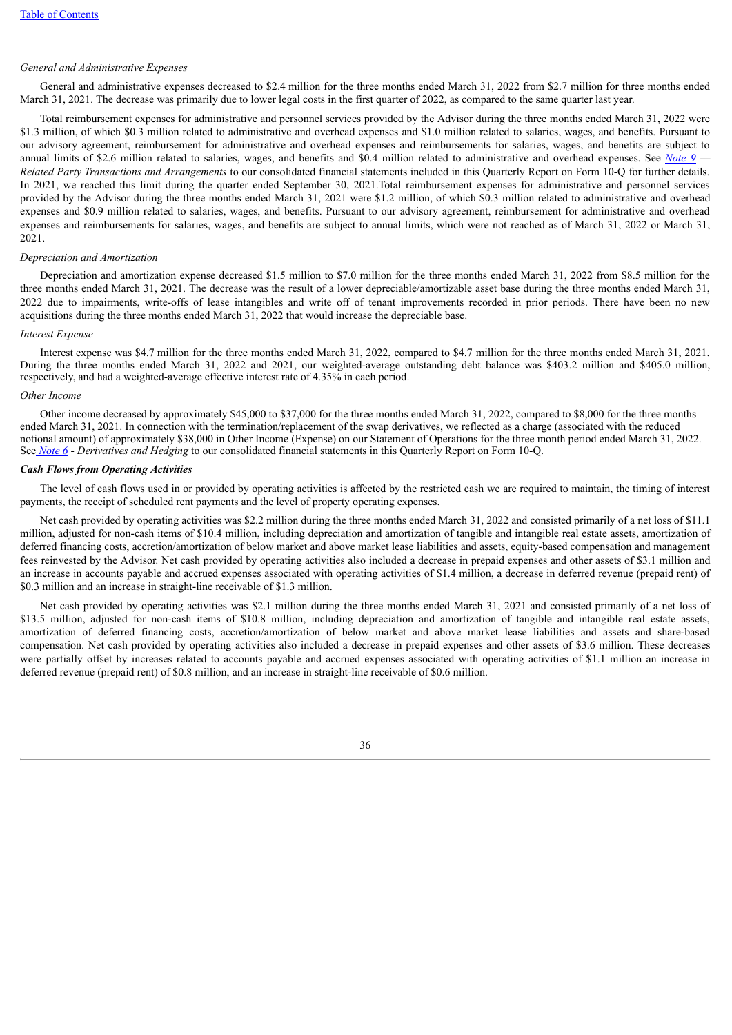*General and Administrative Expenses*

General and administrative expenses decreased to $2.4 million for the three months ended March 31, 2022 from $2.7 million for three months ended March 31, 2021. The decrease was primarily due to lower legal costs in the first quarter of 2022, as compared to the same quarter last year.

Total reimbursement expenses for administrative and personnel services provided by the Advisor during the three months ended March 31, 2022 were $1.3 million, of which $0.3 million related to administrative and overhead expenses and $1.0 million related to salaries, wages, and benefits. Pursuant to our advisory agreement, reimbursement for administrative and overhead expenses and reimbursements for salaries, wages, and benefits are subject to annual limits of $2.6 million related to salaries, wages, and benefits and $0.4 million related to administrative and overhead expenses. See *Note 9 — Related Party Transactions and Arrangements* to our consolidated financial statements included in this Quarterly Report on Form 10-Q for further details. In 2021, we reached this limit during the quarter ended September 30, 2021.Total reimbursement expenses for administrative and personnel services provided by the Advisor during the three months ended March 31, 2021 were $1.2 million, of which $0.3 million related to administrative and overhead expenses and $0.9 million related to salaries, wages, and benefits. Pursuant to our advisory agreement, reimbursement for administrative and overhead expenses and reimbursements for salaries, wages, and benefits are subject to annual limits, which were not reached as of March 31, 2022 or March 31, 2021.

*Depreciation and Amortization*

Depreciation and amortization expense decreased $1.5 million to $7.0 million for the three months ended March 31, 2022 from $8.5 million for the three months ended March 31, 2021. The decrease was the result of a lower depreciable/amortizable asset base during the three months ended March 31, 2022 due to impairments, write-offs of lease intangibles and write off of tenant improvements recorded in prior periods. There have been no new acquisitions during the three months ended March 31, 2022 that would increase the depreciable base.

*Interest Expense*

Interest expense was $4.7 million for the three months ended March 31, 2022, compared to $4.7 million for the three months ended March 31, 2021. During the three months ended March 31, 2022 and 2021, our weighted-average outstanding debt balance was $403.2 million and $405.0 million, respectively, and had a weighted-average effective interest rate of 4.35% in each period.

*Other Income*

Other income decreased by approximately $45,000 to $37,000 for the three months ended March 31, 2022, compared to $8,000 for the three months ended March 31, 2021. In connection with the termination/replacement of the swap derivatives, we reflected as a charge (associated with the reduced notional amount) of approximately $38,000 in Other Income (Expense) on our Statement of Operations for the three month period ended March 31, 2022. See *Note 6* - *Derivatives and Hedging* to our consolidated financial statements in this Quarterly Report on Form 10-Q.

***Cash Flows from Operating Activities***

The level of cash flows used in or provided by operating activities is affected by the restricted cash we are required to maintain, the timing of interest payments, the receipt of scheduled rent payments and the level of property operating expenses.

Net cash provided by operating activities was $2.2 million during the three months ended March 31, 2022 and consisted primarily of a net loss of $11.1 million, adjusted for non-cash items of $10.4 million, including depreciation and amortization of tangible and intangible real estate assets, amortization of deferred financing costs, accretion/amortization of below market and above market lease liabilities and assets, equity-based compensation and management fees reinvested by the Advisor. Net cash provided by operating activities also included a decrease in prepaid expenses and other assets of $3.1 million and an increase in accounts payable and accrued expenses associated with operating activities of $1.4 million, a decrease in deferred revenue (prepaid rent) of $0.3 million and an increase in straight-line receivable of $1.3 million.

Net cash provided by operating activities was $2.1 million during the three months ended March 31, 2021 and consisted primarily of a net loss of $13.5 million, adjusted for non-cash items of $10.8 million, including depreciation and amortization of tangible and intangible real estate assets, amortization of deferred financing costs, accretion/amortization of below market and above market lease liabilities and assets and share-based compensation. Net cash provided by operating activities also included a decrease in prepaid expenses and other assets of $3.6 million. These decreases were partially offset by increases related to accounts payable and accrued expenses associated with operating activities of $1.1 million an increase in deferred revenue (prepaid rent) of $0.8 million, and an increase in straight-line receivable of $0.6 million.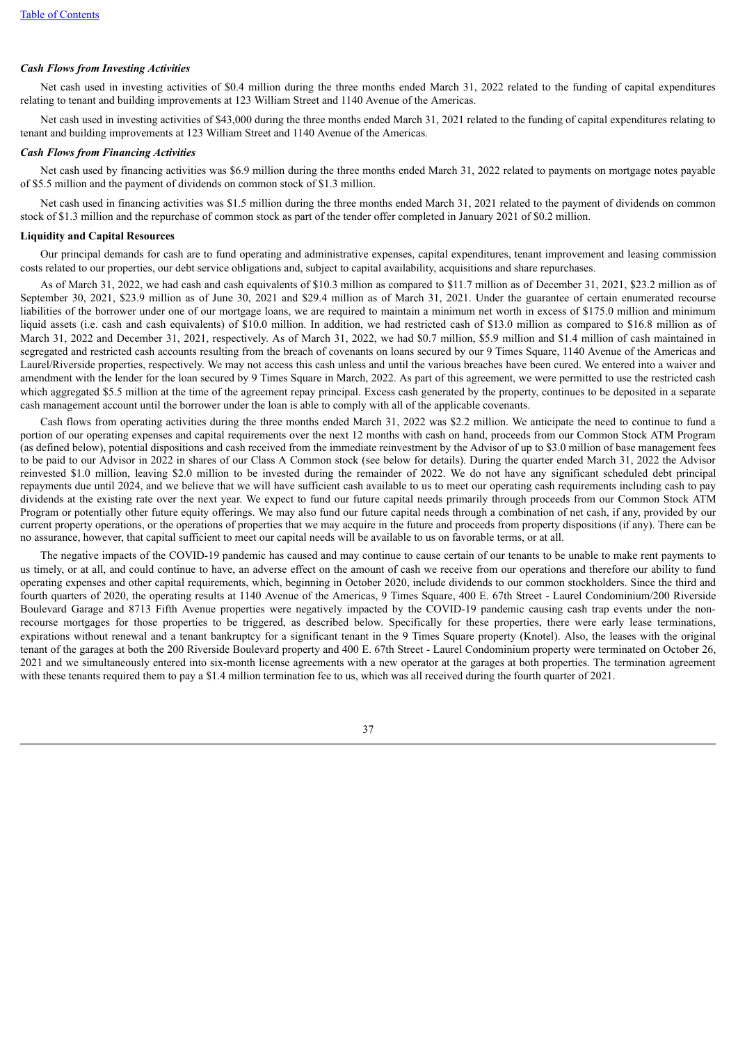*Cash Flows from Investing Activities*

Net cash used in investing activities of $0.4 million during the three months ended March 31, 2022 related to the funding of capital expenditures relating to tenant and building improvements at 123 William Street and 1140 Avenue of the Americas.

Net cash used in investing activities of $43,000 during the three months ended March 31, 2021 related to the funding of capital expenditures relating to tenant and building improvements at 123 William Street and 1140 Avenue of the Americas.

*Cash Flows from Financing Activities*

Net cash used by financing activities was $6.9 million during the three months ended March 31, 2022 related to payments on mortgage notes payable of $5.5 million and the payment of dividends on common stock of $1.3 million.

Net cash used in financing activities was $1.5 million during the three months ended March 31, 2021 related to the payment of dividends on common stock of $1.3 million and the repurchase of common stock as part of the tender offer completed in January 2021 of $0.2 million.

**Liquidity and Capital Resources**

Our principal demands for cash are to fund operating and administrative expenses, capital expenditures, tenant improvement and leasing commission costs related to our properties, our debt service obligations and, subject to capital availability, acquisitions and share repurchases.

As of March 31, 2022, we had cash and cash equivalents of $10.3 million as compared to $11.7 million as of December 31, 2021, $23.2 million as of September 30, 2021, $23.9 million as of June 30, 2021 and $29.4 million as of March 31, 2021. Under the guarantee of certain enumerated recourse liabilities of the borrower under one of our mortgage loans, we are required to maintain a minimum net worth in excess of $175.0 million and minimum liquid assets (i.e. cash and cash equivalents) of $10.0 million. In addition, we had restricted cash of $13.0 million as compared to $16.8 million as of March 31, 2022 and December 31, 2021, respectively. As of March 31, 2022, we had $0.7 million, $5.9 million and $1.4 million of cash maintained in segregated and restricted cash accounts resulting from the breach of covenants on loans secured by our 9 Times Square, 1140 Avenue of the Americas and Laurel/Riverside properties, respectively. We may not access this cash unless and until the various breaches have been cured. We entered into a waiver and amendment with the lender for the loan secured by 9 Times Square in March, 2022. As part of this agreement, we were permitted to use the restricted cash which aggregated $5.5 million at the time of the agreement repay principal. Excess cash generated by the property, continues to be deposited in a separate cash management account until the borrower under the loan is able to comply with all of the applicable covenants.

Cash flows from operating activities during the three months ended March 31, 2022 was $2.2 million. We anticipate the need to continue to fund a portion of our operating expenses and capital requirements over the next 12 months with cash on hand, proceeds from our Common Stock ATM Program (as defined below), potential dispositions and cash received from the immediate reinvestment by the Advisor of up to $3.0 million of base management fees to be paid to our Advisor in 2022 in shares of our Class A Common stock (see below for details). During the quarter ended March 31, 2022 the Advisor reinvested $1.0 million, leaving $2.0 million to be invested during the remainder of 2022. We do not have any significant scheduled debt principal repayments due until 2024, and we believe that we will have sufficient cash available to us to meet our operating cash requirements including cash to pay dividends at the existing rate over the next year. We expect to fund our future capital needs primarily through proceeds from our Common Stock ATM Program or potentially other future equity offerings. We may also fund our future capital needs through a combination of net cash, if any, provided by our current property operations, or the operations of properties that we may acquire in the future and proceeds from property dispositions (if any). There can be no assurance, however, that capital sufficient to meet our capital needs will be available to us on favorable terms, or at all.

The negative impacts of the COVID-19 pandemic has caused and may continue to cause certain of our tenants to be unable to make rent payments to us timely, or at all, and could continue to have, an adverse effect on the amount of cash we receive from our operations and therefore our ability to fund operating expenses and other capital requirements, which, beginning in October 2020, include dividends to our common stockholders. Since the third and fourth quarters of 2020, the operating results at 1140 Avenue of the Americas, 9 Times Square, 400 E. 67th Street - Laurel Condominium/200 Riverside Boulevard Garage and 8713 Fifth Avenue properties were negatively impacted by the COVID-19 pandemic causing cash trap events under the non-recourse mortgages for those properties to be triggered, as described below. Specifically for these properties, there were early lease terminations, expirations without renewal and a tenant bankruptcy for a significant tenant in the 9 Times Square property (Knotel). Also, the leases with the original tenant of the garages at both the 200 Riverside Boulevard property and 400 E. 67th Street - Laurel Condominium property were terminated on October 26, 2021 and we simultaneously entered into six-month license agreements with a new operator at the garages at both properties. The termination agreement with these tenants required them to pay a $1.4 million termination fee to us, which was all received during the fourth quarter of 2021.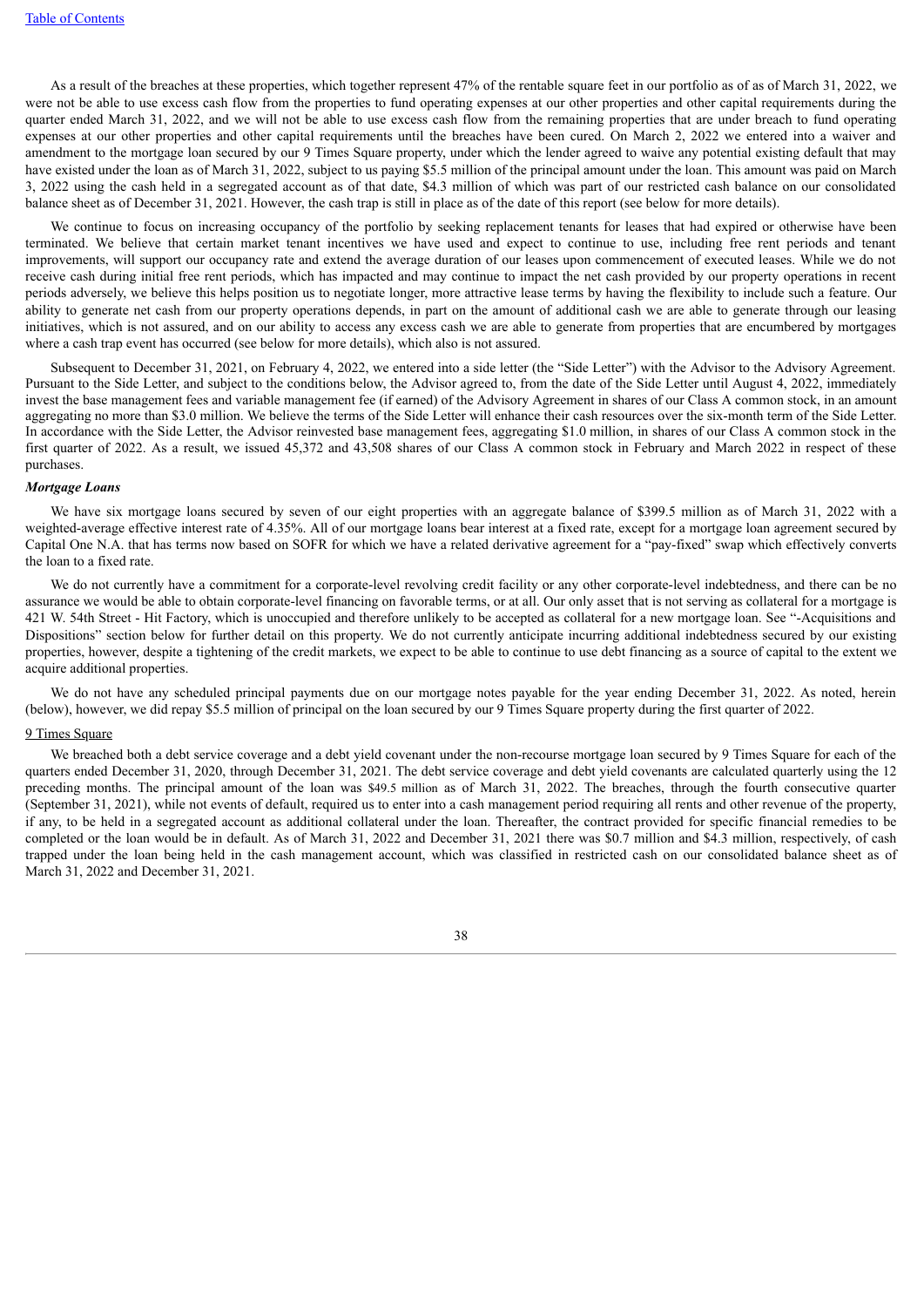As a result of the breaches at these properties, which together represent 47% of the rentable square feet in our portfolio as of as of March 31, 2022, we were not be able to use excess cash flow from the properties to fund operating expenses at our other properties and other capital requirements during the quarter ended March 31, 2022, and we will not be able to use excess cash flow from the remaining properties that are under breach to fund operating expenses at our other properties and other capital requirements until the breaches have been cured. On March 2, 2022 we entered into a waiver and amendment to the mortgage loan secured by our 9 Times Square property, under which the lender agreed to waive any potential existing default that may have existed under the loan as of March 31, 2022, subject to us paying $5.5 million of the principal amount under the loan. This amount was paid on March 3, 2022 using the cash held in a segregated account as of that date, $4.3 million of which was part of our restricted cash balance on our consolidated balance sheet as of December 31, 2021. However, the cash trap is still in place as of the date of this report (see below for more details).

We continue to focus on increasing occupancy of the portfolio by seeking replacement tenants for leases that had expired or otherwise have been terminated. We believe that certain market tenant incentives we have used and expect to continue to use, including free rent periods and tenant improvements, will support our occupancy rate and extend the average duration of our leases upon commencement of executed leases. While we do not receive cash during initial free rent periods, which has impacted and may continue to impact the net cash provided by our property operations in recent periods adversely, we believe this helps position us to negotiate longer, more attractive lease terms by having the flexibility to include such a feature. Our ability to generate net cash from our property operations depends, in part on the amount of additional cash we are able to generate through our leasing initiatives, which is not assured, and on our ability to access any excess cash we are able to generate from properties that are encumbered by mortgages where a cash trap event has occurred (see below for more details), which also is not assured.

Subsequent to December 31, 2021, on February 4, 2022, we entered into a side letter (the "Side Letter") with the Advisor to the Advisory Agreement. Pursuant to the Side Letter, and subject to the conditions below, the Advisor agreed to, from the date of the Side Letter until August 4, 2022, immediately invest the base management fees and variable management fee (if earned) of the Advisory Agreement in shares of our Class A common stock, in an amount aggregating no more than $3.0 million. We believe the terms of the Side Letter will enhance their cash resources over the six-month term of the Side Letter. In accordance with the Side Letter, the Advisor reinvested base management fees, aggregating $1.0 million, in shares of our Class A common stock in the first quarter of 2022. As a result, we issued 45,372 and 43,508 shares of our Class A common stock in February and March 2022 in respect of these purchases.

***Mortgage Loans***

We have six mortgage loans secured by seven of our eight properties with an aggregate balance of $399.5 million as of March 31, 2022 with a weighted-average effective interest rate of 4.35%. All of our mortgage loans bear interest at a fixed rate, except for a mortgage loan agreement secured by Capital One N.A. that has terms now based on SOFR for which we have a related derivative agreement for a "pay-fixed" swap which effectively converts the loan to a fixed rate.

We do not currently have a commitment for a corporate-level revolving credit facility or any other corporate-level indebtedness, and there can be no assurance we would be able to obtain corporate-level financing on favorable terms, or at all. Our only asset that is not serving as collateral for a mortgage is 421 W. 54th Street - Hit Factory, which is unoccupied and therefore unlikely to be accepted as collateral for a new mortgage loan. See "-Acquisitions and Dispositions" section below for further detail on this property. We do not currently anticipate incurring additional indebtedness secured by our existing properties, however, despite a tightening of the credit markets, we expect to be able to continue to use debt financing as a source of capital to the extent we acquire additional properties.

We do not have any scheduled principal payments due on our mortgage notes payable for the year ending December 31, 2022. As noted, herein (below), however, we did repay $5.5 million of principal on the loan secured by our 9 Times Square property during the first quarter of 2022.

9 Times Square

We breached both a debt service coverage and a debt yield covenant under the non-recourse mortgage loan secured by 9 Times Square for each of the quarters ended December 31, 2020, through December 31, 2021. The debt service coverage and debt yield covenants are calculated quarterly using the 12 preceding months. The principal amount of the loan was $49.5 million as of March 31, 2022. The breaches, through the fourth consecutive quarter (September 31, 2021), while not events of default, required us to enter into a cash management period requiring all rents and other revenue of the property, if any, to be held in a segregated account as additional collateral under the loan. Thereafter, the contract provided for specific financial remedies to be completed or the loan would be in default. As of March 31, 2022 and December 31, 2021 there was $0.7 million and $4.3 million, respectively, of cash trapped under the loan being held in the cash management account, which was classified in restricted cash on our consolidated balance sheet as of March 31, 2022 and December 31, 2021.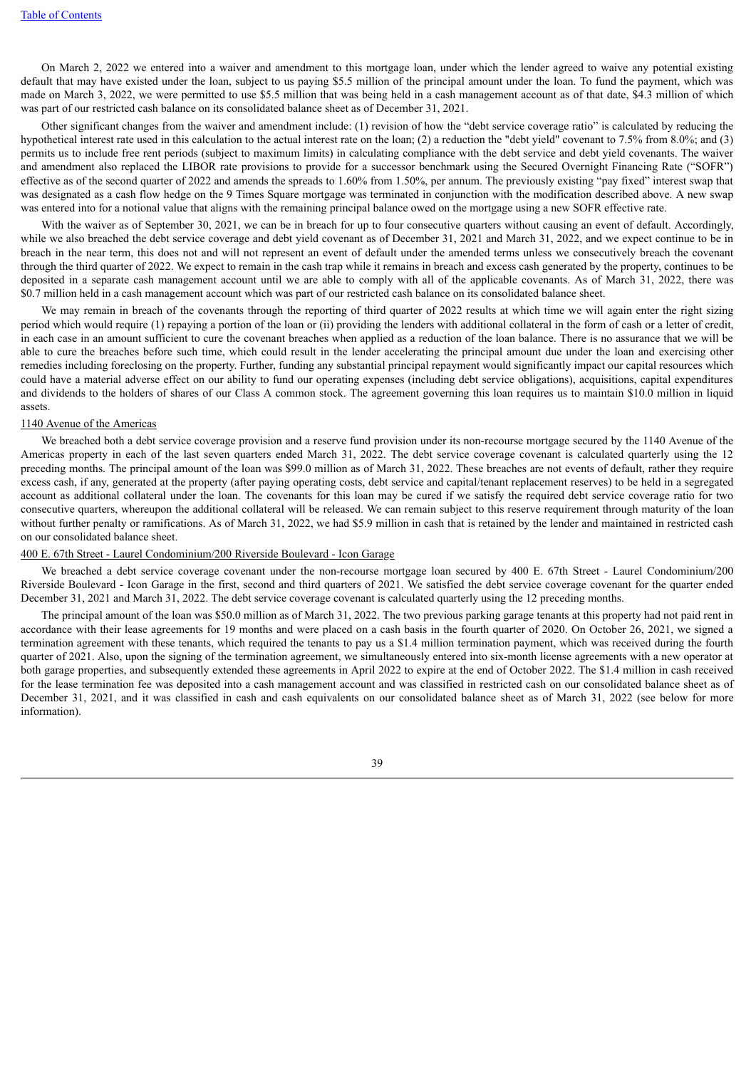On March 2, 2022 we entered into a waiver and amendment to this mortgage loan, under which the lender agreed to waive any potential existing default that may have existed under the loan, subject to us paying $5.5 million of the principal amount under the loan. To fund the payment, which was made on March 3, 2022, we were permitted to use $5.5 million that was being held in a cash management account as of that date, $4.3 million of which was part of our restricted cash balance on its consolidated balance sheet as of December 31, 2021.

Other significant changes from the waiver and amendment include: (1) revision of how the "debt service coverage ratio" is calculated by reducing the hypothetical interest rate used in this calculation to the actual interest rate on the loan; (2) a reduction the "debt yield" covenant to 7.5% from 8.0%; and (3) permits us to include free rent periods (subject to maximum limits) in calculating compliance with the debt service and debt yield covenants. The waiver and amendment also replaced the LIBOR rate provisions to provide for a successor benchmark using the Secured Overnight Financing Rate ("SOFR") effective as of the second quarter of 2022 and amends the spreads to 1.60% from 1.50%, per annum. The previously existing "pay fixed" interest swap that was designated as a cash flow hedge on the 9 Times Square mortgage was terminated in conjunction with the modification described above. A new swap was entered into for a notional value that aligns with the remaining principal balance owed on the mortgage using a new SOFR effective rate.

With the waiver as of September 30, 2021, we can be in breach for up to four consecutive quarters without causing an event of default. Accordingly, while we also breached the debt service coverage and debt yield covenant as of December 31, 2021 and March 31, 2022, and we expect continue to be in breach in the near term, this does not and will not represent an event of default under the amended terms unless we consecutively breach the covenant through the third quarter of 2022. We expect to remain in the cash trap while it remains in breach and excess cash generated by the property, continues to be deposited in a separate cash management account until we are able to comply with all of the applicable covenants. As of March 31, 2022, there was $0.7 million held in a cash management account which was part of our restricted cash balance on its consolidated balance sheet.

We may remain in breach of the covenants through the reporting of third quarter of 2022 results at which time we will again enter the right sizing period which would require (1) repaying a portion of the loan or (ii) providing the lenders with additional collateral in the form of cash or a letter of credit, in each case in an amount sufficient to cure the covenant breaches when applied as a reduction of the loan balance. There is no assurance that we will be able to cure the breaches before such time, which could result in the lender accelerating the principal amount due under the loan and exercising other remedies including foreclosing on the property. Further, funding any substantial principal repayment would significantly impact our capital resources which could have a material adverse effect on our ability to fund our operating expenses (including debt service obligations), acquisitions, capital expenditures and dividends to the holders of shares of our Class A common stock. The agreement governing this loan requires us to maintain $10.0 million in liquid assets.

1140 Avenue of the Americas

We breached both a debt service coverage provision and a reserve fund provision under its non-recourse mortgage secured by the 1140 Avenue of the Americas property in each of the last seven quarters ended March 31, 2022. The debt service coverage covenant is calculated quarterly using the 12 preceding months. The principal amount of the loan was $99.0 million as of March 31, 2022. These breaches are not events of default, rather they require excess cash, if any, generated at the property (after paying operating costs, debt service and capital/tenant replacement reserves) to be held in a segregated account as additional collateral under the loan. The covenants for this loan may be cured if we satisfy the required debt service coverage ratio for two consecutive quarters, whereupon the additional collateral will be released. We can remain subject to this reserve requirement through maturity of the loan without further penalty or ramifications. As of March 31, 2022, we had $5.9 million in cash that is retained by the lender and maintained in restricted cash on our consolidated balance sheet.

400 E. 67th Street - Laurel Condominium/200 Riverside Boulevard - Icon Garage

We breached a debt service coverage covenant under the non-recourse mortgage loan secured by 400 E. 67th Street - Laurel Condominium/200 Riverside Boulevard - Icon Garage in the first, second and third quarters of 2021. We satisfied the debt service coverage covenant for the quarter ended December 31, 2021 and March 31, 2022. The debt service coverage covenant is calculated quarterly using the 12 preceding months.

The principal amount of the loan was $50.0 million as of March 31, 2022. The two previous parking garage tenants at this property had not paid rent in accordance with their lease agreements for 19 months and were placed on a cash basis in the fourth quarter of 2020. On October 26, 2021, we signed a termination agreement with these tenants, which required the tenants to pay us a $1.4 million termination payment, which was received during the fourth quarter of 2021. Also, upon the signing of the termination agreement, we simultaneously entered into six-month license agreements with a new operator at both garage properties, and subsequently extended these agreements in April 2022 to expire at the end of October 2022. The $1.4 million in cash received for the lease termination fee was deposited into a cash management account and was classified in restricted cash on our consolidated balance sheet as of December 31, 2021, and it was classified in cash and cash equivalents on our consolidated balance sheet as of March 31, 2022 (see below for more information).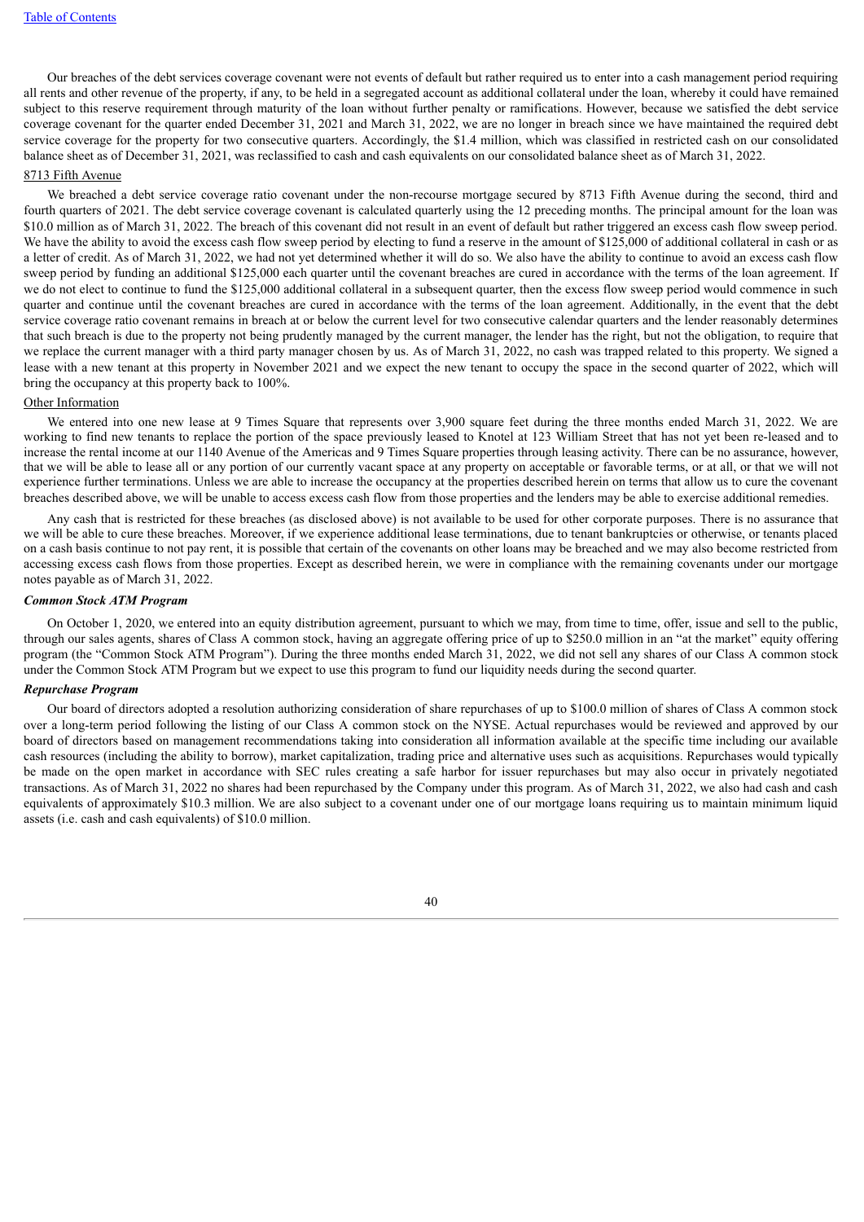Our breaches of the debt services coverage covenant were not events of default but rather required us to enter into a cash management period requiring all rents and other revenue of the property, if any, to be held in a segregated account as additional collateral under the loan, whereby it could have remained subject to this reserve requirement through maturity of the loan without further penalty or ramifications. However, because we satisfied the debt service coverage covenant for the quarter ended December 31, 2021 and March 31, 2022, we are no longer in breach since we have maintained the required debt service coverage for the property for two consecutive quarters. Accordingly, the $1.4 million, which was classified in restricted cash on our consolidated balance sheet as of December 31, 2021, was reclassified to cash and cash equivalents on our consolidated balance sheet as of March 31, 2022.

8713 Fifth Avenue

We breached a debt service coverage ratio covenant under the non-recourse mortgage secured by 8713 Fifth Avenue during the second, third and fourth quarters of 2021. The debt service coverage covenant is calculated quarterly using the 12 preceding months. The principal amount for the loan was $10.0 million as of March 31, 2022. The breach of this covenant did not result in an event of default but rather triggered an excess cash flow sweep period. We have the ability to avoid the excess cash flow sweep period by electing to fund a reserve in the amount of $125,000 of additional collateral in cash or as a letter of credit. As of March 31, 2022, we had not yet determined whether it will do so. We also have the ability to continue to avoid an excess cash flow sweep period by funding an additional $125,000 each quarter until the covenant breaches are cured in accordance with the terms of the loan agreement. If we do not elect to continue to fund the $125,000 additional collateral in a subsequent quarter, then the excess flow sweep period would commence in such quarter and continue until the covenant breaches are cured in accordance with the terms of the loan agreement. Additionally, in the event that the debt service coverage ratio covenant remains in breach at or below the current level for two consecutive calendar quarters and the lender reasonably determines that such breach is due to the property not being prudently managed by the current manager, the lender has the right, but not the obligation, to require that we replace the current manager with a third party manager chosen by us. As of March 31, 2022, no cash was trapped related to this property. We signed a lease with a new tenant at this property in November 2021 and we expect the new tenant to occupy the space in the second quarter of 2022, which will bring the occupancy at this property back to 100%.

Other Information

We entered into one new lease at 9 Times Square that represents over 3,900 square feet during the three months ended March 31, 2022. We are working to find new tenants to replace the portion of the space previously leased to Knotel at 123 William Street that has not yet been re-leased and to increase the rental income at our 1140 Avenue of the Americas and 9 Times Square properties through leasing activity. There can be no assurance, however, that we will be able to lease all or any portion of our currently vacant space at any property on acceptable or favorable terms, or at all, or that we will not experience further terminations. Unless we are able to increase the occupancy at the properties described herein on terms that allow us to cure the covenant breaches described above, we will be unable to access excess cash flow from those properties and the lenders may be able to exercise additional remedies.

Any cash that is restricted for these breaches (as disclosed above) is not available to be used for other corporate purposes. There is no assurance that we will be able to cure these breaches. Moreover, if we experience additional lease terminations, due to tenant bankruptcies or otherwise, or tenants placed on a cash basis continue to not pay rent, it is possible that certain of the covenants on other loans may be breached and we may also become restricted from accessing excess cash flows from those properties. Except as described herein, we were in compliance with the remaining covenants under our mortgage notes payable as of March 31, 2022.

***Common Stock ATM Program***

On October 1, 2020, we entered into an equity distribution agreement, pursuant to which we may, from time to time, offer, issue and sell to the public, through our sales agents, shares of Class A common stock, having an aggregate offering price of up to $250.0 million in an "at the market" equity offering program (the "Common Stock ATM Program"). During the three months ended March 31, 2022, we did not sell any shares of our Class A common stock under the Common Stock ATM Program but we expect to use this program to fund our liquidity needs during the second quarter.

***Repurchase Program***

Our board of directors adopted a resolution authorizing consideration of share repurchases of up to $100.0 million of shares of Class A common stock over a long-term period following the listing of our Class A common stock on the NYSE. Actual repurchases would be reviewed and approved by our board of directors based on management recommendations taking into consideration all information available at the specific time including our available cash resources (including the ability to borrow), market capitalization, trading price and alternative uses such as acquisitions. Repurchases would typically be made on the open market in accordance with SEC rules creating a safe harbor for issuer repurchases but may also occur in privately negotiated transactions. As of March 31, 2022 no shares had been repurchased by the Company under this program. As of March 31, 2022, we also had cash and cash equivalents of approximately $10.3 million. We are also subject to a covenant under one of our mortgage loans requiring us to maintain minimum liquid assets (i.e. cash and cash equivalents) of $10.0 million.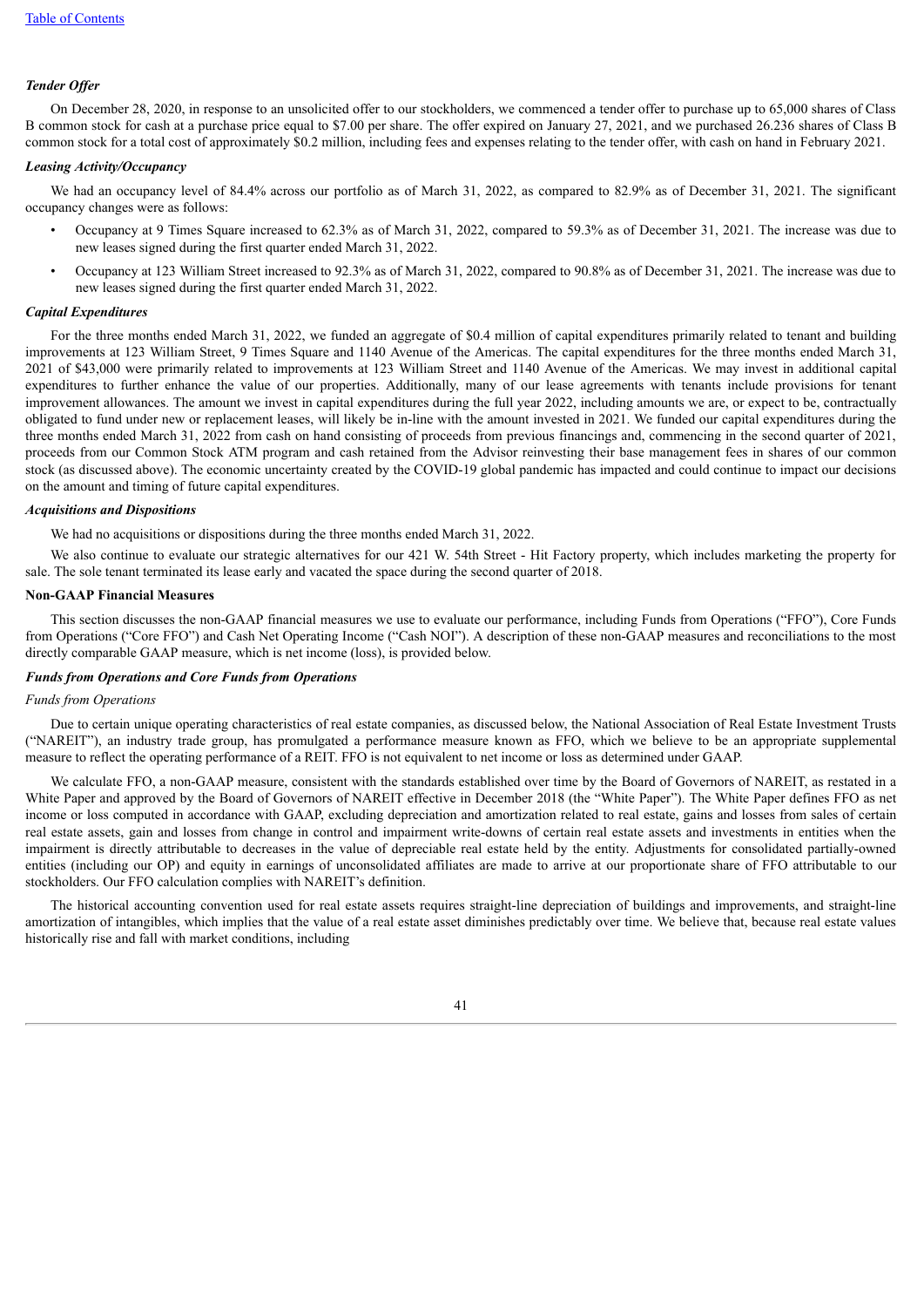### *Tender Offer*

On December 28, 2020, in response to an unsolicited offer to our stockholders, we commenced a tender offer to purchase up to 65,000 shares of Class B common stock for cash at a purchase price equal to $7.00 per share. The offer expired on January 27, 2021, and we purchased 26.236 shares of Class B common stock for a total cost of approximately $0.2 million, including fees and expenses relating to the tender offer, with cash on hand in February 2021.

### *Leasing Activity/Occupancy*

We had an occupancy level of 84.4% across our portfolio as of March 31, 2022, as compared to 82.9% as of December 31, 2021. The significant occupancy changes were as follows:

- Occupancy at 9 Times Square increased to 62.3% as of March 31, 2022, compared to 59.3% as of December 31, 2021. The increase was due to new leases signed during the first quarter ended March 31, 2022.
- Occupancy at 123 William Street increased to 92.3% as of March 31, 2022, compared to 90.8% as of December 31, 2021. The increase was due to new leases signed during the first quarter ended March 31, 2022.

### *Capital Expenditures*

For the three months ended March 31, 2022, we funded an aggregate of $0.4 million of capital expenditures primarily related to tenant and building improvements at 123 William Street, 9 Times Square and 1140 Avenue of the Americas. The capital expenditures for the three months ended March 31, 2021 of $43,000 were primarily related to improvements at 123 William Street and 1140 Avenue of the Americas. We may invest in additional capital expenditures to further enhance the value of our properties. Additionally, many of our lease agreements with tenants include provisions for tenant improvement allowances. The amount we invest in capital expenditures during the full year 2022, including amounts we are, or expect to be, contractually obligated to fund under new or replacement leases, will likely be in-line with the amount invested in 2021. We funded our capital expenditures during the three months ended March 31, 2022 from cash on hand consisting of proceeds from previous financings and, commencing in the second quarter of 2021, proceeds from our Common Stock ATM program and cash retained from the Advisor reinvesting their base management fees in shares of our common stock (as discussed above). The economic uncertainty created by the COVID-19 global pandemic has impacted and could continue to impact our decisions on the amount and timing of future capital expenditures.

### *Acquisitions and Dispositions*

We had no acquisitions or dispositions during the three months ended March 31, 2022.

We also continue to evaluate our strategic alternatives for our 421 W. 54th Street - Hit Factory property, which includes marketing the property for sale. The sole tenant terminated its lease early and vacated the space during the second quarter of 2018.

## Non-GAAP Financial Measures

This section discusses the non-GAAP financial measures we use to evaluate our performance, including Funds from Operations ("FFO"), Core Funds from Operations ("Core FFO") and Cash Net Operating Income ("Cash NOI"). A description of these non-GAAP measures and reconciliations to the most directly comparable GAAP measure, which is net income (loss), is provided below.

### *Funds from Operations and Core Funds from Operations*

*Funds from Operations*

Due to certain unique operating characteristics of real estate companies, as discussed below, the National Association of Real Estate Investment Trusts ("NAREIT"), an industry trade group, has promulgated a performance measure known as FFO, which we believe to be an appropriate supplemental measure to reflect the operating performance of a REIT. FFO is not equivalent to net income or loss as determined under GAAP.

We calculate FFO, a non-GAAP measure, consistent with the standards established over time by the Board of Governors of NAREIT, as restated in a White Paper and approved by the Board of Governors of NAREIT effective in December 2018 (the "White Paper"). The White Paper defines FFO as net income or loss computed in accordance with GAAP, excluding depreciation and amortization related to real estate, gains and losses from sales of certain real estate assets, gain and losses from change in control and impairment write-downs of certain real estate assets and investments in entities when the impairment is directly attributable to decreases in the value of depreciable real estate held by the entity. Adjustments for consolidated partially-owned entities (including our OP) and equity in earnings of unconsolidated affiliates are made to arrive at our proportionate share of FFO attributable to our stockholders. Our FFO calculation complies with NAREIT's definition.

The historical accounting convention used for real estate assets requires straight-line depreciation of buildings and improvements, and straight-line amortization of intangibles, which implies that the value of a real estate asset diminishes predictably over time. We believe that, because real estate values historically rise and fall with market conditions, including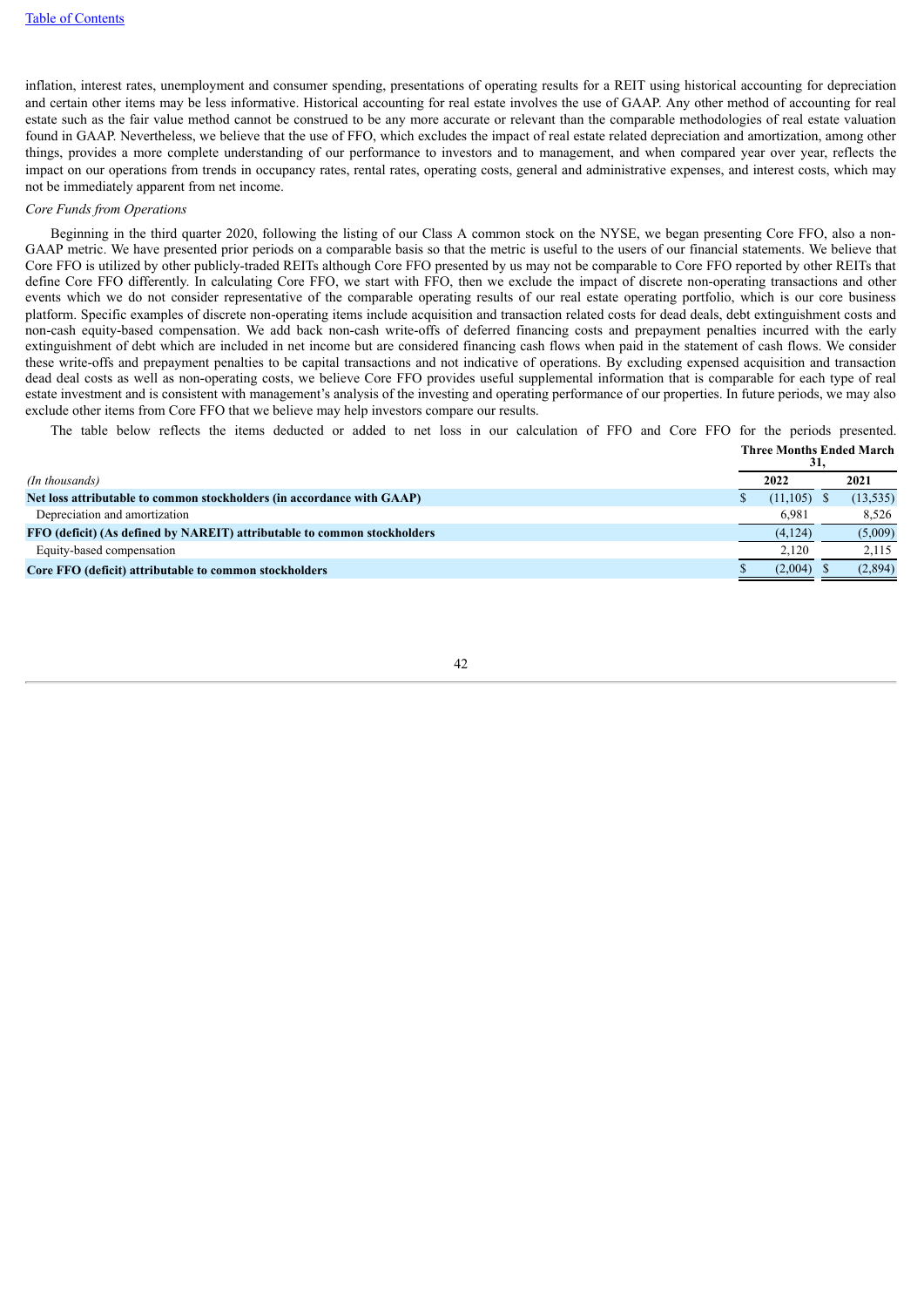inflation, interest rates, unemployment and consumer spending, presentations of operating results for a REIT using historical accounting for depreciation and certain other items may be less informative. Historical accounting for real estate involves the use of GAAP. Any other method of accounting for real estate such as the fair value method cannot be construed to be any more accurate or relevant than the comparable methodologies of real estate valuation found in GAAP. Nevertheless, we believe that the use of FFO, which excludes the impact of real estate related depreciation and amortization, among other things, provides a more complete understanding of our performance to investors and to management, and when compared year over year, reflects the impact on our operations from trends in occupancy rates, rental rates, operating costs, general and administrative expenses, and interest costs, which may not be immediately apparent from net income.

*Core Funds from Operations*

Beginning in the third quarter 2020, following the listing of our Class A common stock on the NYSE, we began presenting Core FFO, also a non-GAAP metric. We have presented prior periods on a comparable basis so that the metric is useful to the users of our financial statements. We believe that Core FFO is utilized by other publicly-traded REITs although Core FFO presented by us may not be comparable to Core FFO reported by other REITs that define Core FFO differently. In calculating Core FFO, we start with FFO, then we exclude the impact of discrete non-operating transactions and other events which we do not consider representative of the comparable operating results of our real estate operating portfolio, which is our core business platform. Specific examples of discrete non-operating items include acquisition and transaction related costs for dead deals, debt extinguishment costs and non-cash equity-based compensation. We add back non-cash write-offs of deferred financing costs and prepayment penalties incurred with the early extinguishment of debt which are included in net income but are considered financing cash flows when paid in the statement of cash flows. We consider these write-offs and prepayment penalties to be capital transactions and not indicative of operations. By excluding expensed acquisition and transaction dead deal costs as well as non-operating costs, we believe Core FFO provides useful supplemental information that is comparable for each type of real estate investment and is consistent with management's analysis of the investing and operating performance of our properties. In future periods, we may also exclude other items from Core FFO that we believe may help investors compare our results.

The table below reflects the items deducted or added to net loss in our calculation of FFO and Core FFO for the periods presented.

| | Three Months Ended March 31, | |
|---|---|---|
| *(In thousands)* | 2022 | 2021 |
| **Net loss attributable to common stockholders (in accordance with GAAP)** | $ (11,105) | $ (13,535) |
| Depreciation and amortization | 6,981 | 8,526 |
| **FFO (deficit) (As defined by NAREIT) attributable to common stockholders** | (4,124) | (5,009) |
| Equity-based compensation | 2,120 | 2,115 |
| **Core FFO (deficit) attributable to common stockholders** | $ (2,004) | $ (2,894) |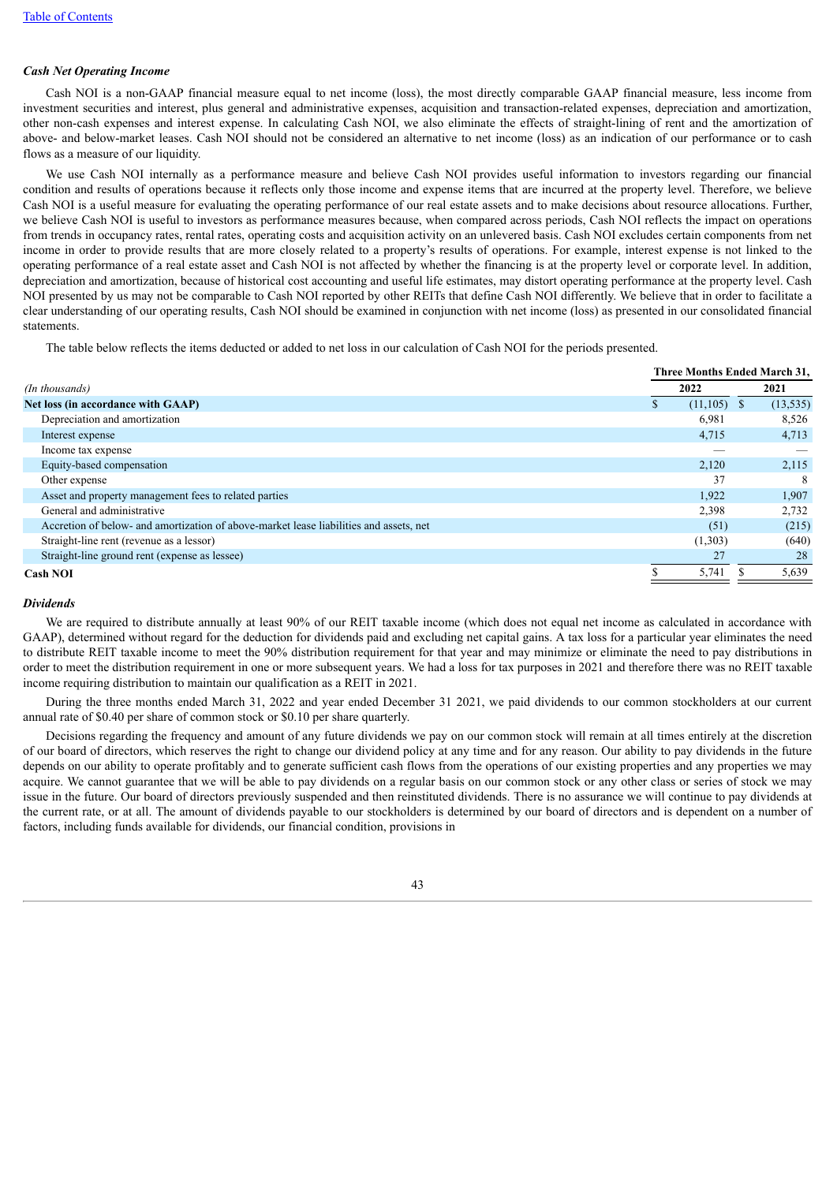### *Cash Net Operating Income*

Cash NOI is a non-GAAP financial measure equal to net income (loss), the most directly comparable GAAP financial measure, less income from investment securities and interest, plus general and administrative expenses, acquisition and transaction-related expenses, depreciation and amortization, other non-cash expenses and interest expense. In calculating Cash NOI, we also eliminate the effects of straight-lining of rent and the amortization of above- and below-market leases. Cash NOI should not be considered an alternative to net income (loss) as an indication of our performance or to cash flows as a measure of our liquidity.

We use Cash NOI internally as a performance measure and believe Cash NOI provides useful information to investors regarding our financial condition and results of operations because it reflects only those income and expense items that are incurred at the property level. Therefore, we believe Cash NOI is a useful measure for evaluating the operating performance of our real estate assets and to make decisions about resource allocations. Further, we believe Cash NOI is useful to investors as performance measures because, when compared across periods, Cash NOI reflects the impact on operations from trends in occupancy rates, rental rates, operating costs and acquisition activity on an unlevered basis. Cash NOI excludes certain components from net income in order to provide results that are more closely related to a property's results of operations. For example, interest expense is not linked to the operating performance of a real estate asset and Cash NOI is not affected by whether the financing is at the property level or corporate level. In addition, depreciation and amortization, because of historical cost accounting and useful life estimates, may distort operating performance at the property level. Cash NOI presented by us may not be comparable to Cash NOI reported by other REITs that define Cash NOI differently. We believe that in order to facilitate a clear understanding of our operating results, Cash NOI should be examined in conjunction with net income (loss) as presented in our consolidated financial statements.

The table below reflects the items deducted or added to net loss in our calculation of Cash NOI for the periods presented.

| | Three Months Ended March 31, | |
|---|---|---|
| *(In thousands)* | 2022 | 2021 |
| **Net loss (in accordance with GAAP)** | $ (11,105) | $ (13,535) |
| Depreciation and amortization | 6,981 | 8,526 |
| Interest expense | 4,715 | 4,713 |
| Income tax expense | — | — |
| Equity-based compensation | 2,120 | 2,115 |
| Other expense | 37 | 8 |
| Asset and property management fees to related parties | 1,922 | 1,907 |
| General and administrative | 2,398 | 2,732 |
| Accretion of below- and amortization of above-market lease liabilities and assets, net | (51) | (215) |
| Straight-line rent (revenue as a lessor) | (1,303) | (640) |
| Straight-line ground rent (expense as lessee) | 27 | 28 |
| **Cash NOI** | $ 5,741 | $ 5,639 |

### *Dividends*

We are required to distribute annually at least 90% of our REIT taxable income (which does not equal net income as calculated in accordance with GAAP), determined without regard for the deduction for dividends paid and excluding net capital gains. A tax loss for a particular year eliminates the need to distribute REIT taxable income to meet the 90% distribution requirement for that year and may minimize or eliminate the need to pay distributions in order to meet the distribution requirement in one or more subsequent years. We had a loss for tax purposes in 2021 and therefore there was no REIT taxable income requiring distribution to maintain our qualification as a REIT in 2021.

During the three months ended March 31, 2022 and year ended December 31 2021, we paid dividends to our common stockholders at our current annual rate of $0.40 per share of common stock or $0.10 per share quarterly.

Decisions regarding the frequency and amount of any future dividends we pay on our common stock will remain at all times entirely at the discretion of our board of directors, which reserves the right to change our dividend policy at any time and for any reason. Our ability to pay dividends in the future depends on our ability to operate profitably and to generate sufficient cash flows from the operations of our existing properties and any properties we may acquire. We cannot guarantee that we will be able to pay dividends on a regular basis on our common stock or any other class or series of stock we may issue in the future. Our board of directors previously suspended and then reinstituted dividends. There is no assurance we will continue to pay dividends at the current rate, or at all. The amount of dividends payable to our stockholders is determined by our board of directors and is dependent on a number of factors, including funds available for dividends, our financial condition, provisions in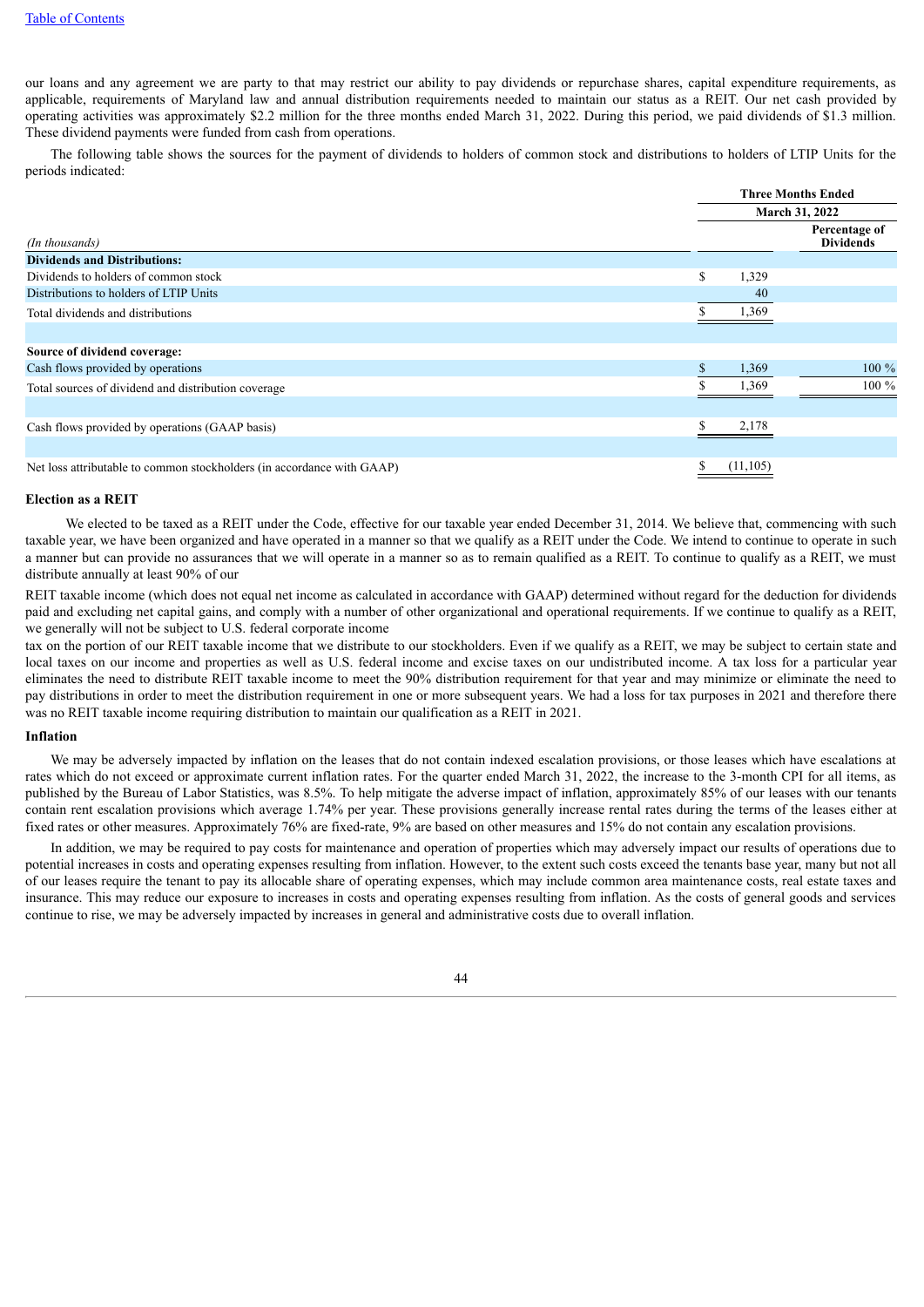our loans and any agreement we are party to that may restrict our ability to pay dividends or repurchase shares, capital expenditure requirements, as applicable, requirements of Maryland law and annual distribution requirements needed to maintain our status as a REIT. Our net cash provided by operating activities was approximately $2.2 million for the three months ended March 31, 2022. During this period, we paid dividends of $1.3 million. These dividend payments were funded from cash from operations.

The following table shows the sources for the payment of dividends to holders of common stock and distributions to holders of LTIP Units for the periods indicated:

| *(In thousands)* | Three Months Ended March 31, 2022 | Percentage of Dividends |
|---|---|---|
| **Dividends and Distributions:** | | |
| Dividends to holders of common stock | $ 1,329 | |
| Distributions to holders of LTIP Units | 40 | |
| Total dividends and distributions | $ 1,369 | |
| | | |
| **Source of dividend coverage:** | | |
| Cash flows provided by operations | $ 1,369 | 100 % |
| Total sources of dividend and distribution coverage | $ 1,369 | 100 % |
| | | |
| Cash flows provided by operations (GAAP basis) | $ 2,178 | |
| | | |
| Net loss attributable to common stockholders (in accordance with GAAP) | $ (11,105) | |

### Election as a REIT

We elected to be taxed as a REIT under the Code, effective for our taxable year ended December 31, 2014. We believe that, commencing with such taxable year, we have been organized and have operated in a manner so that we qualify as a REIT under the Code. We intend to continue to operate in such a manner but can provide no assurances that we will operate in a manner so as to remain qualified as a REIT. To continue to qualify as a REIT, we must distribute annually at least 90% of our REIT taxable income (which does not equal net income as calculated in accordance with GAAP) determined without regard for the deduction for dividends paid and excluding net capital gains, and comply with a number of other organizational and operational requirements. If we continue to qualify as a REIT, we generally will not be subject to U.S. federal corporate income tax on the portion of our REIT taxable income that we distribute to our stockholders. Even if we qualify as a REIT, we may be subject to certain state and local taxes on our income and properties as well as U.S. federal income and excise taxes on our undistributed income. A tax loss for a particular year eliminates the need to distribute REIT taxable income to meet the 90% distribution requirement for that year and may minimize or eliminate the need to pay distributions in order to meet the distribution requirement in one or more subsequent years. We had a loss for tax purposes in 2021 and therefore there was no REIT taxable income requiring distribution to maintain our qualification as a REIT in 2021.

### Inflation

We may be adversely impacted by inflation on the leases that do not contain indexed escalation provisions, or those leases which have escalations at rates which do not exceed or approximate current inflation rates. For the quarter ended March 31, 2022, the increase to the 3-month CPI for all items, as published by the Bureau of Labor Statistics, was 8.5%. To help mitigate the adverse impact of inflation, approximately 85% of our leases with our tenants contain rent escalation provisions which average 1.74% per year. These provisions generally increase rental rates during the terms of the leases either at fixed rates or other measures. Approximately 76% are fixed-rate, 9% are based on other measures and 15% do not contain any escalation provisions.

In addition, we may be required to pay costs for maintenance and operation of properties which may adversely impact our results of operations due to potential increases in costs and operating expenses resulting from inflation. However, to the extent such costs exceed the tenants base year, many but not all of our leases require the tenant to pay its allocable share of operating expenses, which may include common area maintenance costs, real estate taxes and insurance. This may reduce our exposure to increases in costs and operating expenses resulting from inflation. As the costs of general goods and services continue to rise, we may be adversely impacted by increases in general and administrative costs due to overall inflation.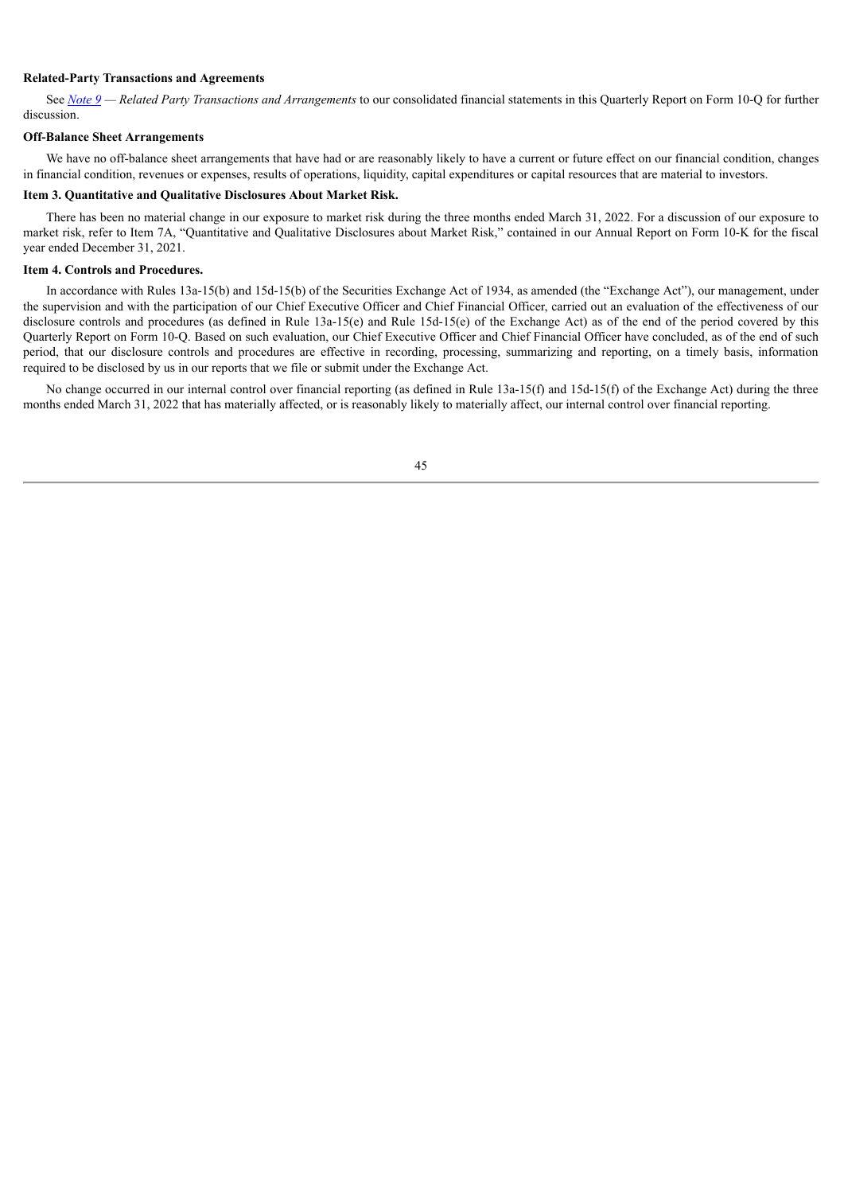**Related-Party Transactions and Agreements**

See *Note 9 — Related Party Transactions and Arrangements* to our consolidated financial statements in this Quarterly Report on Form 10-Q for further discussion.

**Off-Balance Sheet Arrangements**

We have no off-balance sheet arrangements that have had or are reasonably likely to have a current or future effect on our financial condition, changes in financial condition, revenues or expenses, results of operations, liquidity, capital expenditures or capital resources that are material to investors.

**Item 3. Quantitative and Qualitative Disclosures About Market Risk.**

There has been no material change in our exposure to market risk during the three months ended March 31, 2022. For a discussion of our exposure to market risk, refer to Item 7A, "Quantitative and Qualitative Disclosures about Market Risk," contained in our Annual Report on Form 10-K for the fiscal year ended December 31, 2021.

**Item 4. Controls and Procedures.**

In accordance with Rules 13a-15(b) and 15d-15(b) of the Securities Exchange Act of 1934, as amended (the "Exchange Act"), our management, under the supervision and with the participation of our Chief Executive Officer and Chief Financial Officer, carried out an evaluation of the effectiveness of our disclosure controls and procedures (as defined in Rule 13a-15(e) and Rule 15d-15(e) of the Exchange Act) as of the end of the period covered by this Quarterly Report on Form 10-Q. Based on such evaluation, our Chief Executive Officer and Chief Financial Officer have concluded, as of the end of such period, that our disclosure controls and procedures are effective in recording, processing, summarizing and reporting, on a timely basis, information required to be disclosed by us in our reports that we file or submit under the Exchange Act.

No change occurred in our internal control over financial reporting (as defined in Rule 13a-15(f) and 15d-15(f) of the Exchange Act) during the three months ended March 31, 2022 that has materially affected, or is reasonably likely to materially affect, our internal control over financial reporting.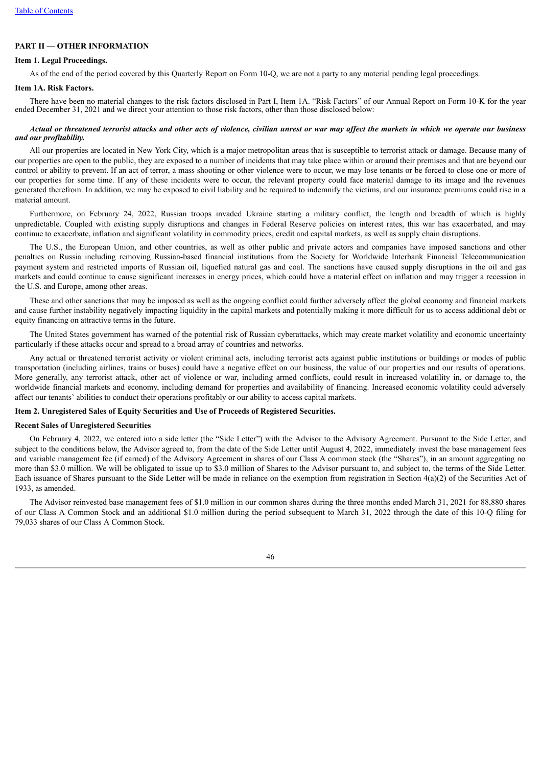## PART II — OTHER INFORMATION

### Item 1. Legal Proceedings.

As of the end of the period covered by this Quarterly Report on Form 10-Q, we are not a party to any material pending legal proceedings.

### Item 1A. Risk Factors.

There have been no material changes to the risk factors disclosed in Part I, Item 1A. "Risk Factors" of our Annual Report on Form 10-K for the year ended December 31, 2021 and we direct your attention to those risk factors, other than those disclosed below:

***Actual or threatened terrorist attacks and other acts of violence, civilian unrest or war may affect the markets in which we operate our business and our profitability.***

All our properties are located in New York City, which is a major metropolitan areas that is susceptible to terrorist attack or damage. Because many of our properties are open to the public, they are exposed to a number of incidents that may take place within or around their premises and that are beyond our control or ability to prevent. If an act of terror, a mass shooting or other violence were to occur, we may lose tenants or be forced to close one or more of our properties for some time. If any of these incidents were to occur, the relevant property could face material damage to its image and the revenues generated therefrom. In addition, we may be exposed to civil liability and be required to indemnify the victims, and our insurance premiums could rise in a material amount.

Furthermore, on February 24, 2022, Russian troops invaded Ukraine starting a military conflict, the length and breadth of which is highly unpredictable. Coupled with existing supply disruptions and changes in Federal Reserve policies on interest rates, this war has exacerbated, and may continue to exacerbate, inflation and significant volatility in commodity prices, credit and capital markets, as well as supply chain disruptions.

The U.S., the European Union, and other countries, as well as other public and private actors and companies have imposed sanctions and other penalties on Russia including removing Russian-based financial institutions from the Society for Worldwide Interbank Financial Telecommunication payment system and restricted imports of Russian oil, liquefied natural gas and coal. The sanctions have caused supply disruptions in the oil and gas markets and could continue to cause significant increases in energy prices, which could have a material effect on inflation and may trigger a recession in the U.S. and Europe, among other areas.

These and other sanctions that may be imposed as well as the ongoing conflict could further adversely affect the global economy and financial markets and cause further instability negatively impacting liquidity in the capital markets and potentially making it more difficult for us to access additional debt or equity financing on attractive terms in the future.

The United States government has warned of the potential risk of Russian cyberattacks, which may create market volatility and economic uncertainty particularly if these attacks occur and spread to a broad array of countries and networks.

Any actual or threatened terrorist activity or violent criminal acts, including terrorist acts against public institutions or buildings or modes of public transportation (including airlines, trains or buses) could have a negative effect on our business, the value of our properties and our results of operations. More generally, any terrorist attack, other act of violence or war, including armed conflicts, could result in increased volatility in, or damage to, the worldwide financial markets and economy, including demand for properties and availability of financing. Increased economic volatility could adversely affect our tenants' abilities to conduct their operations profitably or our ability to access capital markets.

### Item 2. Unregistered Sales of Equity Securities and Use of Proceeds of Registered Securities.

**Recent Sales of Unregistered Securities**

On February 4, 2022, we entered into a side letter (the "Side Letter") with the Advisor to the Advisory Agreement. Pursuant to the Side Letter, and subject to the conditions below, the Advisor agreed to, from the date of the Side Letter until August 4, 2022, immediately invest the base management fees and variable management fee (if earned) of the Advisory Agreement in shares of our Class A common stock (the "Shares"), in an amount aggregating no more than $3.0 million. We will be obligated to issue up to $3.0 million of Shares to the Advisor pursuant to, and subject to, the terms of the Side Letter. Each issuance of Shares pursuant to the Side Letter will be made in reliance on the exemption from registration in Section 4(a)(2) of the Securities Act of 1933, as amended.

The Advisor reinvested base management fees of $1.0 million in our common shares during the three months ended March 31, 2021 for 88,880 shares of our Class A Common Stock and an additional $1.0 million during the period subsequent to March 31, 2022 through the date of this 10-Q filing for 79,033 shares of our Class A Common Stock.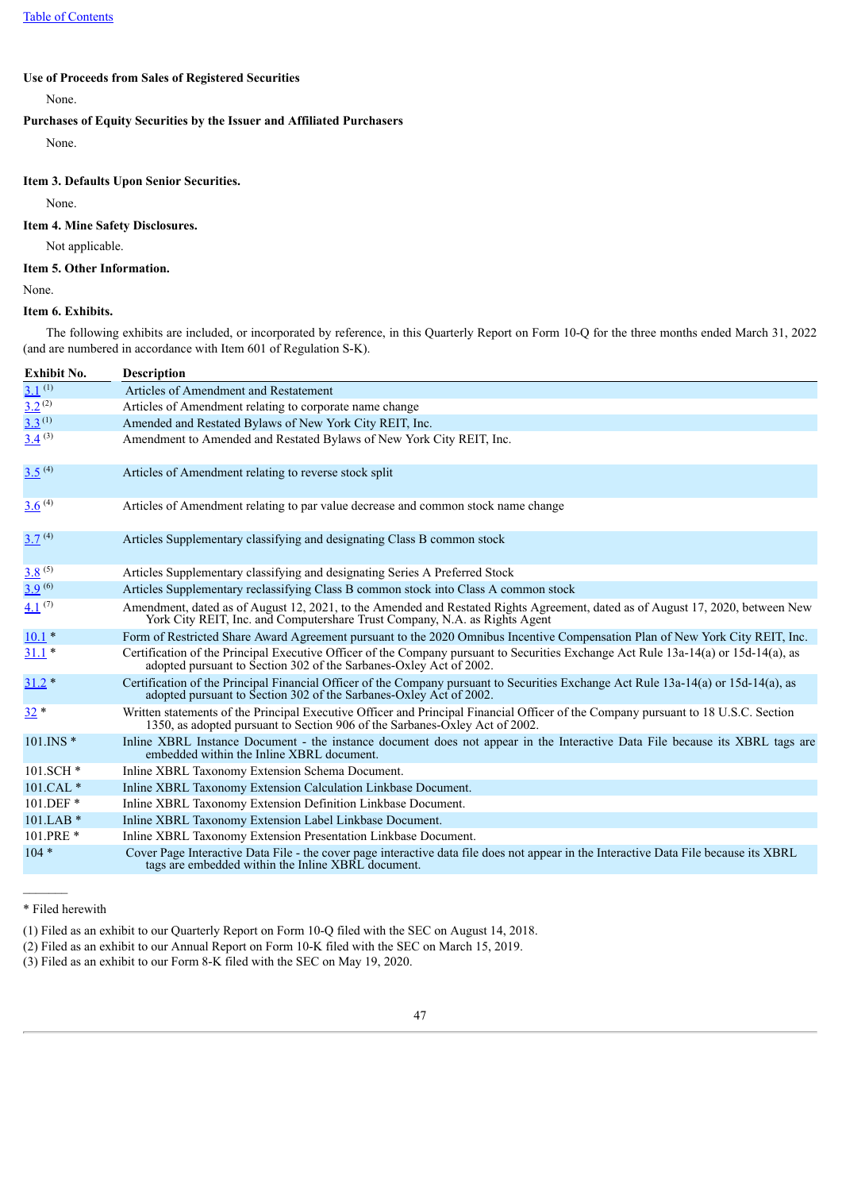**Use of Proceeds from Sales of Registered Securities**

None.

**Purchases of Equity Securities by the Issuer and Affiliated Purchasers**

None.

**Item 3. Defaults Upon Senior Securities.**

None.

**Item 4. Mine Safety Disclosures.**

Not applicable.

**Item 5. Other Information.**

None.

**Item 6. Exhibits.**

The following exhibits are included, or incorporated by reference, in this Quarterly Report on Form 10-Q for the three months ended March 31, 2022 (and are numbered in accordance with Item 601 of Regulation S-K).

| Exhibit No. | Description |
|---|---|
| 3.1 (1) | Articles of Amendment and Restatement |
| 3.2 (2) | Articles of Amendment relating to corporate name change |
| 3.3 (1) | Amended and Restated Bylaws of New York City REIT, Inc. |
| 3.4 (3) | Amendment to Amended and Restated Bylaws of New York City REIT, Inc. |
| 3.5 (4) | Articles of Amendment relating to reverse stock split |
| 3.6 (4) | Articles of Amendment relating to par value decrease and common stock name change |
| 3.7 (4) | Articles Supplementary classifying and designating Class B common stock |
| 3.8 (5) | Articles Supplementary classifying and designating Series A Preferred Stock |
| 3.9 (6) | Articles Supplementary reclassifying Class B common stock into Class A common stock |
| 4.1 (7) | Amendment, dated as of August 12, 2021, to the Amended and Restated Rights Agreement, dated as of August 17, 2020, between New York City REIT, Inc. and Computershare Trust Company, N.A. as Rights Agent |
| 10.1 * | Form of Restricted Share Award Agreement pursuant to the 2020 Omnibus Incentive Compensation Plan of New York City REIT, Inc. |
| 31.1 * | Certification of the Principal Executive Officer of the Company pursuant to Securities Exchange Act Rule 13a-14(a) or 15d-14(a), as adopted pursuant to Section 302 of the Sarbanes-Oxley Act of 2002. |
| 31.2 * | Certification of the Principal Financial Officer of the Company pursuant to Securities Exchange Act Rule 13a-14(a) or 15d-14(a), as adopted pursuant to Section 302 of the Sarbanes-Oxley Act of 2002. |
| 32 * | Written statements of the Principal Executive Officer and Principal Financial Officer of the Company pursuant to 18 U.S.C. Section 1350, as adopted pursuant to Section 906 of the Sarbanes-Oxley Act of 2002. |
| 101.INS * | Inline XBRL Instance Document - the instance document does not appear in the Interactive Data File because its XBRL tags are embedded within the Inline XBRL document. |
| 101.SCH * | Inline XBRL Taxonomy Extension Schema Document. |
| 101.CAL * | Inline XBRL Taxonomy Extension Calculation Linkbase Document. |
| 101.DEF * | Inline XBRL Taxonomy Extension Definition Linkbase Document. |
| 101.LAB * | Inline XBRL Taxonomy Extension Label Linkbase Document. |
| 101.PRE * | Inline XBRL Taxonomy Extension Presentation Linkbase Document. |
| 104 * | Cover Page Interactive Data File - the cover page interactive data file does not appear in the Interactive Data File because its XBRL tags are embedded within the Inline XBRL document. |

---

* Filed herewith

(1) Filed as an exhibit to our Quarterly Report on Form 10-Q filed with the SEC on August 14, 2018.

(2) Filed as an exhibit to our Annual Report on Form 10-K filed with the SEC on March 15, 2019.

(3) Filed as an exhibit to our Form 8-K filed with the SEC on May 19, 2020.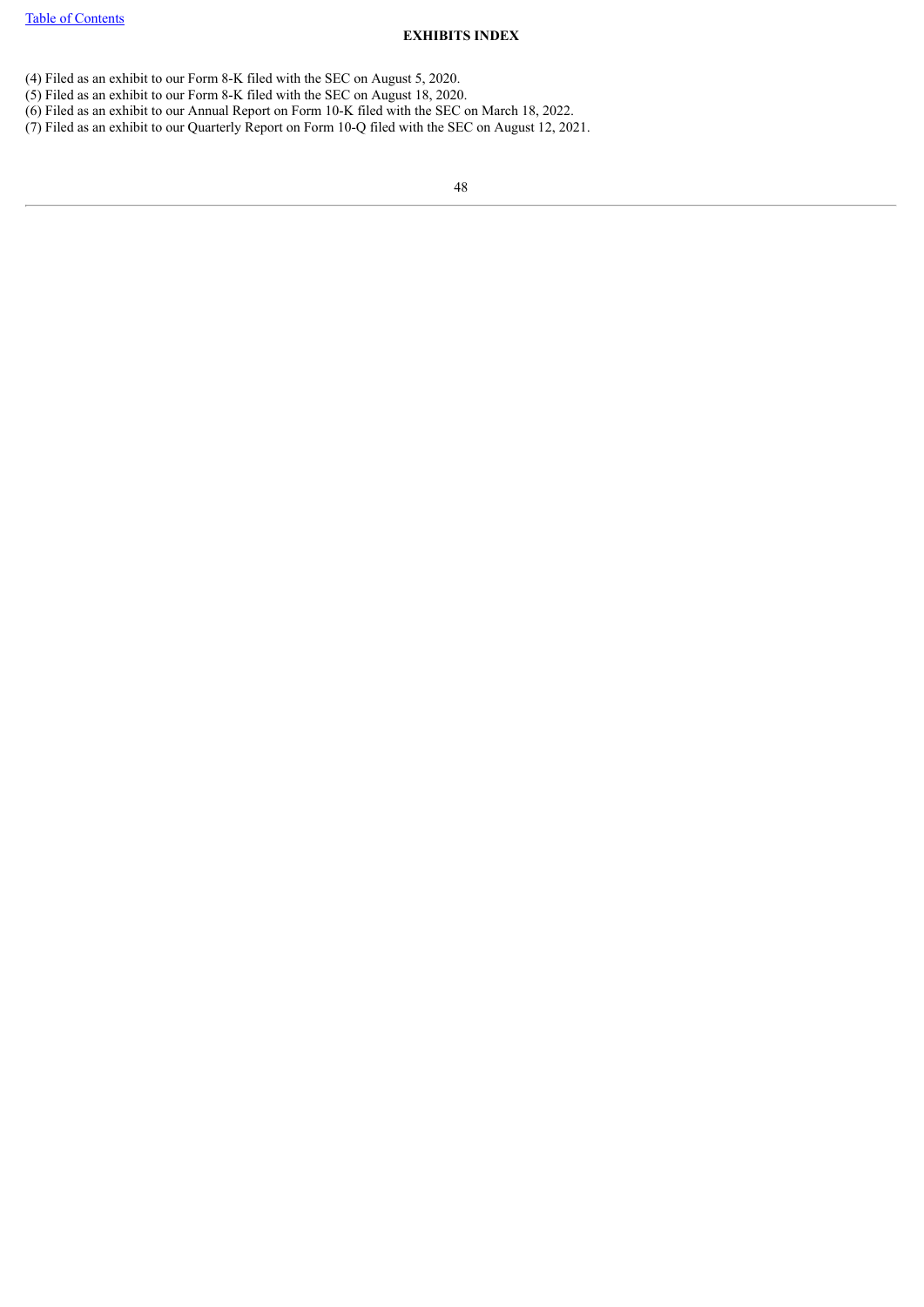**EXHIBITS INDEX**

(4) Filed as an exhibit to our Form 8-K filed with the SEC on August 5, 2020.
(5) Filed as an exhibit to our Form 8-K filed with the SEC on August 18, 2020.
(6) Filed as an exhibit to our Annual Report on Form 10-K filed with the SEC on March 18, 2022.
(7) Filed as an exhibit to our Quarterly Report on Form 10-Q filed with the SEC on August 12, 2021.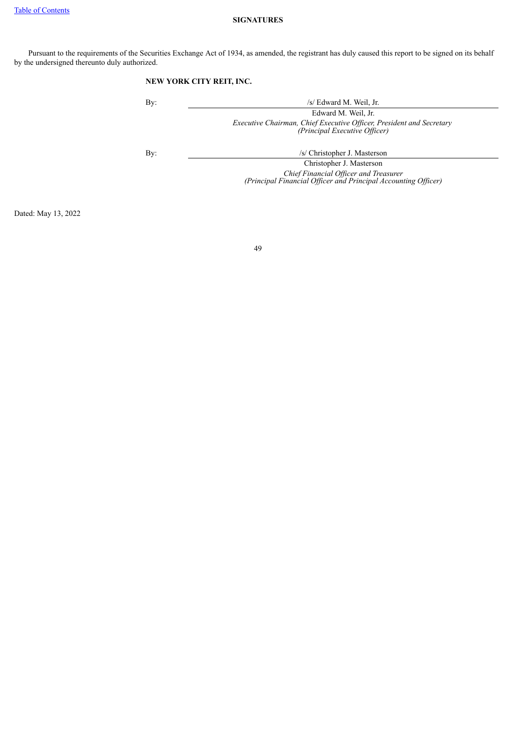## SIGNATURES

Pursuant to the requirements of the Securities Exchange Act of 1934, as amended, the registrant has duly caused this report to be signed on its behalf by the undersigned thereunto duly authorized.

**NEW YORK CITY REIT, INC.**

By: /s/ Edward M. Weil, Jr.

Edward M. Weil, Jr.

*Executive Chairman, Chief Executive Officer, President and Secretary*
*(Principal Executive Officer)*

By: /s/ Christopher J. Masterson

Christopher J. Masterson

*Chief Financial Officer and Treasurer*
*(Principal Financial Officer and Principal Accounting Officer)*

Dated: May 13, 2022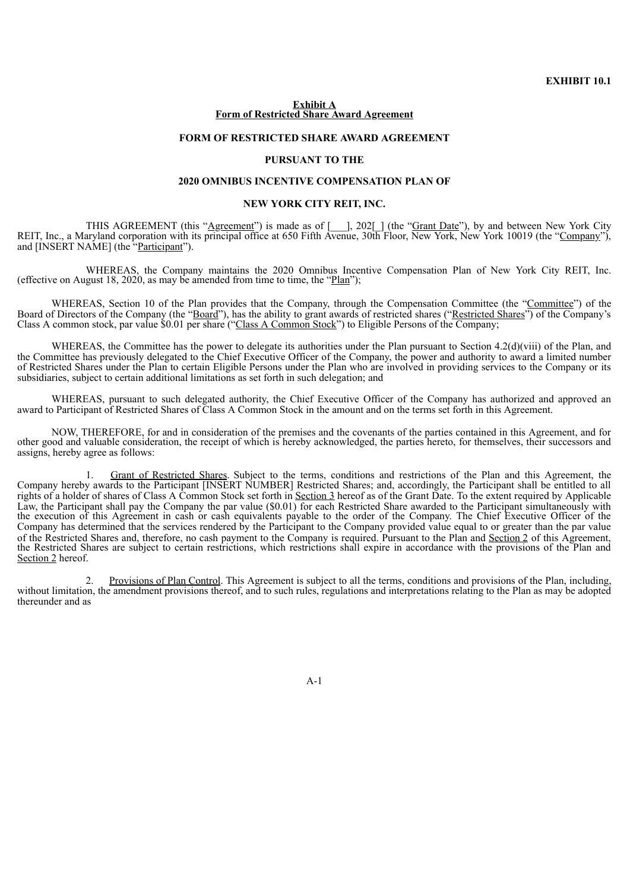**EXHIBIT 10.1**

**Exhibit A**
**Form of Restricted Share Award Agreement**

**FORM OF RESTRICTED SHARE AWARD AGREEMENT**

**PURSUANT TO THE**

**2020 OMNIBUS INCENTIVE COMPENSATION PLAN OF**

**NEW YORK CITY REIT, INC.**

THIS AGREEMENT (this "Agreement") is made as of [___], 202[_] (the "Grant Date"), by and between New York City REIT, Inc., a Maryland corporation with its principal office at 650 Fifth Avenue, 30th Floor, New York, New York 10019 (the "Company"), and [INSERT NAME] (the "Participant").

WHEREAS, the Company maintains the 2020 Omnibus Incentive Compensation Plan of New York City REIT, Inc. (effective on August 18, 2020, as may be amended from time to time, the "Plan");

WHEREAS, Section 10 of the Plan provides that the Company, through the Compensation Committee (the "Committee") of the Board of Directors of the Company (the "Board"), has the ability to grant awards of restricted shares ("Restricted Shares") of the Company's Class A common stock, par value $0.01 per share ("Class A Common Stock") to Eligible Persons of the Company;

WHEREAS, the Committee has the power to delegate its authorities under the Plan pursuant to Section 4.2(d)(viii) of the Plan, and the Committee has previously delegated to the Chief Executive Officer of the Company, the power and authority to award a limited number of Restricted Shares under the Plan to certain Eligible Persons under the Plan who are involved in providing services to the Company or its subsidiaries, subject to certain additional limitations as set forth in such delegation; and

WHEREAS, pursuant to such delegated authority, the Chief Executive Officer of the Company has authorized and approved an award to Participant of Restricted Shares of Class A Common Stock in the amount and on the terms set forth in this Agreement.

NOW, THEREFORE, for and in consideration of the premises and the covenants of the parties contained in this Agreement, and for other good and valuable consideration, the receipt of which is hereby acknowledged, the parties hereto, for themselves, their successors and assigns, hereby agree as follows:

1. Grant of Restricted Shares. Subject to the terms, conditions and restrictions of the Plan and this Agreement, the Company hereby awards to the Participant [INSERT NUMBER] Restricted Shares; and, accordingly, the Participant shall be entitled to all rights of a holder of shares of Class A Common Stock set forth in Section 3 hereof as of the Grant Date. To the extent required by Applicable Law, the Participant shall pay the Company the par value ($0.01) for each Restricted Share awarded to the Participant simultaneously with the execution of this Agreement in cash or cash equivalents payable to the order of the Company. The Chief Executive Officer of the Company has determined that the services rendered by the Participant to the Company provided value equal to or greater than the par value of the Restricted Shares and, therefore, no cash payment to the Company is required. Pursuant to the Plan and Section 2 of this Agreement, the Restricted Shares are subject to certain restrictions, which restrictions shall expire in accordance with the provisions of the Plan and Section 2 hereof.

2. Provisions of Plan Control. This Agreement is subject to all the terms, conditions and provisions of the Plan, including, without limitation, the amendment provisions thereof, and to such rules, regulations and interpretations relating to the Plan as may be adopted thereunder and as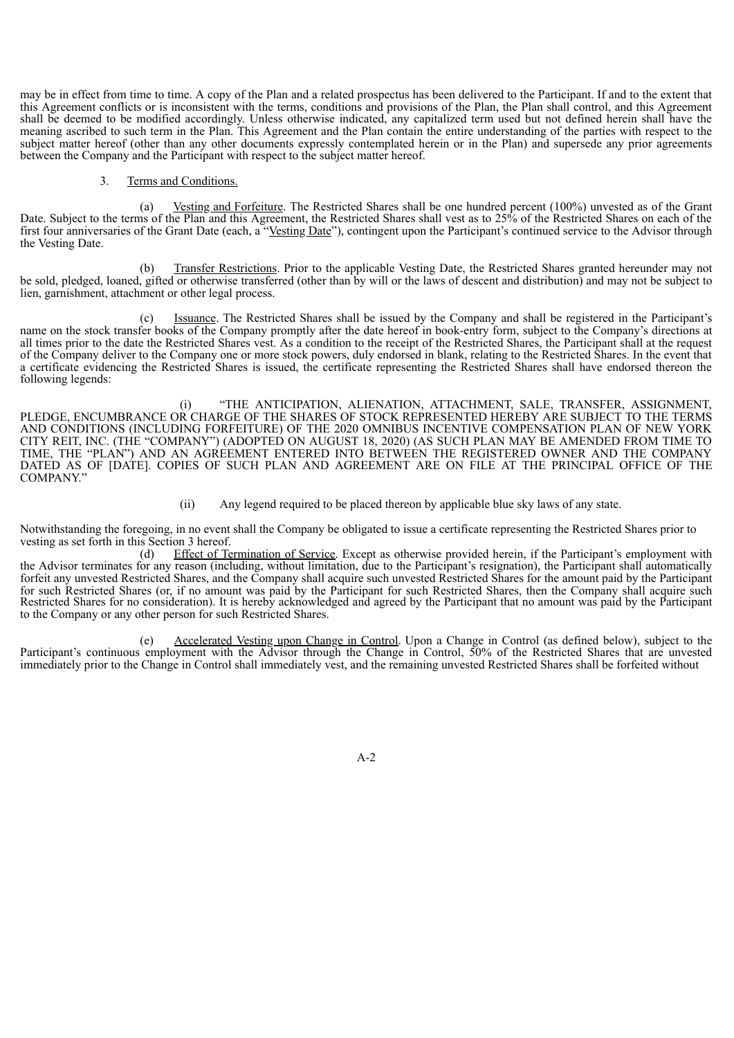may be in effect from time to time. A copy of the Plan and a related prospectus has been delivered to the Participant. If and to the extent that this Agreement conflicts or is inconsistent with the terms, conditions and provisions of the Plan, the Plan shall control, and this Agreement shall be deemed to be modified accordingly. Unless otherwise indicated, any capitalized term used but not defined herein shall have the meaning ascribed to such term in the Plan. This Agreement and the Plan contain the entire understanding of the parties with respect to the subject matter hereof (other than any other documents expressly contemplated herein or in the Plan) and supersede any prior agreements between the Company and the Participant with respect to the subject matter hereof.

3. Terms and Conditions.

(a) Vesting and Forfeiture. The Restricted Shares shall be one hundred percent (100%) unvested as of the Grant Date. Subject to the terms of the Plan and this Agreement, the Restricted Shares shall vest as to 25% of the Restricted Shares on each of the first four anniversaries of the Grant Date (each, a "Vesting Date"), contingent upon the Participant's continued service to the Advisor through the Vesting Date.

(b) Transfer Restrictions. Prior to the applicable Vesting Date, the Restricted Shares granted hereunder may not be sold, pledged, loaned, gifted or otherwise transferred (other than by will or the laws of descent and distribution) and may not be subject to lien, garnishment, attachment or other legal process.

(c) Issuance. The Restricted Shares shall be issued by the Company and shall be registered in the Participant's name on the stock transfer books of the Company promptly after the date hereof in book-entry form, subject to the Company's directions at all times prior to the date the Restricted Shares vest. As a condition to the receipt of the Restricted Shares, the Participant shall at the request of the Company deliver to the Company one or more stock powers, duly endorsed in blank, relating to the Restricted Shares. In the event that a certificate evidencing the Restricted Shares is issued, the certificate representing the Restricted Shares shall have endorsed thereon the following legends:

(i) "THE ANTICIPATION, ALIENATION, ATTACHMENT, SALE, TRANSFER, ASSIGNMENT, PLEDGE, ENCUMBRANCE OR CHARGE OF THE SHARES OF STOCK REPRESENTED HEREBY ARE SUBJECT TO THE TERMS AND CONDITIONS (INCLUDING FORFEITURE) OF THE 2020 OMNIBUS INCENTIVE COMPENSATION PLAN OF NEW YORK CITY REIT, INC. (THE "COMPANY") (ADOPTED ON AUGUST 18, 2020) (AS SUCH PLAN MAY BE AMENDED FROM TIME TO TIME, THE "PLAN") AND AN AGREEMENT ENTERED INTO BETWEEN THE REGISTERED OWNER AND THE COMPANY DATED AS OF [DATE]. COPIES OF SUCH PLAN AND AGREEMENT ARE ON FILE AT THE PRINCIPAL OFFICE OF THE COMPANY."

(ii) Any legend required to be placed thereon by applicable blue sky laws of any state.

Notwithstanding the foregoing, in no event shall the Company be obligated to issue a certificate representing the Restricted Shares prior to vesting as set forth in this Section 3 hereof.

(d) Effect of Termination of Service. Except as otherwise provided herein, if the Participant's employment with the Advisor terminates for any reason (including, without limitation, due to the Participant's resignation), the Participant shall automatically forfeit any unvested Restricted Shares, and the Company shall acquire such unvested Restricted Shares for the amount paid by the Participant for such Restricted Shares (or, if no amount was paid by the Participant for such Restricted Shares, then the Company shall acquire such Restricted Shares for no consideration). It is hereby acknowledged and agreed by the Participant that no amount was paid by the Participant to the Company or any other person for such Restricted Shares.

(e) Accelerated Vesting upon Change in Control. Upon a Change in Control (as defined below), subject to the Participant's continuous employment with the Advisor through the Change in Control, 50% of the Restricted Shares that are unvested immediately prior to the Change in Control shall immediately vest, and the remaining unvested Restricted Shares shall be forfeited without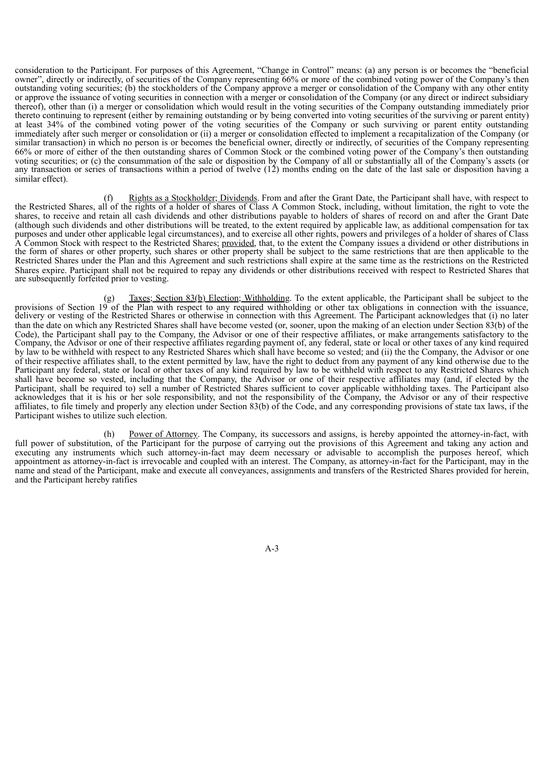consideration to the Participant. For purposes of this Agreement, "Change in Control" means: (a) any person is or becomes the "beneficial owner", directly or indirectly, of securities of the Company representing 66% or more of the combined voting power of the Company's then outstanding voting securities; (b) the stockholders of the Company approve a merger or consolidation of the Company with any other entity or approve the issuance of voting securities in connection with a merger or consolidation of the Company (or any direct or indirect subsidiary thereof), other than (i) a merger or consolidation which would result in the voting securities of the Company outstanding immediately prior thereto continuing to represent (either by remaining outstanding or by being converted into voting securities of the surviving or parent entity) at least 34% of the combined voting power of the voting securities of the Company or such surviving or parent entity outstanding immediately after such merger or consolidation or (ii) a merger or consolidation effected to implement a recapitalization of the Company (or similar transaction) in which no person is or becomes the beneficial owner, directly or indirectly, of securities of the Company representing 66% or more of either of the then outstanding shares of Common Stock or the combined voting power of the Company's then outstanding voting securities; or (c) the consummation of the sale or disposition by the Company of all or substantially all of the Company's assets (or any transaction or series of transactions within a period of twelve (12) months ending on the date of the last sale or disposition having a similar effect).

(f) Rights as a Stockholder; Dividends. From and after the Grant Date, the Participant shall have, with respect to the Restricted Shares, all of the rights of a holder of shares of Class A Common Stock, including, without limitation, the right to vote the shares, to receive and retain all cash dividends and other distributions payable to holders of shares of record on and after the Grant Date (although such dividends and other distributions will be treated, to the extent required by applicable law, as additional compensation for tax purposes and under other applicable legal circumstances), and to exercise all other rights, powers and privileges of a holder of shares of Class A Common Stock with respect to the Restricted Shares; provided, that, to the extent the Company issues a dividend or other distributions in the form of shares or other property, such shares or other property shall be subject to the same restrictions that are then applicable to the Restricted Shares under the Plan and this Agreement and such restrictions shall expire at the same time as the restrictions on the Restricted Shares expire. Participant shall not be required to repay any dividends or other distributions received with respect to Restricted Shares that are subsequently forfeited prior to vesting.

(g) Taxes; Section 83(b) Election; Withholding. To the extent applicable, the Participant shall be subject to the provisions of Section 19 of the Plan with respect to any required withholding or other tax obligations in connection with the issuance, delivery or vesting of the Restricted Shares or otherwise in connection with this Agreement. The Participant acknowledges that (i) no later than the date on which any Restricted Shares shall have become vested (or, sooner, upon the making of an election under Section 83(b) of the Code), the Participant shall pay to the Company, the Advisor or one of their respective affiliates, or make arrangements satisfactory to the Company, the Advisor or one of their respective affiliates regarding payment of, any federal, state or local or other taxes of any kind required by law to be withheld with respect to any Restricted Shares which shall have become so vested; and (ii) the the Company, the Advisor or one of their respective affiliates shall, to the extent permitted by law, have the right to deduct from any payment of any kind otherwise due to the Participant any federal, state or local or other taxes of any kind required by law to be withheld with respect to any Restricted Shares which shall have become so vested, including that the Company, the Advisor or one of their respective affiliates may (and, if elected by the Participant, shall be required to) sell a number of Restricted Shares sufficient to cover applicable withholding taxes. The Participant also acknowledges that it is his or her sole responsibility, and not the responsibility of the Company, the Advisor or any of their respective affiliates, to file timely and properly any election under Section 83(b) of the Code, and any corresponding provisions of state tax laws, if the Participant wishes to utilize such election.

(h) Power of Attorney. The Company, its successors and assigns, is hereby appointed the attorney-in-fact, with full power of substitution, of the Participant for the purpose of carrying out the provisions of this Agreement and taking any action and executing any instruments which such attorney-in-fact may deem necessary or advisable to accomplish the purposes hereof, which appointment as attorney-in-fact is irrevocable and coupled with an interest. The Company, as attorney-in-fact for the Participant, may in the name and stead of the Participant, make and execute all conveyances, assignments and transfers of the Restricted Shares provided for herein, and the Participant hereby ratifies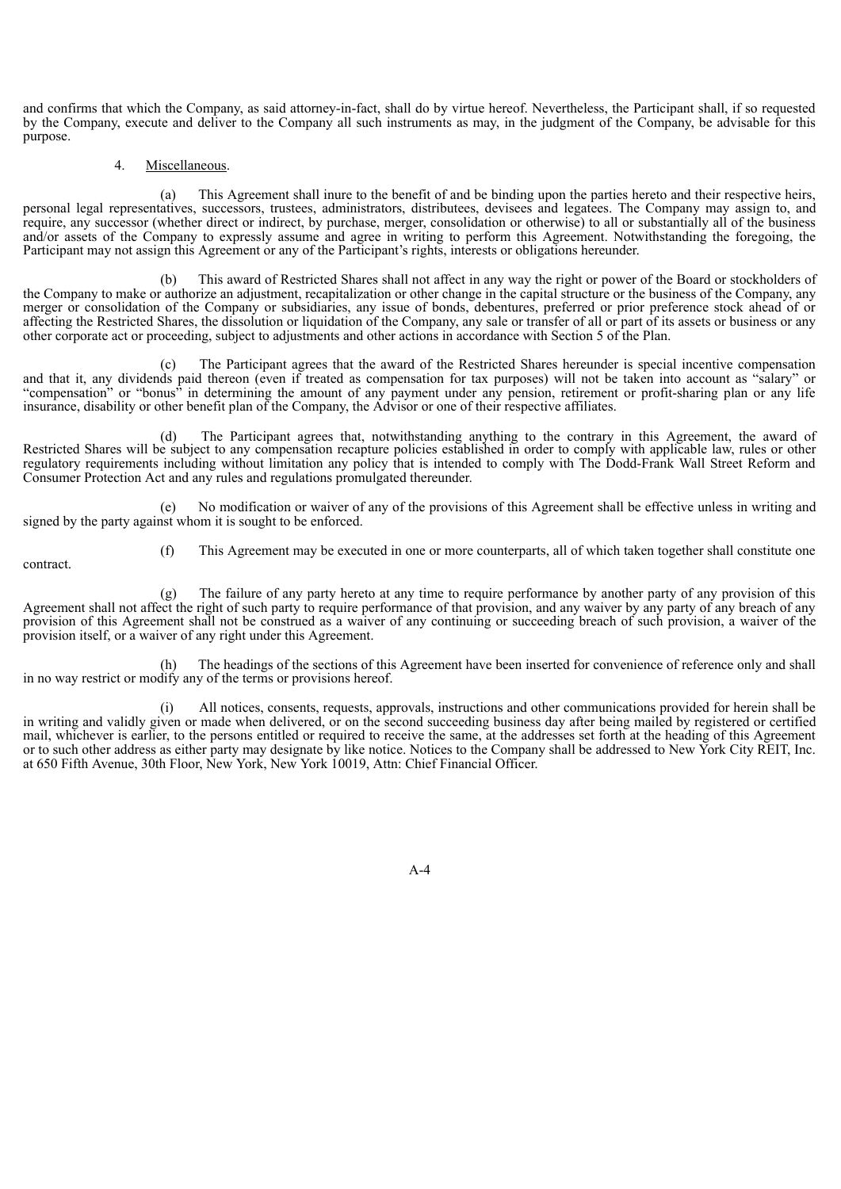and confirms that which the Company, as said attorney-in-fact, shall do by virtue hereof. Nevertheless, the Participant shall, if so requested by the Company, execute and deliver to the Company all such instruments as may, in the judgment of the Company, be advisable for this purpose.

4. Miscellaneous.

(a) This Agreement shall inure to the benefit of and be binding upon the parties hereto and their respective heirs, personal legal representatives, successors, trustees, administrators, distributees, devisees and legatees. The Company may assign to, and require, any successor (whether direct or indirect, by purchase, merger, consolidation or otherwise) to all or substantially all of the business and/or assets of the Company to expressly assume and agree in writing to perform this Agreement. Notwithstanding the foregoing, the Participant may not assign this Agreement or any of the Participant's rights, interests or obligations hereunder.

(b) This award of Restricted Shares shall not affect in any way the right or power of the Board or stockholders of the Company to make or authorize an adjustment, recapitalization or other change in the capital structure or the business of the Company, any merger or consolidation of the Company or subsidiaries, any issue of bonds, debentures, preferred or prior preference stock ahead of or affecting the Restricted Shares, the dissolution or liquidation of the Company, any sale or transfer of all or part of its assets or business or any other corporate act or proceeding, subject to adjustments and other actions in accordance with Section 5 of the Plan.

(c) The Participant agrees that the award of the Restricted Shares hereunder is special incentive compensation and that it, any dividends paid thereon (even if treated as compensation for tax purposes) will not be taken into account as "salary" or "compensation" or "bonus" in determining the amount of any payment under any pension, retirement or profit-sharing plan or any life insurance, disability or other benefit plan of the Company, the Advisor or one of their respective affiliates.

(d) The Participant agrees that, notwithstanding anything to the contrary in this Agreement, the award of Restricted Shares will be subject to any compensation recapture policies established in order to comply with applicable law, rules or other regulatory requirements including without limitation any policy that is intended to comply with The Dodd-Frank Wall Street Reform and Consumer Protection Act and any rules and regulations promulgated thereunder.

(e) No modification or waiver of any of the provisions of this Agreement shall be effective unless in writing and signed by the party against whom it is sought to be enforced.

(f) This Agreement may be executed in one or more counterparts, all of which taken together shall constitute one contract.

(g) The failure of any party hereto at any time to require performance by another party of any provision of this Agreement shall not affect the right of such party to require performance of that provision, and any waiver by any party of any breach of any provision of this Agreement shall not be construed as a waiver of any continuing or succeeding breach of such provision, a waiver of the provision itself, or a waiver of any right under this Agreement.

(h) The headings of the sections of this Agreement have been inserted for convenience of reference only and shall in no way restrict or modify any of the terms or provisions hereof.

(i) All notices, consents, requests, approvals, instructions and other communications provided for herein shall be in writing and validly given or made when delivered, or on the second succeeding business day after being mailed by registered or certified mail, whichever is earlier, to the persons entitled or required to receive the same, at the addresses set forth at the heading of this Agreement or to such other address as either party may designate by like notice. Notices to the Company shall be addressed to New York City REIT, Inc. at 650 Fifth Avenue, 30th Floor, New York, New York 10019, Attn: Chief Financial Officer.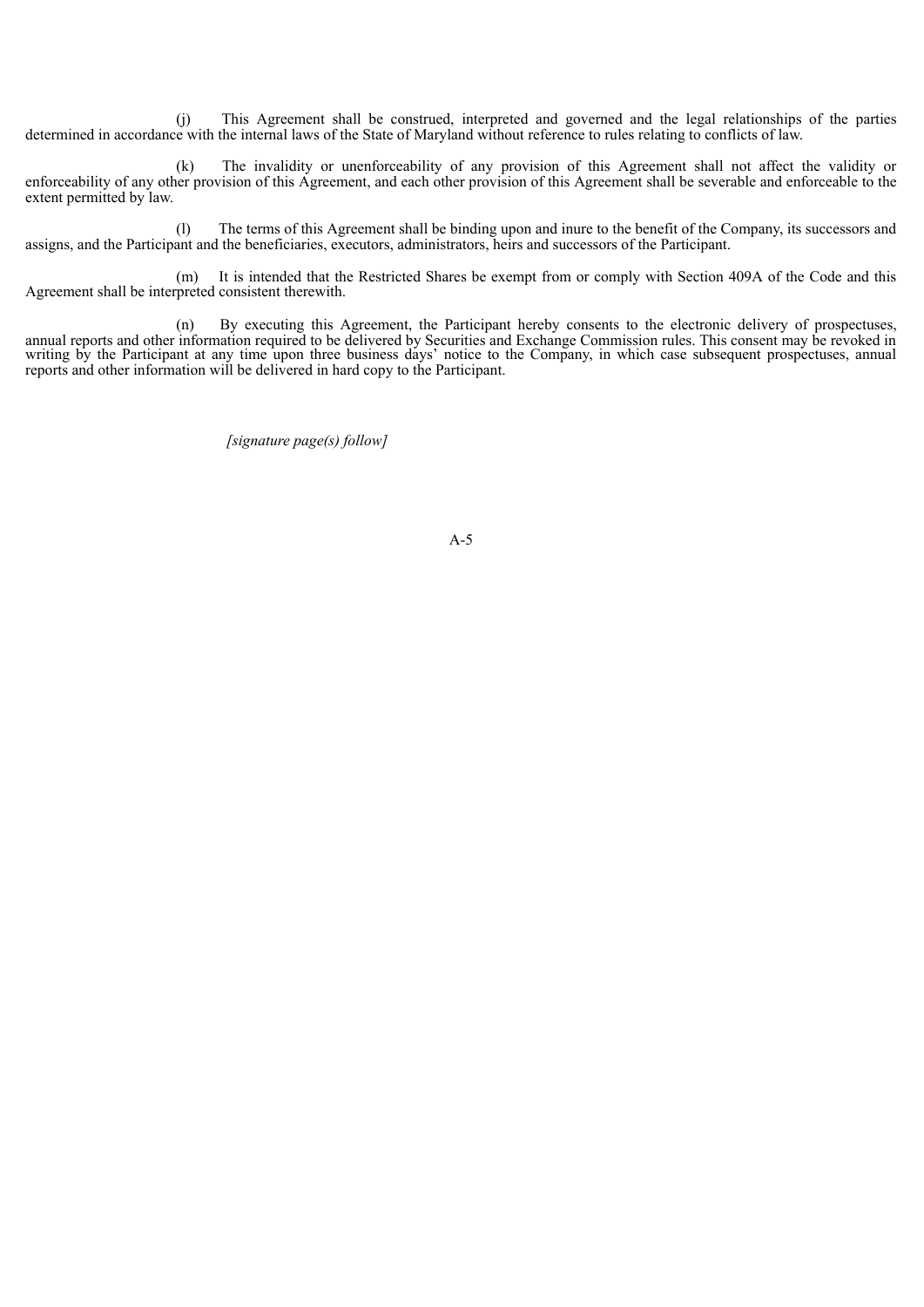(j) This Agreement shall be construed, interpreted and governed and the legal relationships of the parties determined in accordance with the internal laws of the State of Maryland without reference to rules relating to conflicts of law.

(k) The invalidity or unenforceability of any provision of this Agreement shall not affect the validity or enforceability of any other provision of this Agreement, and each other provision of this Agreement shall be severable and enforceable to the extent permitted by law.

(l) The terms of this Agreement shall be binding upon and inure to the benefit of the Company, its successors and assigns, and the Participant and the beneficiaries, executors, administrators, heirs and successors of the Participant.

(m) It is intended that the Restricted Shares be exempt from or comply with Section 409A of the Code and this Agreement shall be interpreted consistent therewith.

(n) By executing this Agreement, the Participant hereby consents to the electronic delivery of prospectuses, annual reports and other information required to be delivered by Securities and Exchange Commission rules. This consent may be revoked in writing by the Participant at any time upon three business days' notice to the Company, in which case subsequent prospectuses, annual reports and other information will be delivered in hard copy to the Participant.

*[signature page(s) follow]*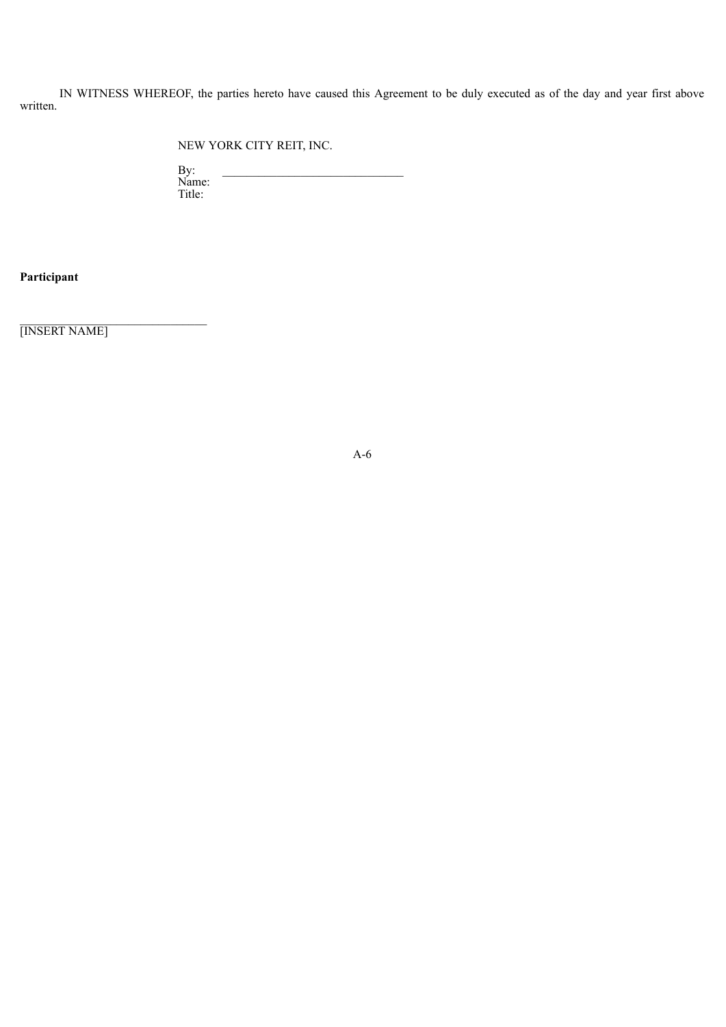IN WITNESS WHEREOF, the parties hereto have caused this Agreement to be duly executed as of the day and year first above written.

NEW YORK CITY REIT, INC.

By: \_\_\_\_\_\_\_\_\_\_\_\_\_\_\_\_\_\_\_\_\_\_\_\_\_\_\_\_\_\_
Name:
Title:

**Participant**

\_\_\_\_\_\_\_\_\_\_\_\_\_\_\_\_\_\_\_\_\_\_\_\_\_\_\_\_\_\_
[INSERT NAME]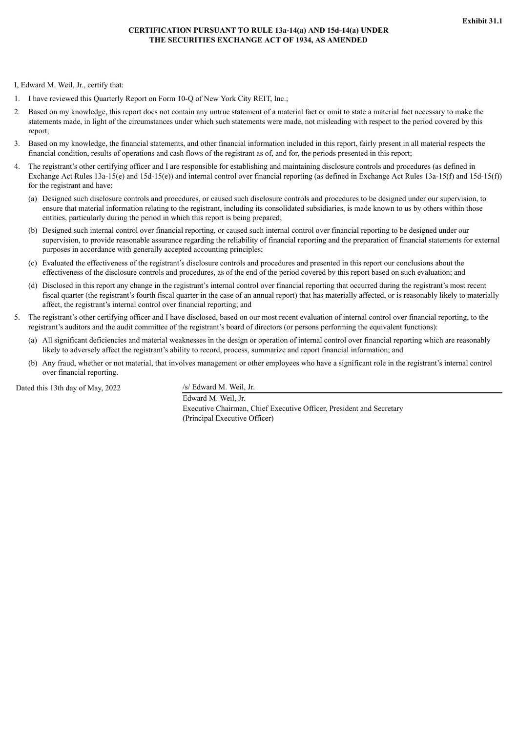**Exhibit 31.1**

**CERTIFICATION PURSUANT TO RULE 13a-14(a) AND 15d-14(a) UNDER THE SECURITIES EXCHANGE ACT OF 1934, AS AMENDED**

I, Edward M. Weil, Jr., certify that:

1. I have reviewed this Quarterly Report on Form 10-Q of New York City REIT, Inc.;
2. Based on my knowledge, this report does not contain any untrue statement of a material fact or omit to state a material fact necessary to make the statements made, in light of the circumstances under which such statements were made, not misleading with respect to the period covered by this report;
3. Based on my knowledge, the financial statements, and other financial information included in this report, fairly present in all material respects the financial condition, results of operations and cash flows of the registrant as of, and for, the periods presented in this report;
4. The registrant's other certifying officer and I are responsible for establishing and maintaining disclosure controls and procedures (as defined in Exchange Act Rules 13a-15(e) and 15d-15(e)) and internal control over financial reporting (as defined in Exchange Act Rules 13a-15(f) and 15d-15(f)) for the registrant and have:
   (a) Designed such disclosure controls and procedures, or caused such disclosure controls and procedures to be designed under our supervision, to ensure that material information relating to the registrant, including its consolidated subsidiaries, is made known to us by others within those entities, particularly during the period in which this report is being prepared;
   (b) Designed such internal control over financial reporting, or caused such internal control over financial reporting to be designed under our supervision, to provide reasonable assurance regarding the reliability of financial reporting and the preparation of financial statements for external purposes in accordance with generally accepted accounting principles;
   (c) Evaluated the effectiveness of the registrant's disclosure controls and procedures and presented in this report our conclusions about the effectiveness of the disclosure controls and procedures, as of the end of the period covered by this report based on such evaluation; and
   (d) Disclosed in this report any change in the registrant's internal control over financial reporting that occurred during the registrant's most recent fiscal quarter (the registrant's fourth fiscal quarter in the case of an annual report) that has materially affected, or is reasonably likely to materially affect, the registrant's internal control over financial reporting; and
5. The registrant's other certifying officer and I have disclosed, based on our most recent evaluation of internal control over financial reporting, to the registrant's auditors and the audit committee of the registrant's board of directors (or persons performing the equivalent functions):
   (a) All significant deficiencies and material weaknesses in the design or operation of internal control over financial reporting which are reasonably likely to adversely affect the registrant's ability to record, process, summarize and report financial information; and
   (b) Any fraud, whether or not material, that involves management or other employees who have a significant role in the registrant's internal control over financial reporting.

Dated this 13th day of May, 2022

/s/ Edward M. Weil, Jr.
Edward M. Weil, Jr.
Executive Chairman, Chief Executive Officer, President and Secretary
(Principal Executive Officer)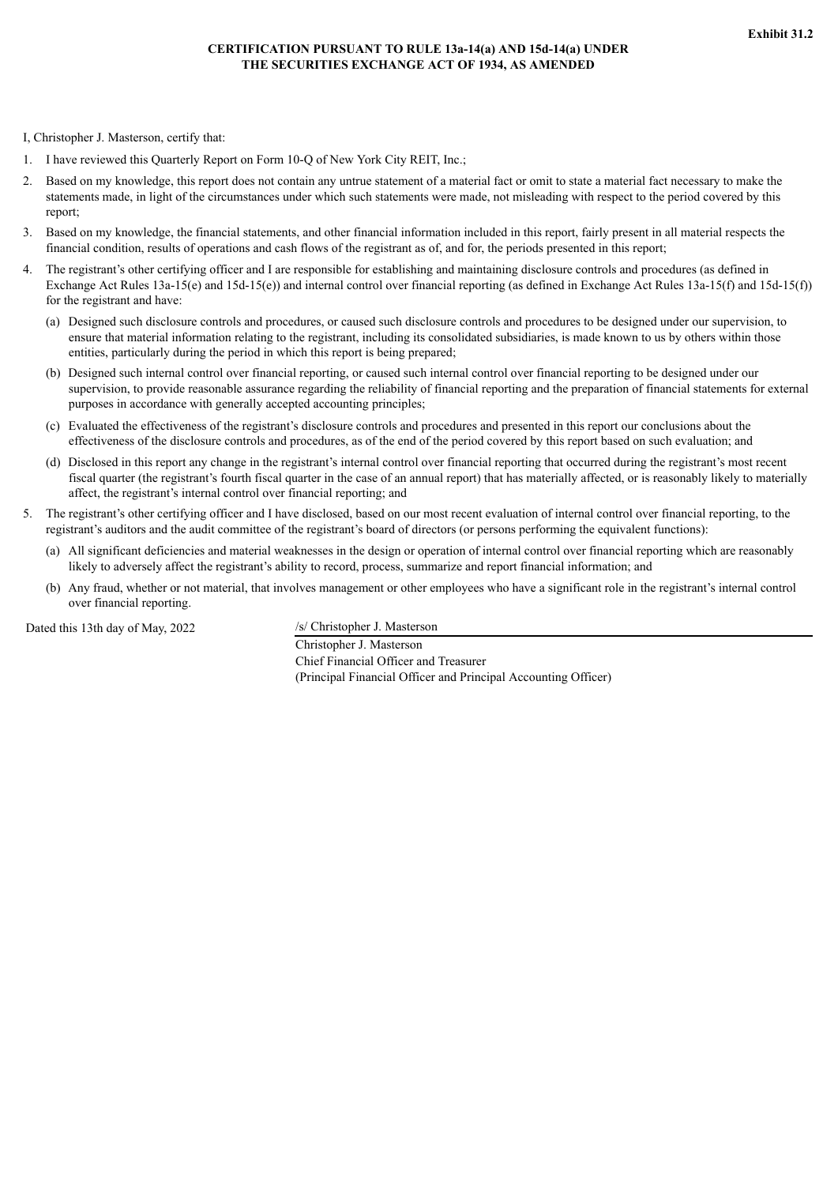**Exhibit 31.2**

**CERTIFICATION PURSUANT TO RULE 13a-14(a) AND 15d-14(a) UNDER THE SECURITIES EXCHANGE ACT OF 1934, AS AMENDED**

I, Christopher J. Masterson, certify that:

1. I have reviewed this Quarterly Report on Form 10-Q of New York City REIT, Inc.;
2. Based on my knowledge, this report does not contain any untrue statement of a material fact or omit to state a material fact necessary to make the statements made, in light of the circumstances under which such statements were made, not misleading with respect to the period covered by this report;
3. Based on my knowledge, the financial statements, and other financial information included in this report, fairly present in all material respects the financial condition, results of operations and cash flows of the registrant as of, and for, the periods presented in this report;
4. The registrant's other certifying officer and I are responsible for establishing and maintaining disclosure controls and procedures (as defined in Exchange Act Rules 13a-15(e) and 15d-15(e)) and internal control over financial reporting (as defined in Exchange Act Rules 13a-15(f) and 15d-15(f)) for the registrant and have:
   (a) Designed such disclosure controls and procedures, or caused such disclosure controls and procedures to be designed under our supervision, to ensure that material information relating to the registrant, including its consolidated subsidiaries, is made known to us by others within those entities, particularly during the period in which this report is being prepared;
   (b) Designed such internal control over financial reporting, or caused such internal control over financial reporting to be designed under our supervision, to provide reasonable assurance regarding the reliability of financial reporting and the preparation of financial statements for external purposes in accordance with generally accepted accounting principles;
   (c) Evaluated the effectiveness of the registrant's disclosure controls and procedures and presented in this report our conclusions about the effectiveness of the disclosure controls and procedures, as of the end of the period covered by this report based on such evaluation; and
   (d) Disclosed in this report any change in the registrant's internal control over financial reporting that occurred during the registrant's most recent fiscal quarter (the registrant's fourth fiscal quarter in the case of an annual report) that has materially affected, or is reasonably likely to materially affect, the registrant's internal control over financial reporting; and
5. The registrant's other certifying officer and I have disclosed, based on our most recent evaluation of internal control over financial reporting, to the registrant's auditors and the audit committee of the registrant's board of directors (or persons performing the equivalent functions):
   (a) All significant deficiencies and material weaknesses in the design or operation of internal control over financial reporting which are reasonably likely to adversely affect the registrant's ability to record, process, summarize and report financial information; and
   (b) Any fraud, whether or not material, that involves management or other employees who have a significant role in the registrant's internal control over financial reporting.

Dated this 13th day of May, 2022

/s/ Christopher J. Masterson

Christopher J. Masterson
Chief Financial Officer and Treasurer
(Principal Financial Officer and Principal Accounting Officer)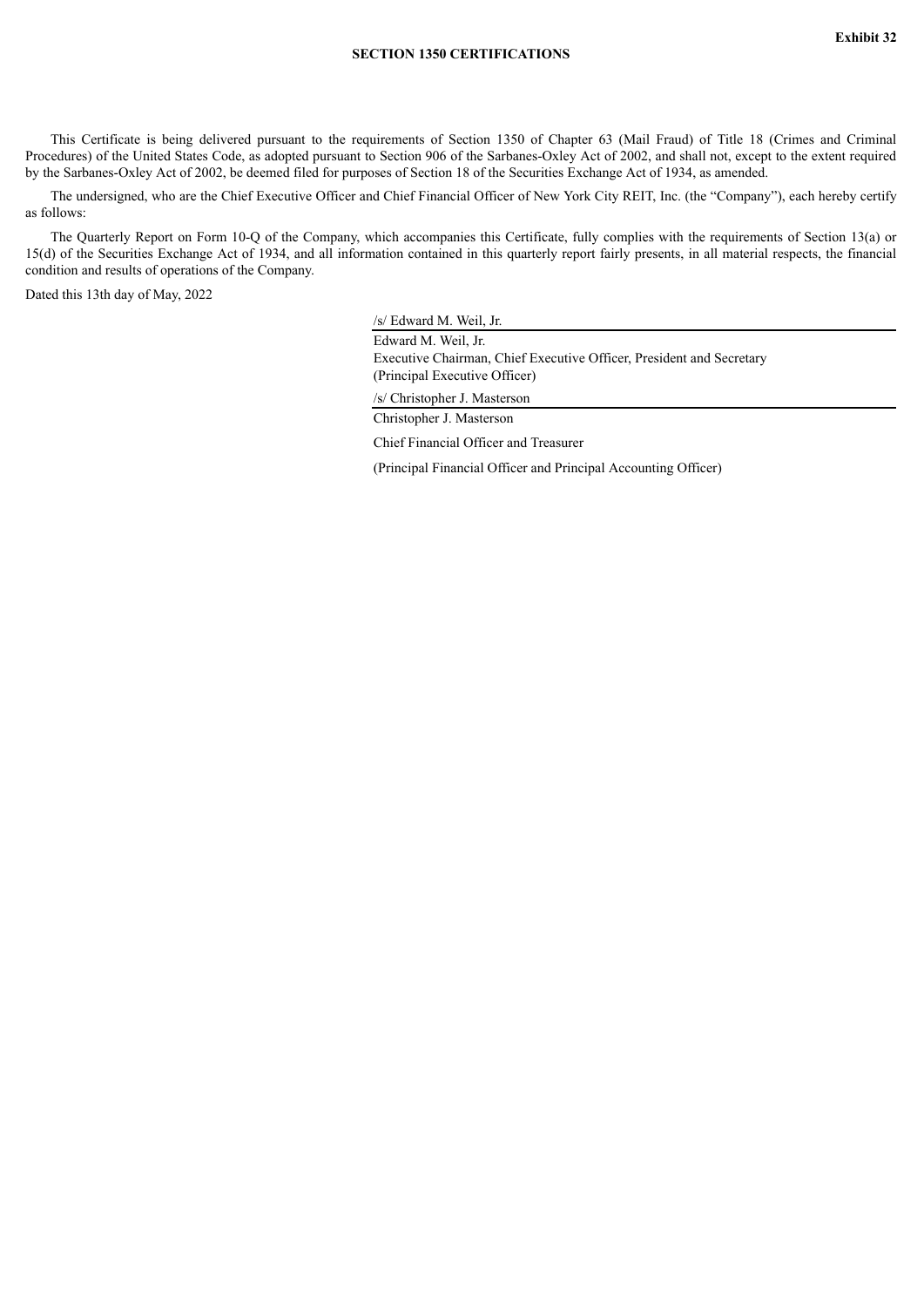**Exhibit 32**

**SECTION 1350 CERTIFICATIONS**

This Certificate is being delivered pursuant to the requirements of Section 1350 of Chapter 63 (Mail Fraud) of Title 18 (Crimes and Criminal Procedures) of the United States Code, as adopted pursuant to Section 906 of the Sarbanes-Oxley Act of 2002, and shall not, except to the extent required by the Sarbanes-Oxley Act of 2002, be deemed filed for purposes of Section 18 of the Securities Exchange Act of 1934, as amended.

The undersigned, who are the Chief Executive Officer and Chief Financial Officer of New York City REIT, Inc. (the "Company"), each hereby certify as follows:

The Quarterly Report on Form 10-Q of the Company, which accompanies this Certificate, fully complies with the requirements of Section 13(a) or 15(d) of the Securities Exchange Act of 1934, and all information contained in this quarterly report fairly presents, in all material respects, the financial condition and results of operations of the Company.

Dated this 13th day of May, 2022

/s/ Edward M. Weil, Jr.

Edward M. Weil, Jr.
Executive Chairman, Chief Executive Officer, President and Secretary
(Principal Executive Officer)

/s/ Christopher J. Masterson

Christopher J. Masterson

Chief Financial Officer and Treasurer

(Principal Financial Officer and Principal Accounting Officer)